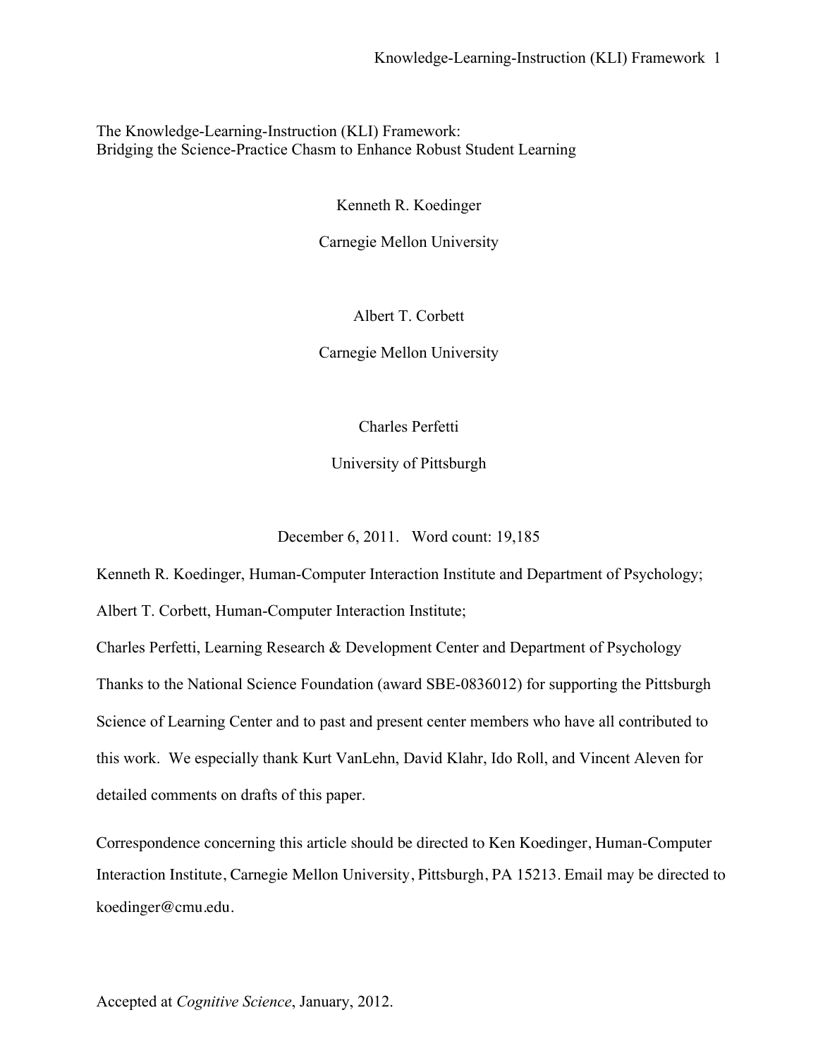# The Knowledge-Learning-Instruction (KLI) Framework: Bridging the Science-Practice Chasm to Enhance Robust Student Learning

Kenneth R. Koedinger

Carnegie Mellon University

Albert T. Corbett

Carnegie Mellon University

Charles Perfetti

University of Pittsburgh

December 6, 2011. Word count: 19,185

Kenneth R. Koedinger, Human-Computer Interaction Institute and Department of Psychology;

Albert T. Corbett, Human-Computer Interaction Institute;

Charles Perfetti, Learning Research & Development Center and Department of Psychology

Thanks to the National Science Foundation (award SBE-0836012) for supporting the Pittsburgh Science of Learning Center and to past and present center members who have all contributed to this work. We especially thank Kurt VanLehn, David Klahr, Ido Roll, and Vincent Aleven for detailed comments on drafts of this paper.

Correspondence concerning this article should be directed to Ken Koedinger, Human-Computer Interaction Institute, Carnegie Mellon University, Pittsburgh, PA 15213. Email may be directed to koedinger@cmu.edu.

Accepted at *Cognitive Science*, January, 2012.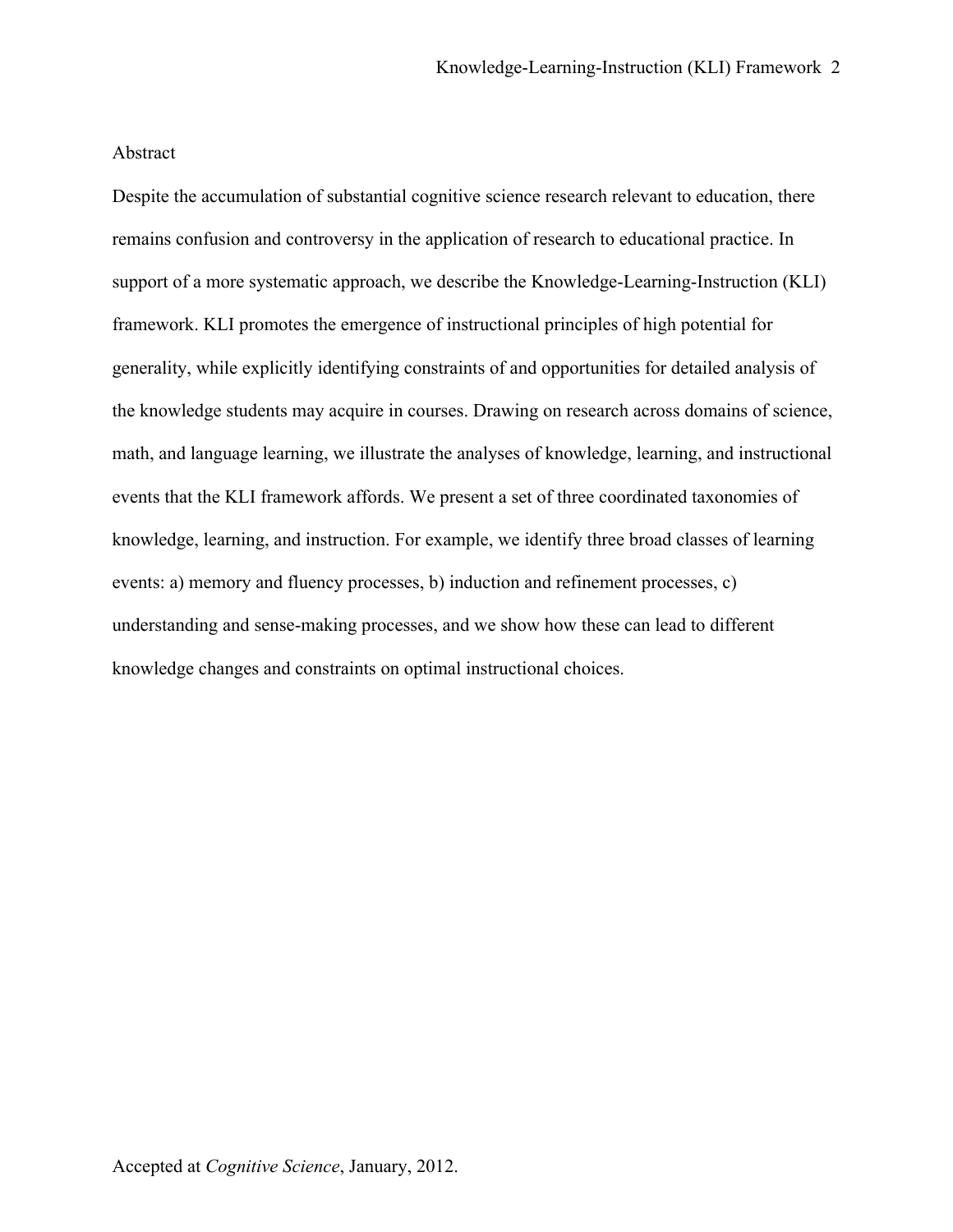Abstract

Despite the accumulation of substantial cognitive science research relevant to education, there remains confusion and controversy in the application of research to educational practice. In support of a more systematic approach, we describe the Knowledge-Learning-Instruction (KLI) framework. KLI promotes the emergence of instructional principles of high potential for generality, while explicitly identifying constraints of and opportunities for detailed analysis of the knowledge students may acquire in courses. Drawing on research across domains of science, math, and language learning, we illustrate the analyses of knowledge, learning, and instructional events that the KLI framework affords. We present a set of three coordinated taxonomies of knowledge, learning, and instruction. For example, we identify three broad classes of learning events: a) memory and fluency processes, b) induction and refinement processes, c) understanding and sense-making processes, and we show how these can lead to different knowledge changes and constraints on optimal instructional choices.

Accepted at *Cognitive Science*, January, 2012.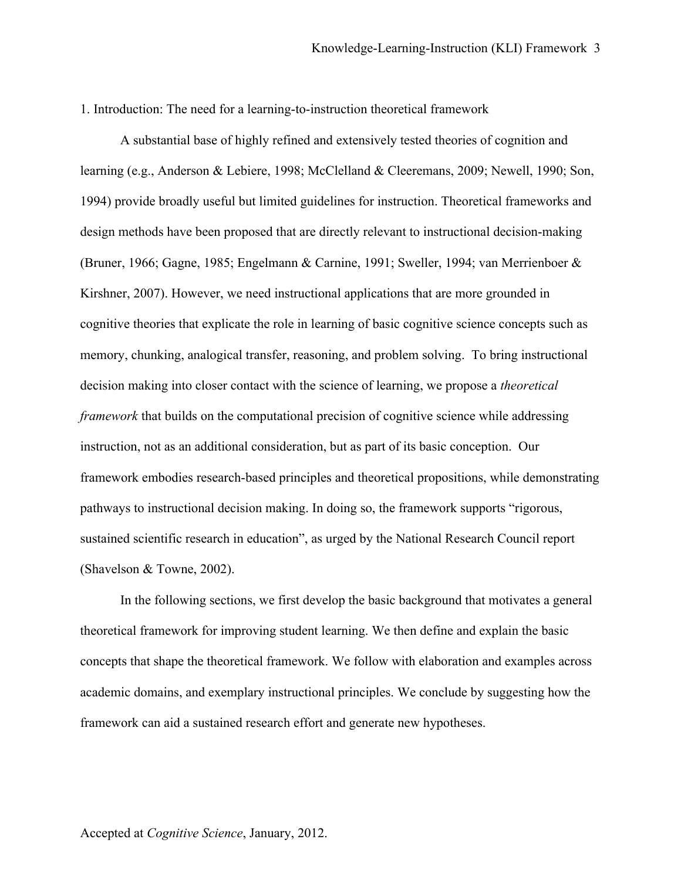## 1. Introduction: The need for a learning-to-instruction theoretical framework

A substantial base of highly refined and extensively tested theories of cognition and learning (e.g., Anderson & Lebiere, 1998; McClelland & Cleeremans, 2009; Newell, 1990; Son, 1994) provide broadly useful but limited guidelines for instruction. Theoretical frameworks and design methods have been proposed that are directly relevant to instructional decision-making (Bruner, 1966; Gagne, 1985; Engelmann & Carnine, 1991; Sweller, 1994; van Merrienboer & Kirshner, 2007). However, we need instructional applications that are more grounded in cognitive theories that explicate the role in learning of basic cognitive science concepts such as memory, chunking, analogical transfer, reasoning, and problem solving. To bring instructional decision making into closer contact with the science of learning, we propose a *theoretical framework* that builds on the computational precision of cognitive science while addressing instruction, not as an additional consideration, but as part of its basic conception. Our framework embodies research-based principles and theoretical propositions, while demonstrating pathways to instructional decision making. In doing so, the framework supports "rigorous, sustained scientific research in education", as urged by the National Research Council report (Shavelson & Towne, 2002).

In the following sections, we first develop the basic background that motivates a general theoretical framework for improving student learning. We then define and explain the basic concepts that shape the theoretical framework. We follow with elaboration and examples across academic domains, and exemplary instructional principles. We conclude by suggesting how the framework can aid a sustained research effort and generate new hypotheses.

Accepted at *Cognitive Science*, January, 2012.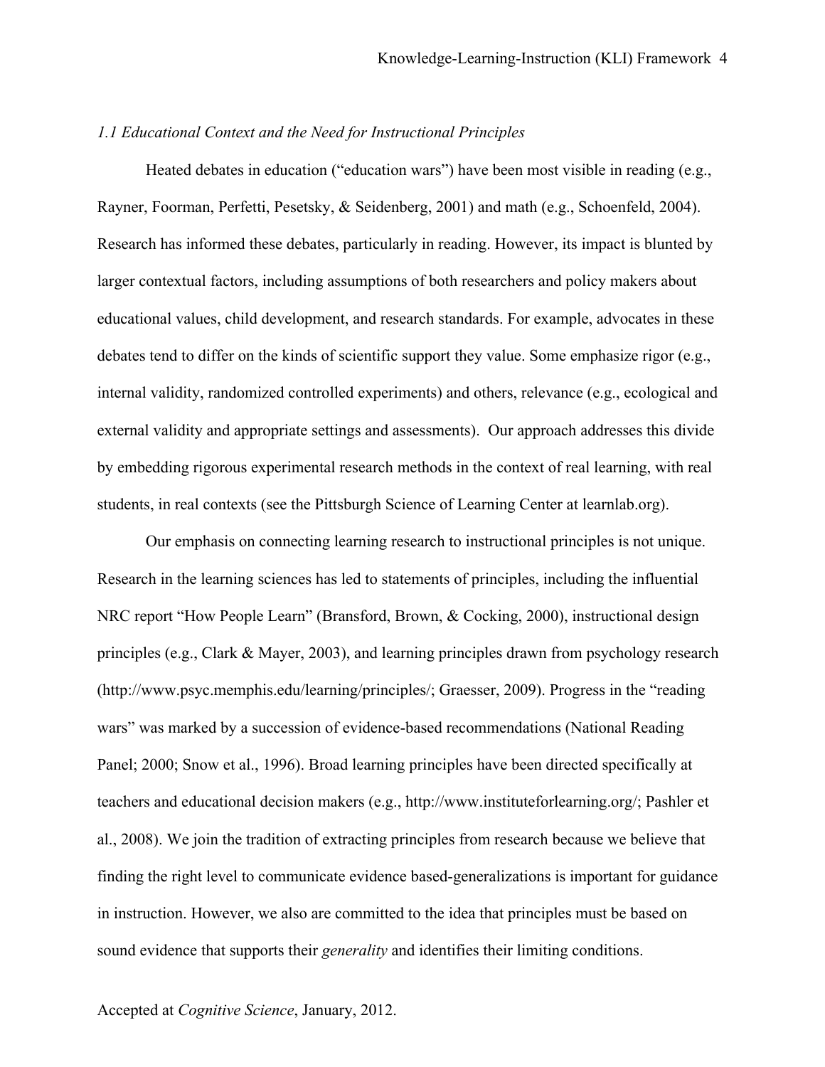*1.1 Educational Context and the Need for Instructional Principles*

Heated debates in education ("education wars") have been most visible in reading (e.g., Rayner, Foorman, Perfetti, Pesetsky, & Seidenberg, 2001) and math (e.g., Schoenfeld, 2004). Research has informed these debates, particularly in reading. However, its impact is blunted by larger contextual factors, including assumptions of both researchers and policy makers about educational values, child development, and research standards. For example, advocates in these debates tend to differ on the kinds of scientific support they value. Some emphasize rigor (e.g., internal validity, randomized controlled experiments) and others, relevance (e.g., ecological and external validity and appropriate settings and assessments). Our approach addresses this divide by embedding rigorous experimental research methods in the context of real learning, with real students, in real contexts (see the Pittsburgh Science of Learning Center at learnlab.org).

Our emphasis on connecting learning research to instructional principles is not unique. Research in the learning sciences has led to statements of principles, including the influential NRC report "How People Learn" (Bransford, Brown, & Cocking, 2000), instructional design principles (e.g., Clark & Mayer, 2003), and learning principles drawn from psychology research (http://www.psyc.memphis.edu/learning/principles/; Graesser, 2009). Progress in the "reading wars" was marked by a succession of evidence-based recommendations (National Reading Panel; 2000; Snow et al., 1996). Broad learning principles have been directed specifically at teachers and educational decision makers (e.g., http://www.instituteforlearning.org/; Pashler et al., 2008). We join the tradition of extracting principles from research because we believe that finding the right level to communicate evidence based-generalizations is important for guidance in instruction. However, we also are committed to the idea that principles must be based on sound evidence that supports their *generality* and identifies their limiting conditions.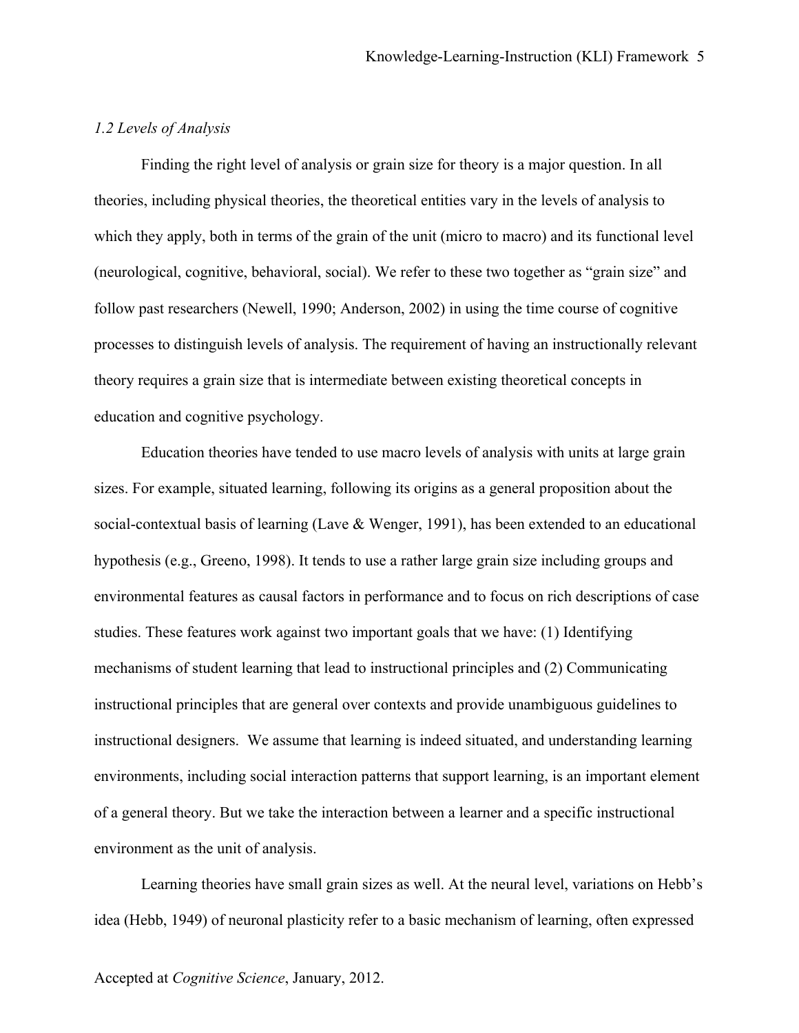### *1.2 Levels of Analysis*

Finding the right level of analysis or grain size for theory is a major question. In all theories, including physical theories, the theoretical entities vary in the levels of analysis to which they apply, both in terms of the grain of the unit (micro to macro) and its functional level (neurological, cognitive, behavioral, social). We refer to these two together as "grain size" and follow past researchers (Newell, 1990; Anderson, 2002) in using the time course of cognitive processes to distinguish levels of analysis. The requirement of having an instructionally relevant theory requires a grain size that is intermediate between existing theoretical concepts in education and cognitive psychology.

Education theories have tended to use macro levels of analysis with units at large grain sizes. For example, situated learning, following its origins as a general proposition about the social-contextual basis of learning (Lave & Wenger, 1991), has been extended to an educational hypothesis (e.g., Greeno, 1998). It tends to use a rather large grain size including groups and environmental features as causal factors in performance and to focus on rich descriptions of case studies. These features work against two important goals that we have: (1) Identifying mechanisms of student learning that lead to instructional principles and (2) Communicating instructional principles that are general over contexts and provide unambiguous guidelines to instructional designers. We assume that learning is indeed situated, and understanding learning environments, including social interaction patterns that support learning, is an important element of a general theory. But we take the interaction between a learner and a specific instructional environment as the unit of analysis.

Learning theories have small grain sizes as well. At the neural level, variations on Hebb's idea (Hebb, 1949) of neuronal plasticity refer to a basic mechanism of learning, often expressed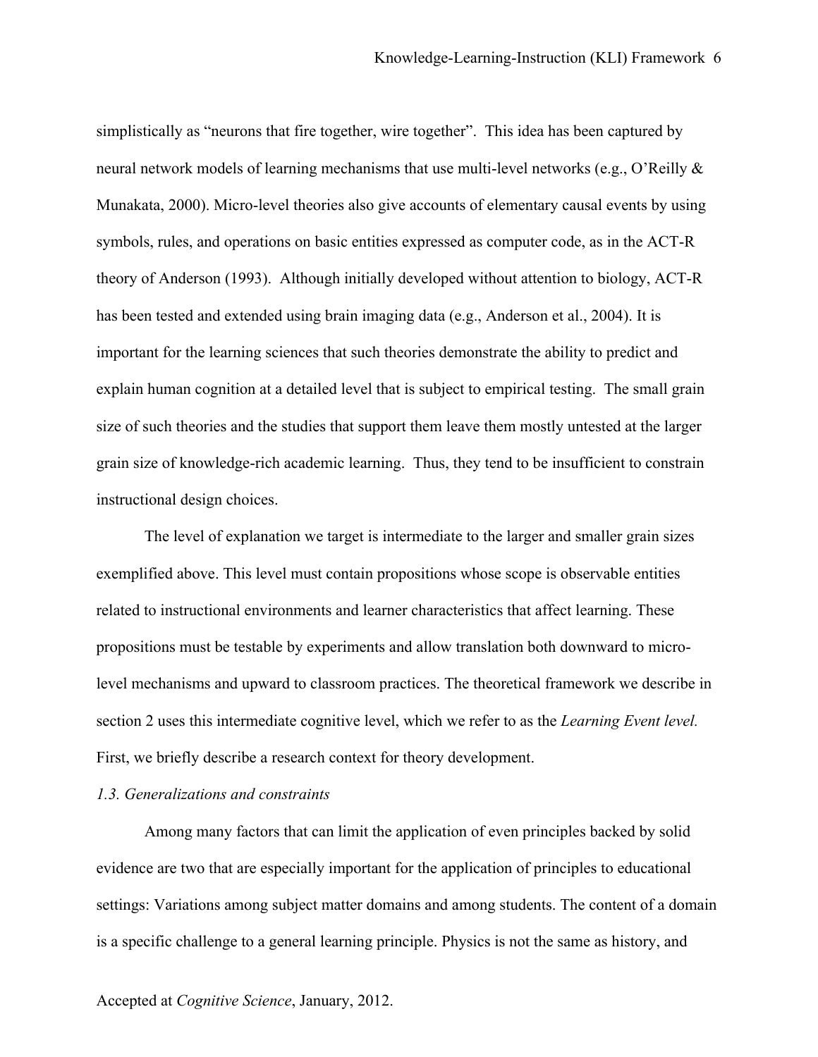simplistically as "neurons that fire together, wire together". This idea has been captured by neural network models of learning mechanisms that use multi-level networks (e.g., O'Reilly & Munakata, 2000). Micro-level theories also give accounts of elementary causal events by using symbols, rules, and operations on basic entities expressed as computer code, as in the ACT-R theory of Anderson (1993). Although initially developed without attention to biology, ACT-R has been tested and extended using brain imaging data (e.g., Anderson et al., 2004). It is important for the learning sciences that such theories demonstrate the ability to predict and explain human cognition at a detailed level that is subject to empirical testing. The small grain size of such theories and the studies that support them leave them mostly untested at the larger grain size of knowledge-rich academic learning. Thus, they tend to be insufficient to constrain instructional design choices.

The level of explanation we target is intermediate to the larger and smaller grain sizes exemplified above. This level must contain propositions whose scope is observable entities related to instructional environments and learner characteristics that affect learning. These propositions must be testable by experiments and allow translation both downward to micro-level mechanisms and upward to classroom practices. The theoretical framework we describe in section 2 uses this intermediate cognitive level, which we refer to as the *Learning Event level.* First, we briefly describe a research context for theory development.

### *1.3. Generalizations and constraints*

Among many factors that can limit the application of even principles backed by solid evidence are two that are especially important for the application of principles to educational settings: Variations among subject matter domains and among students. The content of a domain is a specific challenge to a general learning principle. Physics is not the same as history, and

Accepted at *Cognitive Science*, January, 2012.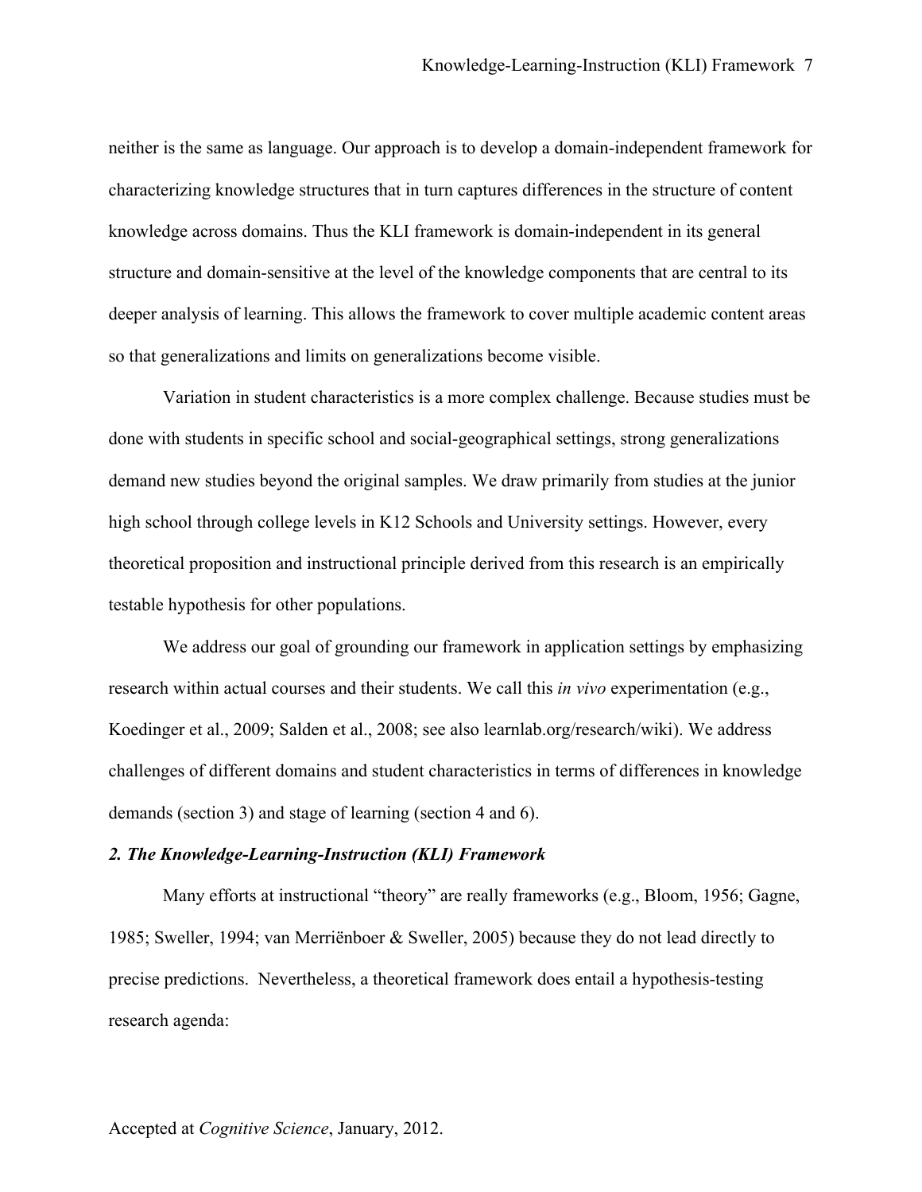neither is the same as language. Our approach is to develop a domain-independent framework for characterizing knowledge structures that in turn captures differences in the structure of content knowledge across domains. Thus the KLI framework is domain-independent in its general structure and domain-sensitive at the level of the knowledge components that are central to its deeper analysis of learning. This allows the framework to cover multiple academic content areas so that generalizations and limits on generalizations become visible.

Variation in student characteristics is a more complex challenge. Because studies must be done with students in specific school and social-geographical settings, strong generalizations demand new studies beyond the original samples. We draw primarily from studies at the junior high school through college levels in K12 Schools and University settings. However, every theoretical proposition and instructional principle derived from this research is an empirically testable hypothesis for other populations.

We address our goal of grounding our framework in application settings by emphasizing research within actual courses and their students. We call this *in vivo* experimentation (e.g., Koedinger et al., 2009; Salden et al., 2008; see also learnlab.org/research/wiki). We address challenges of different domains and student characteristics in terms of differences in knowledge demands (section 3) and stage of learning (section 4 and 6).

## *2. The Knowledge-Learning-Instruction (KLI) Framework*

Many efforts at instructional "theory" are really frameworks (e.g., Bloom, 1956; Gagne, 1985; Sweller, 1994; van Merriënboer & Sweller, 2005) because they do not lead directly to precise predictions. Nevertheless, a theoretical framework does entail a hypothesis-testing research agenda: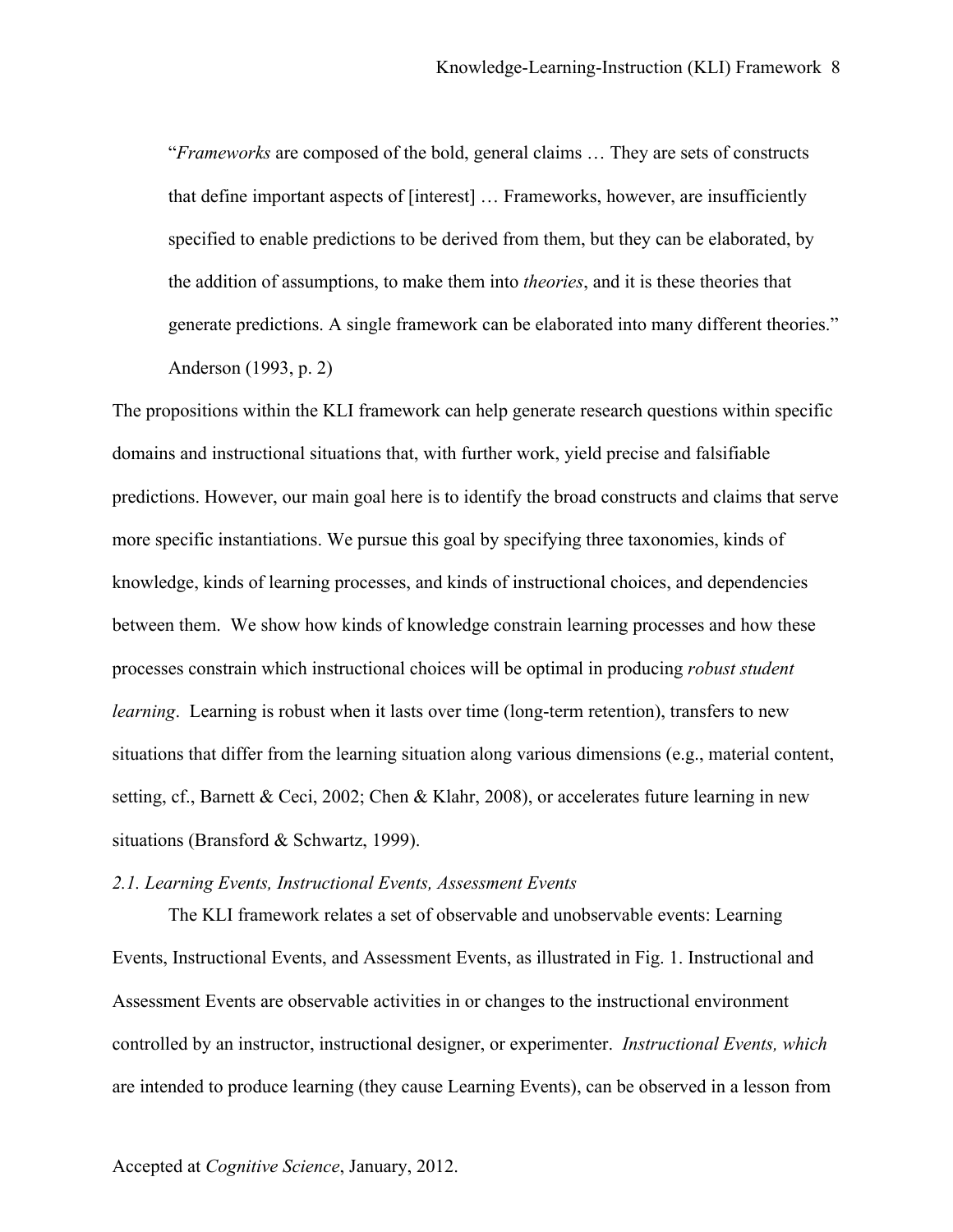> "*Frameworks* are composed of the bold, general claims … They are sets of constructs that define important aspects of [interest] … Frameworks, however, are insufficiently specified to enable predictions to be derived from them, but they can be elaborated, by the addition of assumptions, to make them into *theories*, and it is these theories that generate predictions. A single framework can be elaborated into many different theories."
> Anderson (1993, p. 2)

The propositions within the KLI framework can help generate research questions within specific domains and instructional situations that, with further work, yield precise and falsifiable predictions. However, our main goal here is to identify the broad constructs and claims that serve more specific instantiations. We pursue this goal by specifying three taxonomies, kinds of knowledge, kinds of learning processes, and kinds of instructional choices, and dependencies between them. We show how kinds of knowledge constrain learning processes and how these processes constrain which instructional choices will be optimal in producing *robust student learning*. Learning is robust when it lasts over time (long-term retention), transfers to new situations that differ from the learning situation along various dimensions (e.g., material content, setting, cf., Barnett & Ceci, 2002; Chen & Klahr, 2008), or accelerates future learning in new situations (Bransford & Schwartz, 1999).

### *2.1. Learning Events, Instructional Events, Assessment Events*

The KLI framework relates a set of observable and unobservable events: Learning Events, Instructional Events, and Assessment Events, as illustrated in Fig. 1. Instructional and Assessment Events are observable activities in or changes to the instructional environment controlled by an instructor, instructional designer, or experimenter. *Instructional Events, which* are intended to produce learning (they cause Learning Events), can be observed in a lesson from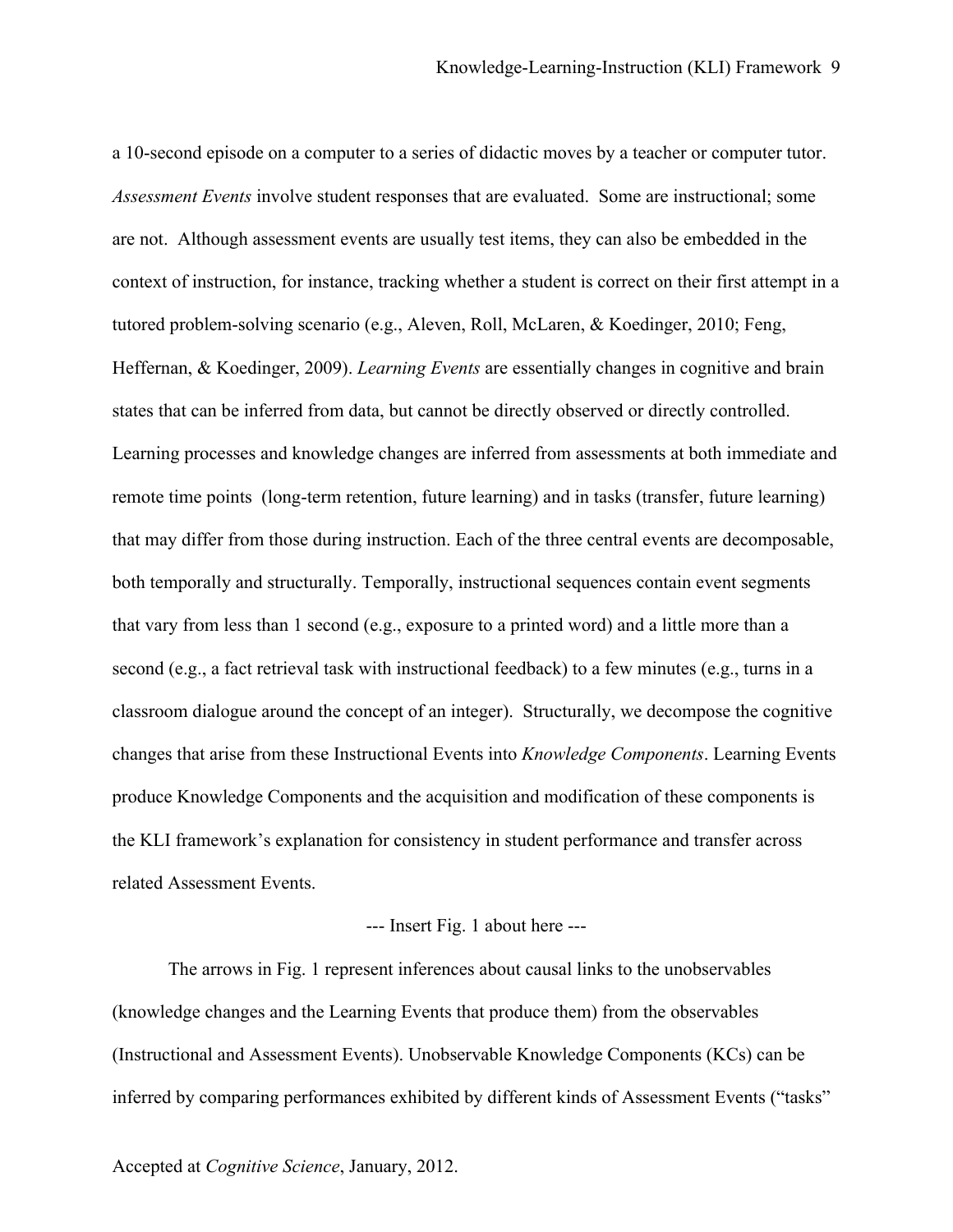a 10-second episode on a computer to a series of didactic moves by a teacher or computer tutor. *Assessment Events* involve student responses that are evaluated. Some are instructional; some are not. Although assessment events are usually test items, they can also be embedded in the context of instruction, for instance, tracking whether a student is correct on their first attempt in a tutored problem-solving scenario (e.g., Aleven, Roll, McLaren, & Koedinger, 2010; Feng, Heffernan, & Koedinger, 2009). *Learning Events* are essentially changes in cognitive and brain states that can be inferred from data, but cannot be directly observed or directly controlled. Learning processes and knowledge changes are inferred from assessments at both immediate and remote time points (long-term retention, future learning) and in tasks (transfer, future learning) that may differ from those during instruction. Each of the three central events are decomposable, both temporally and structurally. Temporally, instructional sequences contain event segments that vary from less than 1 second (e.g., exposure to a printed word) and a little more than a second (e.g., a fact retrieval task with instructional feedback) to a few minutes (e.g., turns in a classroom dialogue around the concept of an integer). Structurally, we decompose the cognitive changes that arise from these Instructional Events into *Knowledge Components*. Learning Events produce Knowledge Components and the acquisition and modification of these components is the KLI framework's explanation for consistency in student performance and transfer across related Assessment Events.

--- Insert Fig. 1 about here ---

The arrows in Fig. 1 represent inferences about causal links to the unobservables (knowledge changes and the Learning Events that produce them) from the observables (Instructional and Assessment Events). Unobservable Knowledge Components (KCs) can be inferred by comparing performances exhibited by different kinds of Assessment Events ("tasks"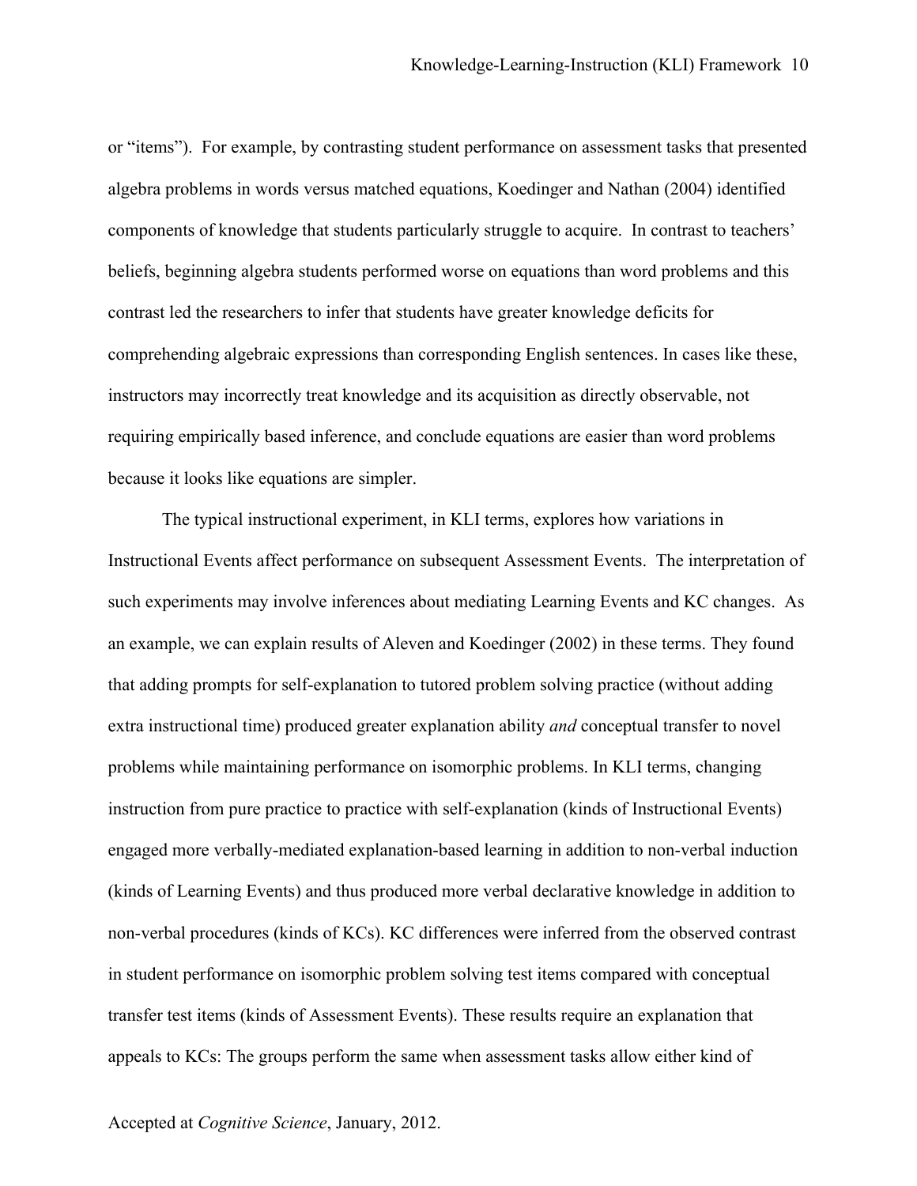or "items"). For example, by contrasting student performance on assessment tasks that presented algebra problems in words versus matched equations, Koedinger and Nathan (2004) identified components of knowledge that students particularly struggle to acquire. In contrast to teachers' beliefs, beginning algebra students performed worse on equations than word problems and this contrast led the researchers to infer that students have greater knowledge deficits for comprehending algebraic expressions than corresponding English sentences. In cases like these, instructors may incorrectly treat knowledge and its acquisition as directly observable, not requiring empirically based inference, and conclude equations are easier than word problems because it looks like equations are simpler.

The typical instructional experiment, in KLI terms, explores how variations in Instructional Events affect performance on subsequent Assessment Events. The interpretation of such experiments may involve inferences about mediating Learning Events and KC changes. As an example, we can explain results of Aleven and Koedinger (2002) in these terms. They found that adding prompts for self-explanation to tutored problem solving practice (without adding extra instructional time) produced greater explanation ability *and* conceptual transfer to novel problems while maintaining performance on isomorphic problems. In KLI terms, changing instruction from pure practice to practice with self-explanation (kinds of Instructional Events) engaged more verbally-mediated explanation-based learning in addition to non-verbal induction (kinds of Learning Events) and thus produced more verbal declarative knowledge in addition to non-verbal procedures (kinds of KCs). KC differences were inferred from the observed contrast in student performance on isomorphic problem solving test items compared with conceptual transfer test items (kinds of Assessment Events). These results require an explanation that appeals to KCs: The groups perform the same when assessment tasks allow either kind of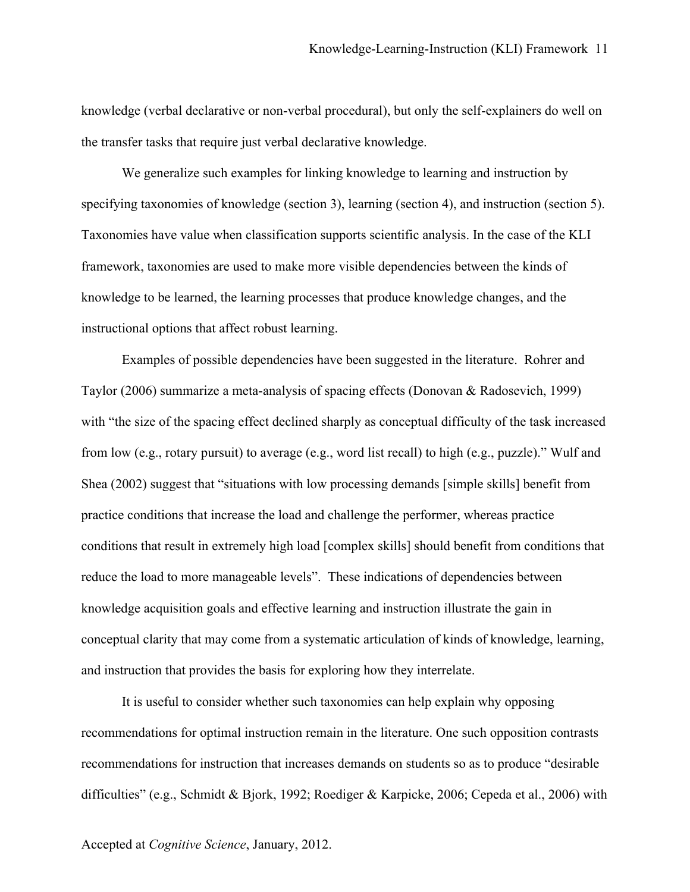knowledge (verbal declarative or non-verbal procedural), but only the self-explainers do well on the transfer tasks that require just verbal declarative knowledge.

We generalize such examples for linking knowledge to learning and instruction by specifying taxonomies of knowledge (section 3), learning (section 4), and instruction (section 5). Taxonomies have value when classification supports scientific analysis. In the case of the KLI framework, taxonomies are used to make more visible dependencies between the kinds of knowledge to be learned, the learning processes that produce knowledge changes, and the instructional options that affect robust learning.

Examples of possible dependencies have been suggested in the literature. Rohrer and Taylor (2006) summarize a meta-analysis of spacing effects (Donovan & Radosevich, 1999) with "the size of the spacing effect declined sharply as conceptual difficulty of the task increased from low (e.g., rotary pursuit) to average (e.g., word list recall) to high (e.g., puzzle)." Wulf and Shea (2002) suggest that "situations with low processing demands [simple skills] benefit from practice conditions that increase the load and challenge the performer, whereas practice conditions that result in extremely high load [complex skills] should benefit from conditions that reduce the load to more manageable levels". These indications of dependencies between knowledge acquisition goals and effective learning and instruction illustrate the gain in conceptual clarity that may come from a systematic articulation of kinds of knowledge, learning, and instruction that provides the basis for exploring how they interrelate.

It is useful to consider whether such taxonomies can help explain why opposing recommendations for optimal instruction remain in the literature. One such opposition contrasts recommendations for instruction that increases demands on students so as to produce "desirable difficulties" (e.g., Schmidt & Bjork, 1992; Roediger & Karpicke, 2006; Cepeda et al., 2006) with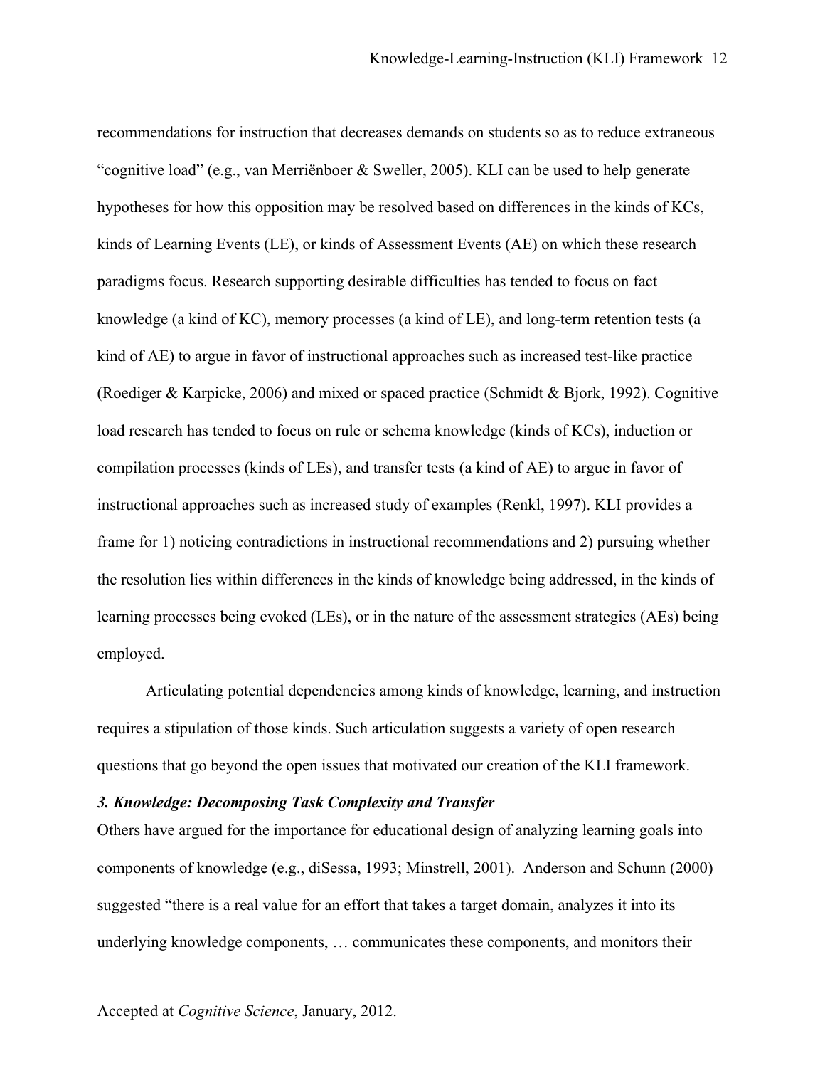recommendations for instruction that decreases demands on students so as to reduce extraneous "cognitive load" (e.g., van Merriënboer & Sweller, 2005). KLI can be used to help generate hypotheses for how this opposition may be resolved based on differences in the kinds of KCs, kinds of Learning Events (LE), or kinds of Assessment Events (AE) on which these research paradigms focus. Research supporting desirable difficulties has tended to focus on fact knowledge (a kind of KC), memory processes (a kind of LE), and long-term retention tests (a kind of AE) to argue in favor of instructional approaches such as increased test-like practice (Roediger & Karpicke, 2006) and mixed or spaced practice (Schmidt & Bjork, 1992). Cognitive load research has tended to focus on rule or schema knowledge (kinds of KCs), induction or compilation processes (kinds of LEs), and transfer tests (a kind of AE) to argue in favor of instructional approaches such as increased study of examples (Renkl, 1997). KLI provides a frame for 1) noticing contradictions in instructional recommendations and 2) pursuing whether the resolution lies within differences in the kinds of knowledge being addressed, in the kinds of learning processes being evoked (LEs), or in the nature of the assessment strategies (AEs) being employed.

Articulating potential dependencies among kinds of knowledge, learning, and instruction requires a stipulation of those kinds. Such articulation suggests a variety of open research questions that go beyond the open issues that motivated our creation of the KLI framework.

### *3. Knowledge: Decomposing Task Complexity and Transfer*

Others have argued for the importance for educational design of analyzing learning goals into components of knowledge (e.g., diSessa, 1993; Minstrell, 2001). Anderson and Schunn (2000) suggested "there is a real value for an effort that takes a target domain, analyzes it into its underlying knowledge components, … communicates these components, and monitors their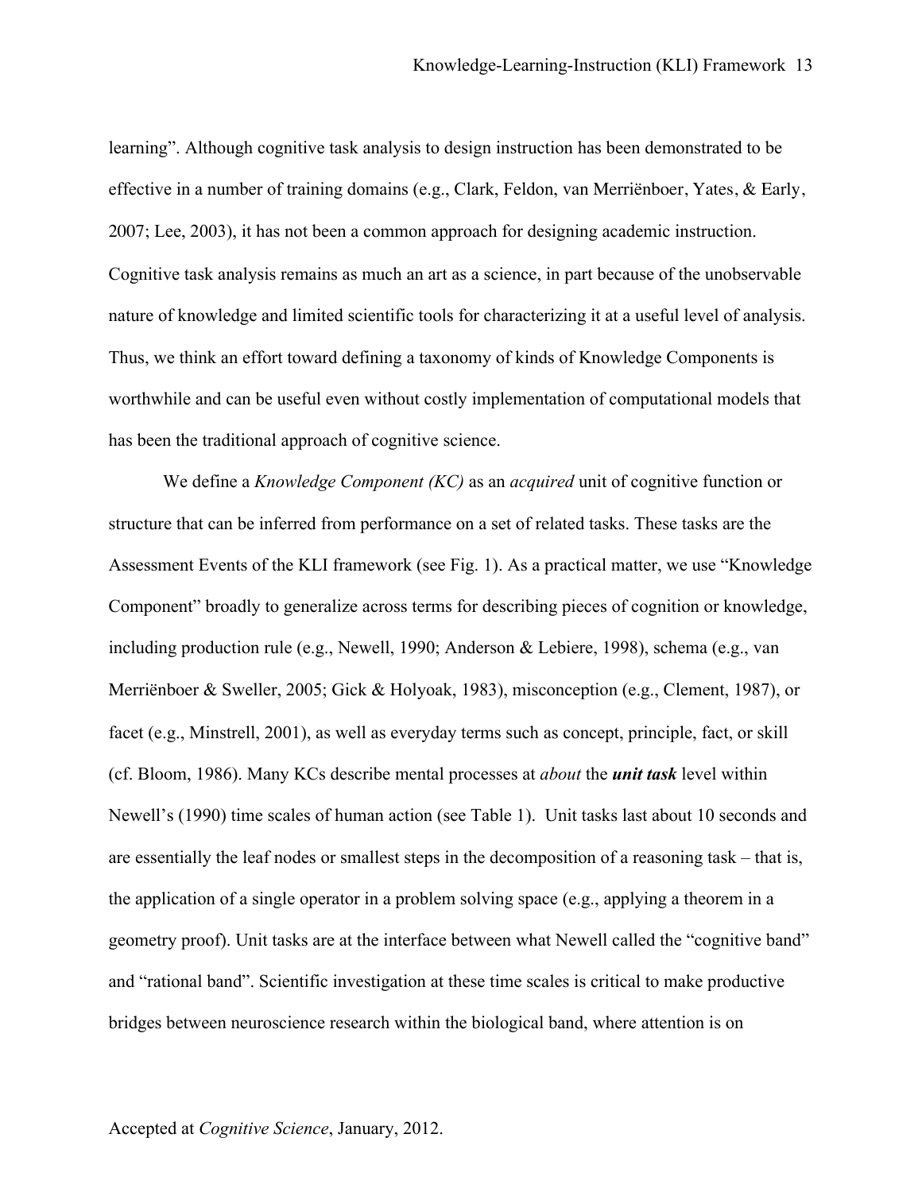learning". Although cognitive task analysis to design instruction has been demonstrated to be effective in a number of training domains (e.g., Clark, Feldon, van Merriënboer, Yates, & Early, 2007; Lee, 2003), it has not been a common approach for designing academic instruction. Cognitive task analysis remains as much an art as a science, in part because of the unobservable nature of knowledge and limited scientific tools for characterizing it at a useful level of analysis. Thus, we think an effort toward defining a taxonomy of kinds of Knowledge Components is worthwhile and can be useful even without costly implementation of computational models that has been the traditional approach of cognitive science.

We define a *Knowledge Component (KC)* as an *acquired* unit of cognitive function or structure that can be inferred from performance on a set of related tasks. These tasks are the Assessment Events of the KLI framework (see Fig. 1). As a practical matter, we use "Knowledge Component" broadly to generalize across terms for describing pieces of cognition or knowledge, including production rule (e.g., Newell, 1990; Anderson & Lebiere, 1998), schema (e.g., van Merriënboer & Sweller, 2005; Gick & Holyoak, 1983), misconception (e.g., Clement, 1987), or facet (e.g., Minstrell, 2001), as well as everyday terms such as concept, principle, fact, or skill (cf. Bloom, 1986). Many KCs describe mental processes at *about* the ***unit task*** level within Newell's (1990) time scales of human action (see Table 1). Unit tasks last about 10 seconds and are essentially the leaf nodes or smallest steps in the decomposition of a reasoning task – that is, the application of a single operator in a problem solving space (e.g., applying a theorem in a geometry proof). Unit tasks are at the interface between what Newell called the "cognitive band" and "rational band". Scientific investigation at these time scales is critical to make productive bridges between neuroscience research within the biological band, where attention is on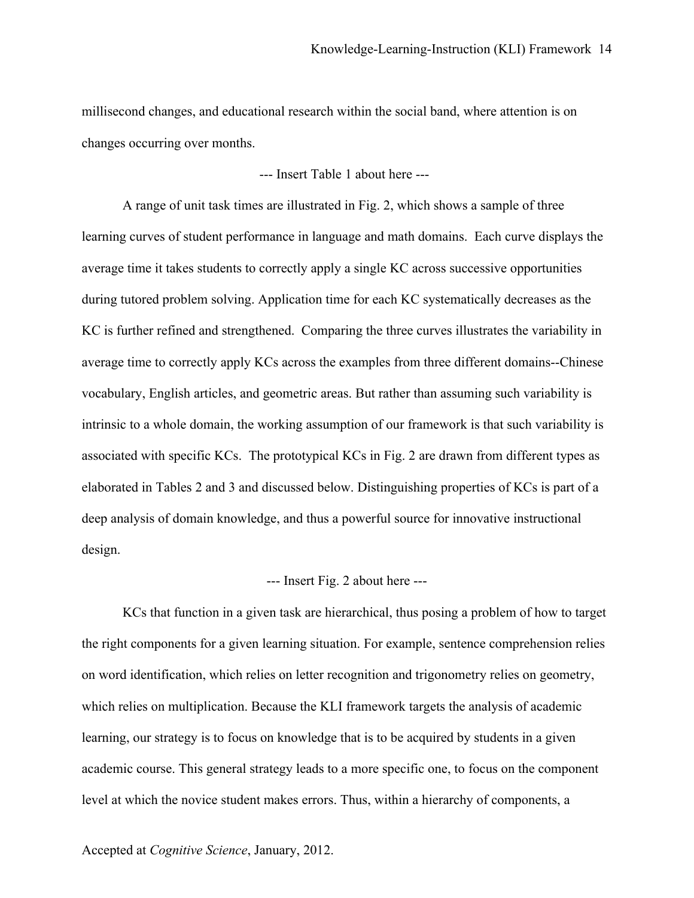millisecond changes, and educational research within the social band, where attention is on changes occurring over months.

--- Insert Table 1 about here ---

A range of unit task times are illustrated in Fig. 2, which shows a sample of three learning curves of student performance in language and math domains. Each curve displays the average time it takes students to correctly apply a single KC across successive opportunities during tutored problem solving. Application time for each KC systematically decreases as the KC is further refined and strengthened. Comparing the three curves illustrates the variability in average time to correctly apply KCs across the examples from three different domains--Chinese vocabulary, English articles, and geometric areas. But rather than assuming such variability is intrinsic to a whole domain, the working assumption of our framework is that such variability is associated with specific KCs. The prototypical KCs in Fig. 2 are drawn from different types as elaborated in Tables 2 and 3 and discussed below. Distinguishing properties of KCs is part of a deep analysis of domain knowledge, and thus a powerful source for innovative instructional design.

--- Insert Fig. 2 about here ---

KCs that function in a given task are hierarchical, thus posing a problem of how to target the right components for a given learning situation. For example, sentence comprehension relies on word identification, which relies on letter recognition and trigonometry relies on geometry, which relies on multiplication. Because the KLI framework targets the analysis of academic learning, our strategy is to focus on knowledge that is to be acquired by students in a given academic course. This general strategy leads to a more specific one, to focus on the component level at which the novice student makes errors. Thus, within a hierarchy of components, a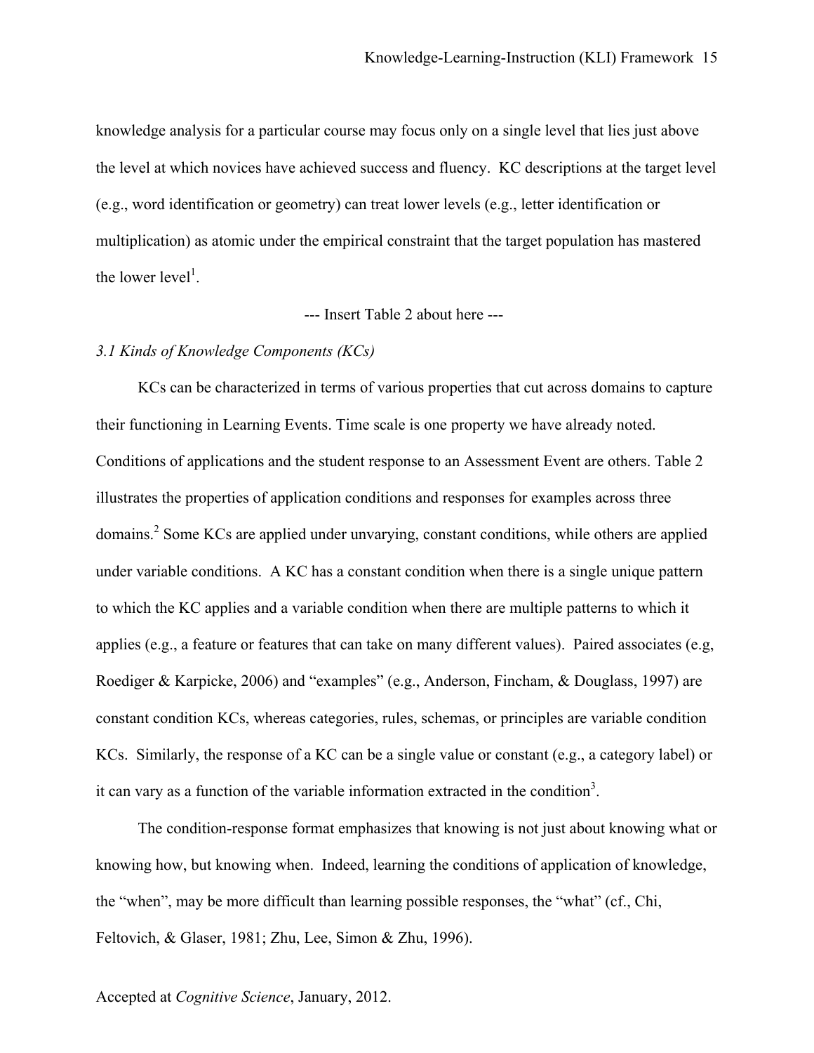knowledge analysis for a particular course may focus only on a single level that lies just above the level at which novices have achieved success and fluency. KC descriptions at the target level (e.g., word identification or geometry) can treat lower levels (e.g., letter identification or multiplication) as atomic under the empirical constraint that the target population has mastered the lower level[1].

--- Insert Table 2 about here ---

### *3.1 Kinds of Knowledge Components (KCs)*

KCs can be characterized in terms of various properties that cut across domains to capture their functioning in Learning Events. Time scale is one property we have already noted. Conditions of applications and the student response to an Assessment Event are others. Table 2 illustrates the properties of application conditions and responses for examples across three domains.[2] Some KCs are applied under unvarying, constant conditions, while others are applied under variable conditions. A KC has a constant condition when there is a single unique pattern to which the KC applies and a variable condition when there are multiple patterns to which it applies (e.g., a feature or features that can take on many different values). Paired associates (e.g, Roediger & Karpicke, 2006) and "examples" (e.g., Anderson, Fincham, & Douglass, 1997) are constant condition KCs, whereas categories, rules, schemas, or principles are variable condition KCs. Similarly, the response of a KC can be a single value or constant (e.g., a category label) or it can vary as a function of the variable information extracted in the condition[3].

The condition-response format emphasizes that knowing is not just about knowing what or knowing how, but knowing when. Indeed, learning the conditions of application of knowledge, the "when", may be more difficult than learning possible responses, the "what" (cf., Chi, Feltovich, & Glaser, 1981; Zhu, Lee, Simon & Zhu, 1996).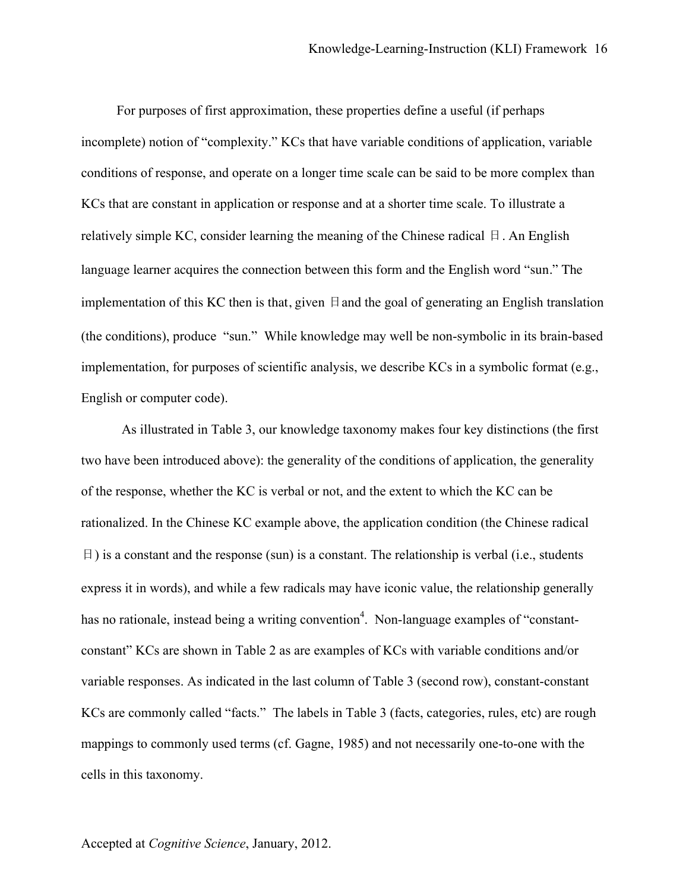For purposes of first approximation, these properties define a useful (if perhaps incomplete) notion of "complexity." KCs that have variable conditions of application, variable conditions of response, and operate on a longer time scale can be said to be more complex than KCs that are constant in application or response and at a shorter time scale. To illustrate a relatively simple KC, consider learning the meaning of the Chinese radical 日. An English language learner acquires the connection between this form and the English word "sun." The implementation of this KC then is that, given 日 and the goal of generating an English translation (the conditions), produce "sun." While knowledge may well be non-symbolic in its brain-based implementation, for purposes of scientific analysis, we describe KCs in a symbolic format (e.g., English or computer code).

As illustrated in Table 3, our knowledge taxonomy makes four key distinctions (the first two have been introduced above): the generality of the conditions of application, the generality of the response, whether the KC is verbal or not, and the extent to which the KC can be rationalized. In the Chinese KC example above, the application condition (the Chinese radical 日) is a constant and the response (sun) is a constant. The relationship is verbal (i.e., students express it in words), and while a few radicals may have iconic value, the relationship generally has no rationale, instead being a writing convention[4]. Non-language examples of "constant-constant" KCs are shown in Table 2 as are examples of KCs with variable conditions and/or variable responses. As indicated in the last column of Table 3 (second row), constant-constant KCs are commonly called "facts." The labels in Table 3 (facts, categories, rules, etc) are rough mappings to commonly used terms (cf. Gagne, 1985) and not necessarily one-to-one with the cells in this taxonomy.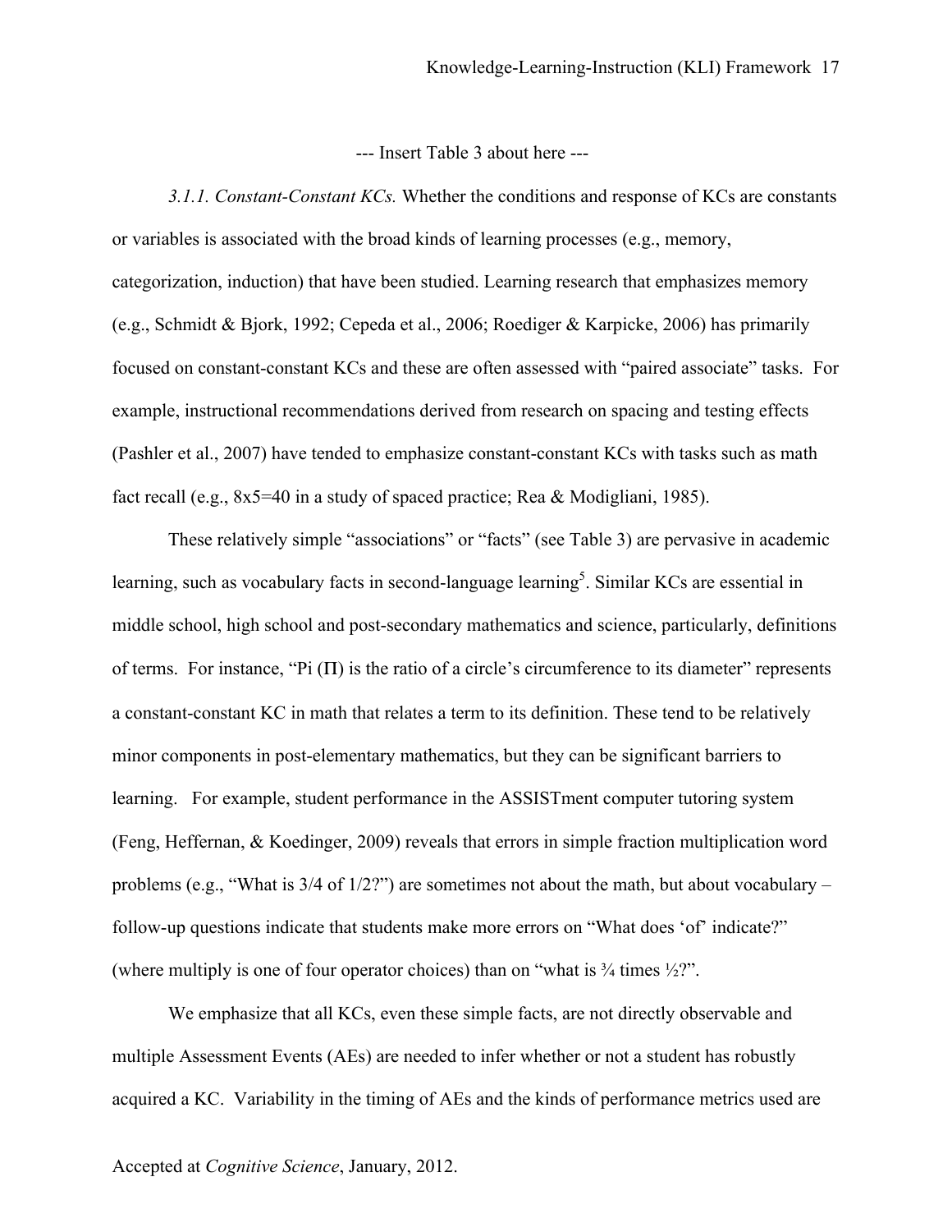--- Insert Table 3 about here ---

*3.1.1. Constant-Constant KCs.* Whether the conditions and response of KCs are constants or variables is associated with the broad kinds of learning processes (e.g., memory, categorization, induction) that have been studied. Learning research that emphasizes memory (e.g., Schmidt & Bjork, 1992; Cepeda et al., 2006; Roediger & Karpicke, 2006) has primarily focused on constant-constant KCs and these are often assessed with "paired associate" tasks. For example, instructional recommendations derived from research on spacing and testing effects (Pashler et al., 2007) have tended to emphasize constant-constant KCs with tasks such as math fact recall (e.g., 8x5=40 in a study of spaced practice; Rea & Modigliani, 1985).

These relatively simple "associations" or "facts" (see Table 3) are pervasive in academic learning, such as vocabulary facts in second-language learning[5]. Similar KCs are essential in middle school, high school and post-secondary mathematics and science, particularly, definitions of terms. For instance, "Pi (Π) is the ratio of a circle's circumference to its diameter" represents a constant-constant KC in math that relates a term to its definition. These tend to be relatively minor components in post-elementary mathematics, but they can be significant barriers to learning. For example, student performance in the ASSISTment computer tutoring system (Feng, Heffernan, & Koedinger, 2009) reveals that errors in simple fraction multiplication word problems (e.g., "What is 3/4 of 1/2?") are sometimes not about the math, but about vocabulary – follow-up questions indicate that students make more errors on "What does 'of' indicate?" (where multiply is one of four operator choices) than on "what is ¾ times ½?".

We emphasize that all KCs, even these simple facts, are not directly observable and multiple Assessment Events (AEs) are needed to infer whether or not a student has robustly acquired a KC. Variability in the timing of AEs and the kinds of performance metrics used are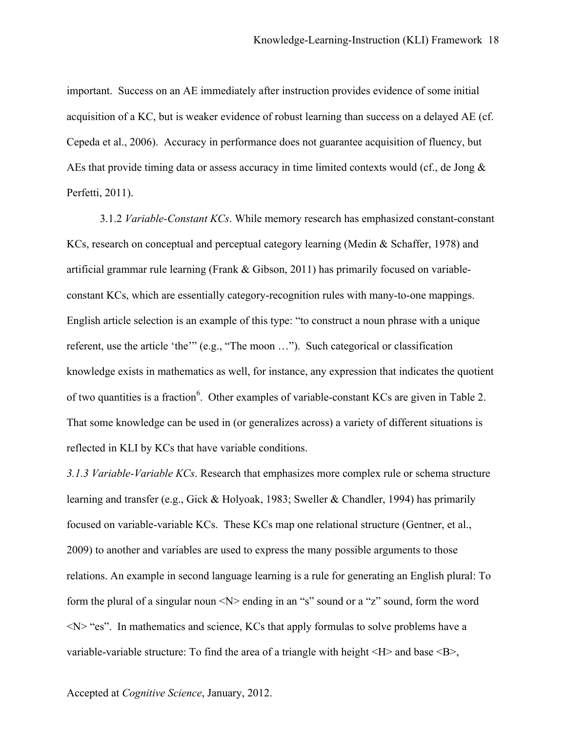important. Success on an AE immediately after instruction provides evidence of some initial acquisition of a KC, but is weaker evidence of robust learning than success on a delayed AE (cf. Cepeda et al., 2006). Accuracy in performance does not guarantee acquisition of fluency, but AEs that provide timing data or assess accuracy in time limited contexts would (cf., de Jong & Perfetti, 2011).

3.1.2 *Variable-Constant KCs*. While memory research has emphasized constant-constant KCs, research on conceptual and perceptual category learning (Medin & Schaffer, 1978) and artificial grammar rule learning (Frank & Gibson, 2011) has primarily focused on variable-constant KCs, which are essentially category-recognition rules with many-to-one mappings. English article selection is an example of this type: "to construct a noun phrase with a unique referent, use the article 'the'" (e.g., "The moon …"). Such categorical or classification knowledge exists in mathematics as well, for instance, any expression that indicates the quotient of two quantities is a fraction[6]. Other examples of variable-constant KCs are given in Table 2. That some knowledge can be used in (or generalizes across) a variety of different situations is reflected in KLI by KCs that have variable conditions.

*3.1.3 Variable-Variable KCs*. Research that emphasizes more complex rule or schema structure learning and transfer (e.g., Gick & Holyoak, 1983; Sweller & Chandler, 1994) has primarily focused on variable-variable KCs. These KCs map one relational structure (Gentner, et al., 2009) to another and variables are used to express the many possible arguments to those relations. An example in second language learning is a rule for generating an English plural: To form the plural of a singular noun <N> ending in an "s" sound or a "z" sound, form the word <N> "es". In mathematics and science, KCs that apply formulas to solve problems have a variable-variable structure: To find the area of a triangle with height <H> and base <B>,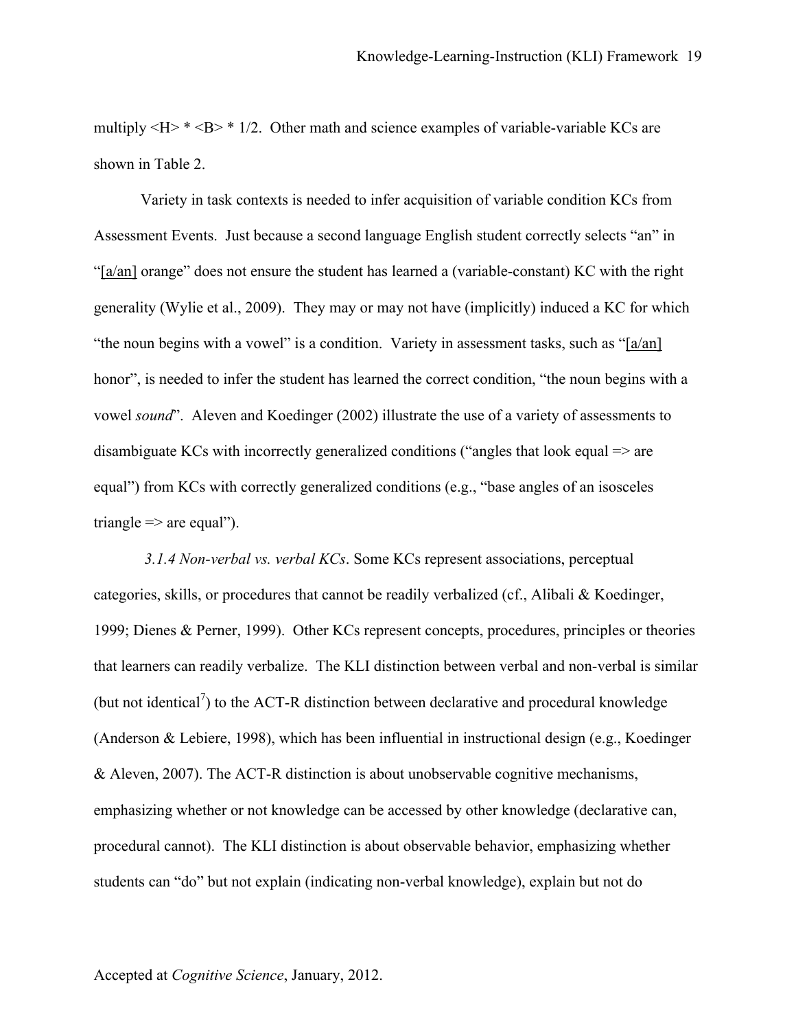multiply <H> * <B> * 1/2. Other math and science examples of variable-variable KCs are shown in Table 2.

Variety in task contexts is needed to infer acquisition of variable condition KCs from Assessment Events. Just because a second language English student correctly selects "an" in "<u>[a/an]</u> orange" does not ensure the student has learned a (variable-constant) KC with the right generality (Wylie et al., 2009). They may or may not have (implicitly) induced a KC for which "the noun begins with a vowel" is a condition. Variety in assessment tasks, such as "<u>[a/an]</u> honor", is needed to infer the student has learned the correct condition, "the noun begins with a vowel *sound*". Aleven and Koedinger (2002) illustrate the use of a variety of assessments to disambiguate KCs with incorrectly generalized conditions ("angles that look equal => are equal") from KCs with correctly generalized conditions (e.g., "base angles of an isosceles triangle => are equal").

*3.1.4 Non-verbal vs. verbal KCs*. Some KCs represent associations, perceptual categories, skills, or procedures that cannot be readily verbalized (cf., Alibali & Koedinger, 1999; Dienes & Perner, 1999). Other KCs represent concepts, procedures, principles or theories that learners can readily verbalize. The KLI distinction between verbal and non-verbal is similar (but not identical[7]) to the ACT-R distinction between declarative and procedural knowledge (Anderson & Lebiere, 1998), which has been influential in instructional design (e.g., Koedinger & Aleven, 2007). The ACT-R distinction is about unobservable cognitive mechanisms, emphasizing whether or not knowledge can be accessed by other knowledge (declarative can, procedural cannot). The KLI distinction is about observable behavior, emphasizing whether students can "do" but not explain (indicating non-verbal knowledge), explain but not do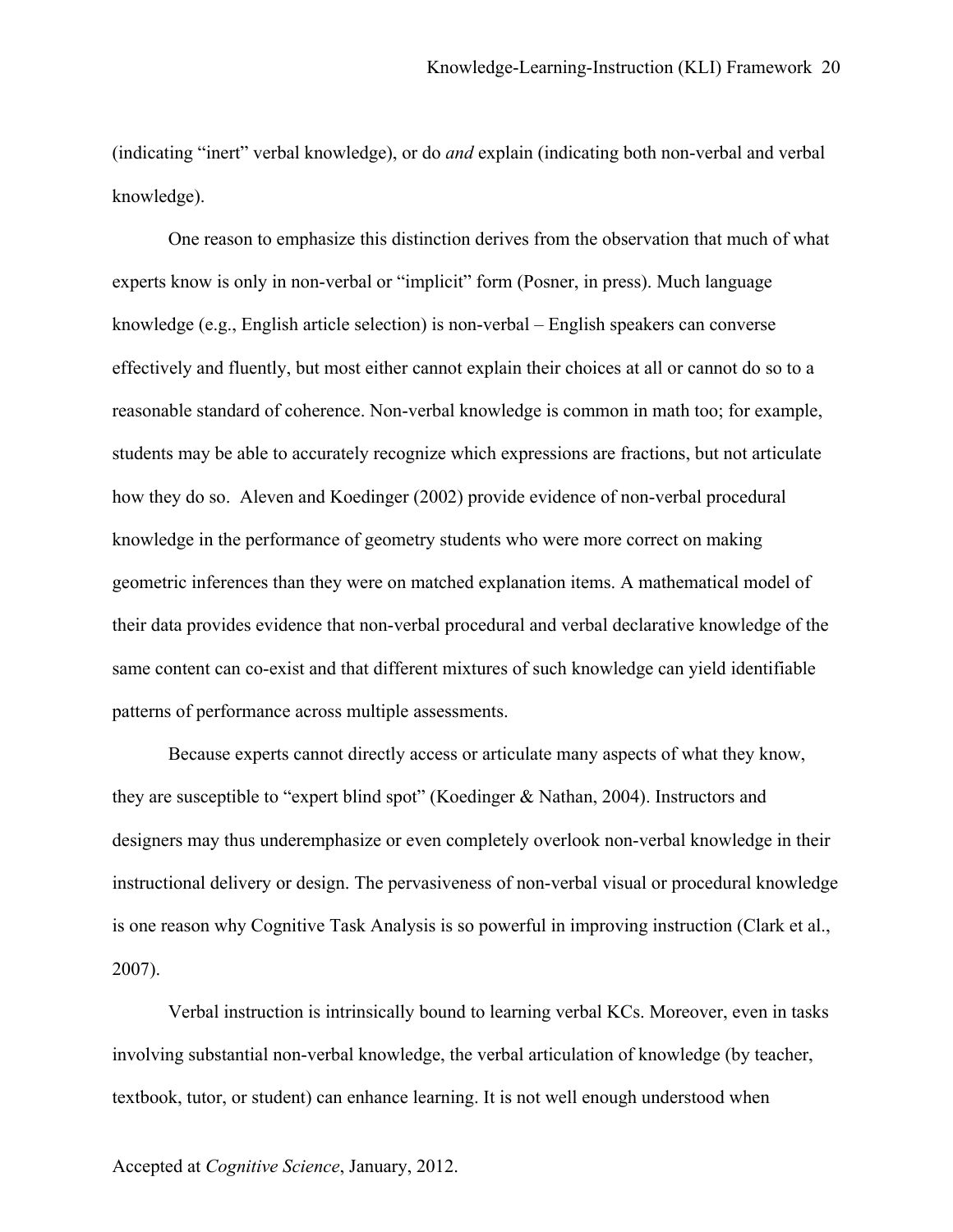(indicating "inert" verbal knowledge), or do *and* explain (indicating both non-verbal and verbal knowledge).

One reason to emphasize this distinction derives from the observation that much of what experts know is only in non-verbal or "implicit" form (Posner, in press). Much language knowledge (e.g., English article selection) is non-verbal – English speakers can converse effectively and fluently, but most either cannot explain their choices at all or cannot do so to a reasonable standard of coherence. Non-verbal knowledge is common in math too; for example, students may be able to accurately recognize which expressions are fractions, but not articulate how they do so. Aleven and Koedinger (2002) provide evidence of non-verbal procedural knowledge in the performance of geometry students who were more correct on making geometric inferences than they were on matched explanation items. A mathematical model of their data provides evidence that non-verbal procedural and verbal declarative knowledge of the same content can co-exist and that different mixtures of such knowledge can yield identifiable patterns of performance across multiple assessments.

Because experts cannot directly access or articulate many aspects of what they know, they are susceptible to "expert blind spot" (Koedinger & Nathan, 2004). Instructors and designers may thus underemphasize or even completely overlook non-verbal knowledge in their instructional delivery or design. The pervasiveness of non-verbal visual or procedural knowledge is one reason why Cognitive Task Analysis is so powerful in improving instruction (Clark et al., 2007).

Verbal instruction is intrinsically bound to learning verbal KCs. Moreover, even in tasks involving substantial non-verbal knowledge, the verbal articulation of knowledge (by teacher, textbook, tutor, or student) can enhance learning. It is not well enough understood when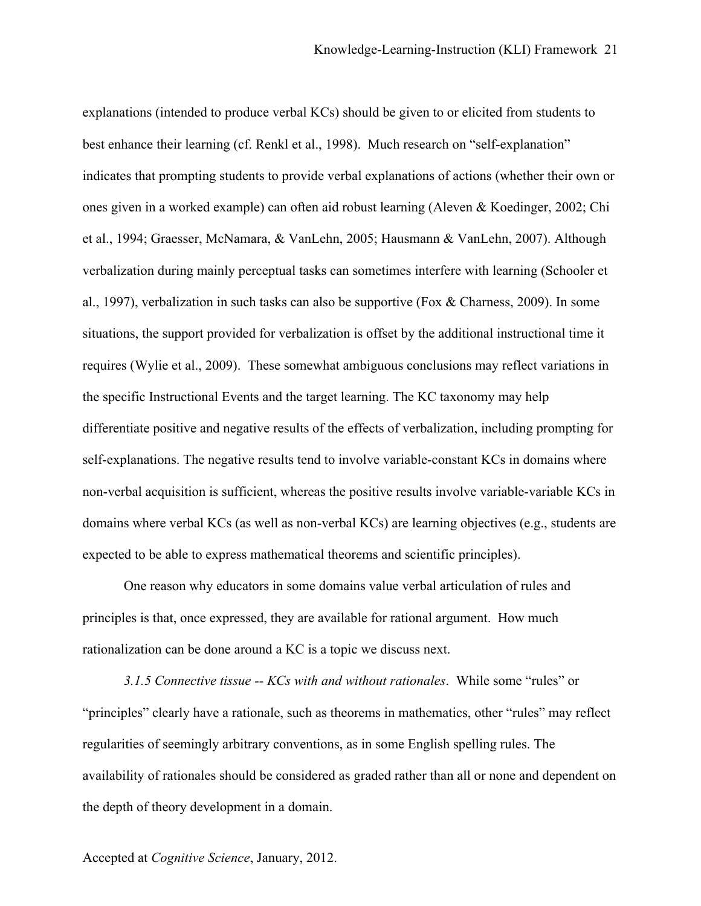explanations (intended to produce verbal KCs) should be given to or elicited from students to best enhance their learning (cf. Renkl et al., 1998). Much research on "self-explanation" indicates that prompting students to provide verbal explanations of actions (whether their own or ones given in a worked example) can often aid robust learning (Aleven & Koedinger, 2002; Chi et al., 1994; Graesser, McNamara, & VanLehn, 2005; Hausmann & VanLehn, 2007). Although verbalization during mainly perceptual tasks can sometimes interfere with learning (Schooler et al., 1997), verbalization in such tasks can also be supportive (Fox & Charness, 2009). In some situations, the support provided for verbalization is offset by the additional instructional time it requires (Wylie et al., 2009). These somewhat ambiguous conclusions may reflect variations in the specific Instructional Events and the target learning. The KC taxonomy may help differentiate positive and negative results of the effects of verbalization, including prompting for self-explanations. The negative results tend to involve variable-constant KCs in domains where non-verbal acquisition is sufficient, whereas the positive results involve variable-variable KCs in domains where verbal KCs (as well as non-verbal KCs) are learning objectives (e.g., students are expected to be able to express mathematical theorems and scientific principles).

One reason why educators in some domains value verbal articulation of rules and principles is that, once expressed, they are available for rational argument. How much rationalization can be done around a KC is a topic we discuss next.

*3.1.5 Connective tissue -- KCs with and without rationales*. While some "rules" or "principles" clearly have a rationale, such as theorems in mathematics, other "rules" may reflect regularities of seemingly arbitrary conventions, as in some English spelling rules. The availability of rationales should be considered as graded rather than all or none and dependent on the depth of theory development in a domain.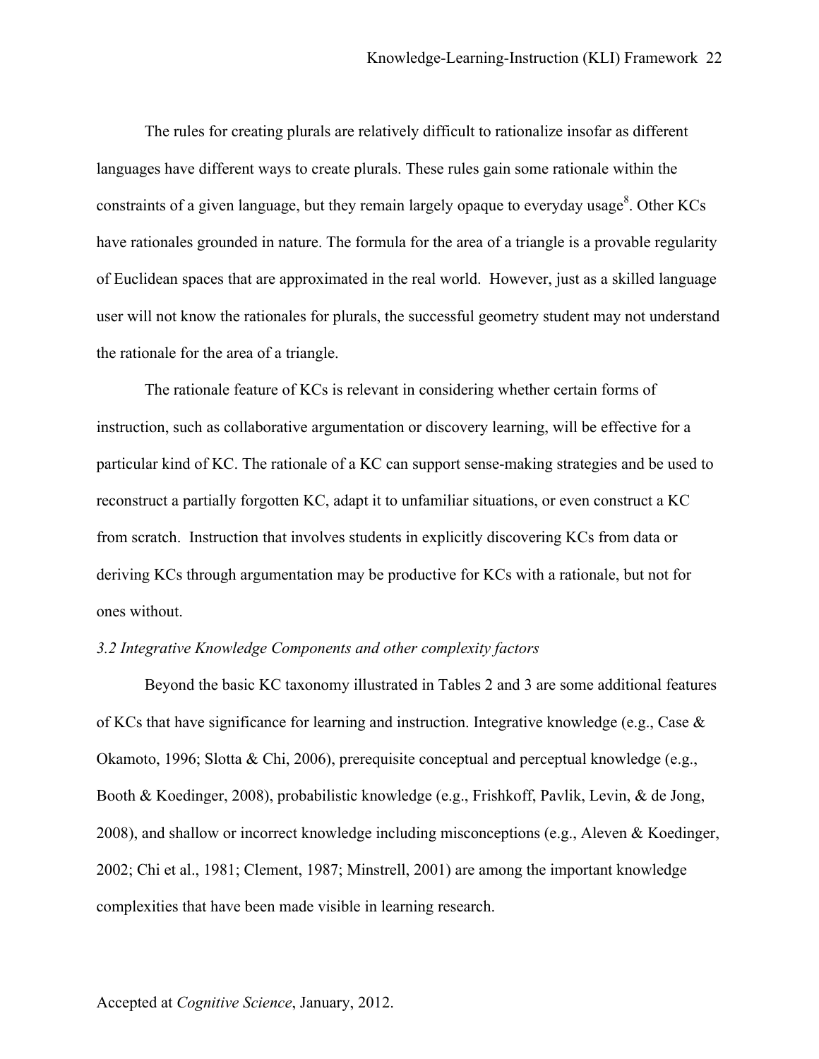The rules for creating plurals are relatively difficult to rationalize insofar as different languages have different ways to create plurals. These rules gain some rationale within the constraints of a given language, but they remain largely opaque to everyday usage[8]. Other KCs have rationales grounded in nature. The formula for the area of a triangle is a provable regularity of Euclidean spaces that are approximated in the real world. However, just as a skilled language user will not know the rationales for plurals, the successful geometry student may not understand the rationale for the area of a triangle.

The rationale feature of KCs is relevant in considering whether certain forms of instruction, such as collaborative argumentation or discovery learning, will be effective for a particular kind of KC. The rationale of a KC can support sense-making strategies and be used to reconstruct a partially forgotten KC, adapt it to unfamiliar situations, or even construct a KC from scratch. Instruction that involves students in explicitly discovering KCs from data or deriving KCs through argumentation may be productive for KCs with a rationale, but not for ones without.

### *3.2 Integrative Knowledge Components and other complexity factors*

Beyond the basic KC taxonomy illustrated in Tables 2 and 3 are some additional features of KCs that have significance for learning and instruction. Integrative knowledge (e.g., Case & Okamoto, 1996; Slotta & Chi, 2006), prerequisite conceptual and perceptual knowledge (e.g., Booth & Koedinger, 2008), probabilistic knowledge (e.g., Frishkoff, Pavlik, Levin, & de Jong, 2008), and shallow or incorrect knowledge including misconceptions (e.g., Aleven & Koedinger, 2002; Chi et al., 1981; Clement, 1987; Minstrell, 2001) are among the important knowledge complexities that have been made visible in learning research.

Accepted at *Cognitive Science*, January, 2012.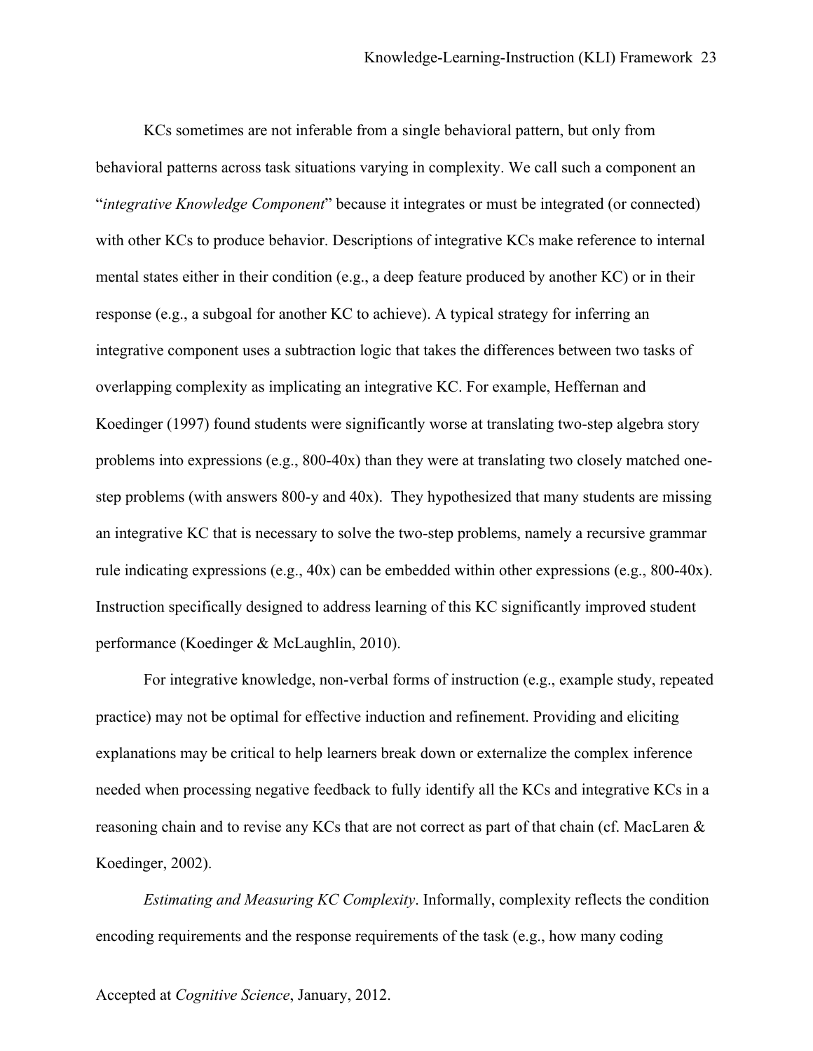KCs sometimes are not inferable from a single behavioral pattern, but only from behavioral patterns across task situations varying in complexity. We call such a component an "*integrative Knowledge Component*" because it integrates or must be integrated (or connected) with other KCs to produce behavior. Descriptions of integrative KCs make reference to internal mental states either in their condition (e.g., a deep feature produced by another KC) or in their response (e.g., a subgoal for another KC to achieve). A typical strategy for inferring an integrative component uses a subtraction logic that takes the differences between two tasks of overlapping complexity as implicating an integrative KC. For example, Heffernan and Koedinger (1997) found students were significantly worse at translating two-step algebra story problems into expressions (e.g., 800-40x) than they were at translating two closely matched one-step problems (with answers 800-y and 40x). They hypothesized that many students are missing an integrative KC that is necessary to solve the two-step problems, namely a recursive grammar rule indicating expressions (e.g., 40x) can be embedded within other expressions (e.g., 800-40x). Instruction specifically designed to address learning of this KC significantly improved student performance (Koedinger & McLaughlin, 2010).

For integrative knowledge, non-verbal forms of instruction (e.g., example study, repeated practice) may not be optimal for effective induction and refinement. Providing and eliciting explanations may be critical to help learners break down or externalize the complex inference needed when processing negative feedback to fully identify all the KCs and integrative KCs in a reasoning chain and to revise any KCs that are not correct as part of that chain (cf. MacLaren & Koedinger, 2002).

*Estimating and Measuring KC Complexity*. Informally, complexity reflects the condition encoding requirements and the response requirements of the task (e.g., how many coding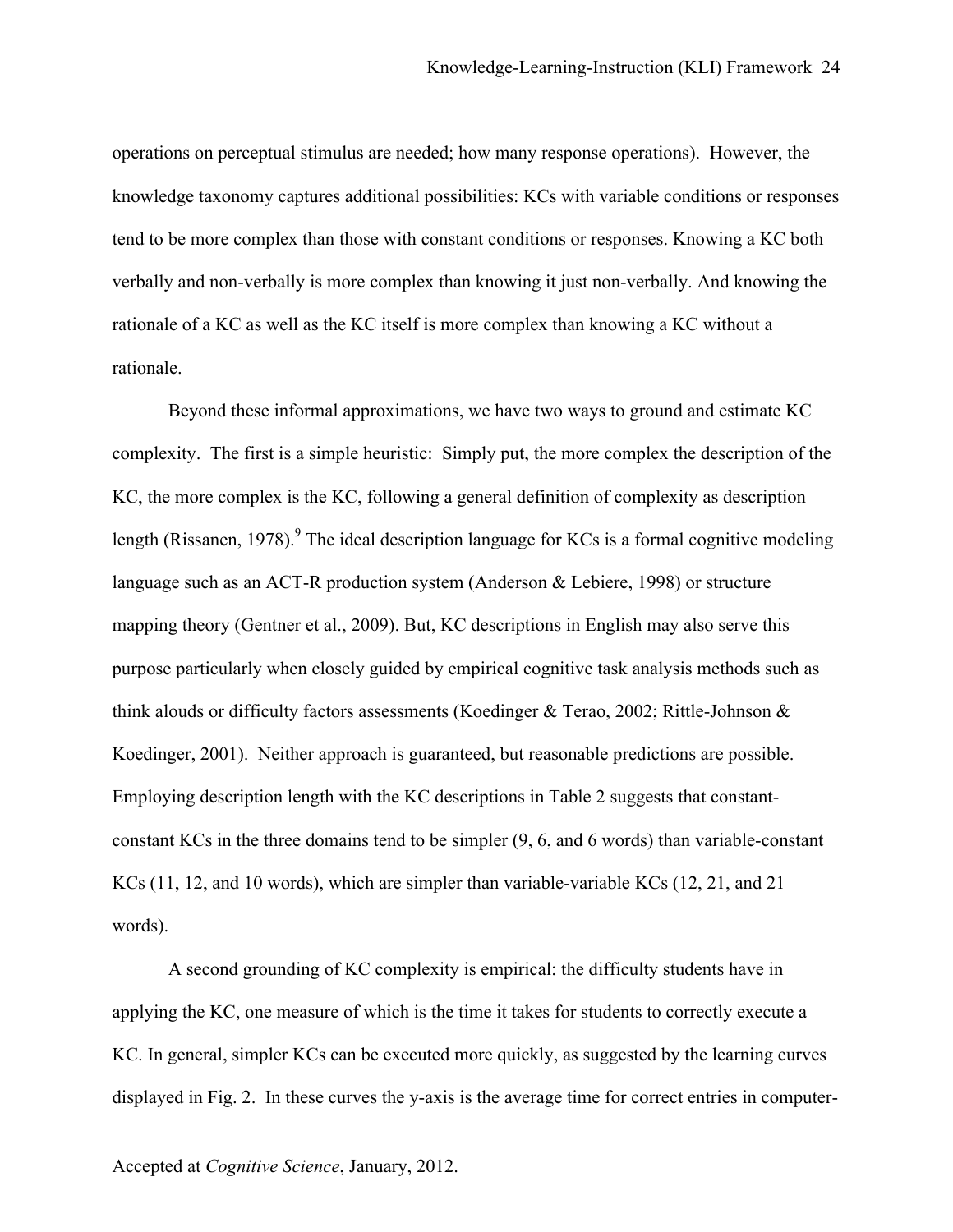operations on perceptual stimulus are needed; how many response operations). However, the knowledge taxonomy captures additional possibilities: KCs with variable conditions or responses tend to be more complex than those with constant conditions or responses. Knowing a KC both verbally and non-verbally is more complex than knowing it just non-verbally. And knowing the rationale of a KC as well as the KC itself is more complex than knowing a KC without a rationale.

Beyond these informal approximations, we have two ways to ground and estimate KC complexity. The first is a simple heuristic: Simply put, the more complex the description of the KC, the more complex is the KC, following a general definition of complexity as description length (Rissanen, 1978).[9] The ideal description language for KCs is a formal cognitive modeling language such as an ACT-R production system (Anderson & Lebiere, 1998) or structure mapping theory (Gentner et al., 2009). But, KC descriptions in English may also serve this purpose particularly when closely guided by empirical cognitive task analysis methods such as think alouds or difficulty factors assessments (Koedinger & Terao, 2002; Rittle-Johnson & Koedinger, 2001). Neither approach is guaranteed, but reasonable predictions are possible. Employing description length with the KC descriptions in Table 2 suggests that constant-constant KCs in the three domains tend to be simpler (9, 6, and 6 words) than variable-constant KCs (11, 12, and 10 words), which are simpler than variable-variable KCs (12, 21, and 21 words).

A second grounding of KC complexity is empirical: the difficulty students have in applying the KC, one measure of which is the time it takes for students to correctly execute a KC. In general, simpler KCs can be executed more quickly, as suggested by the learning curves displayed in Fig. 2. In these curves the y-axis is the average time for correct entries in computer-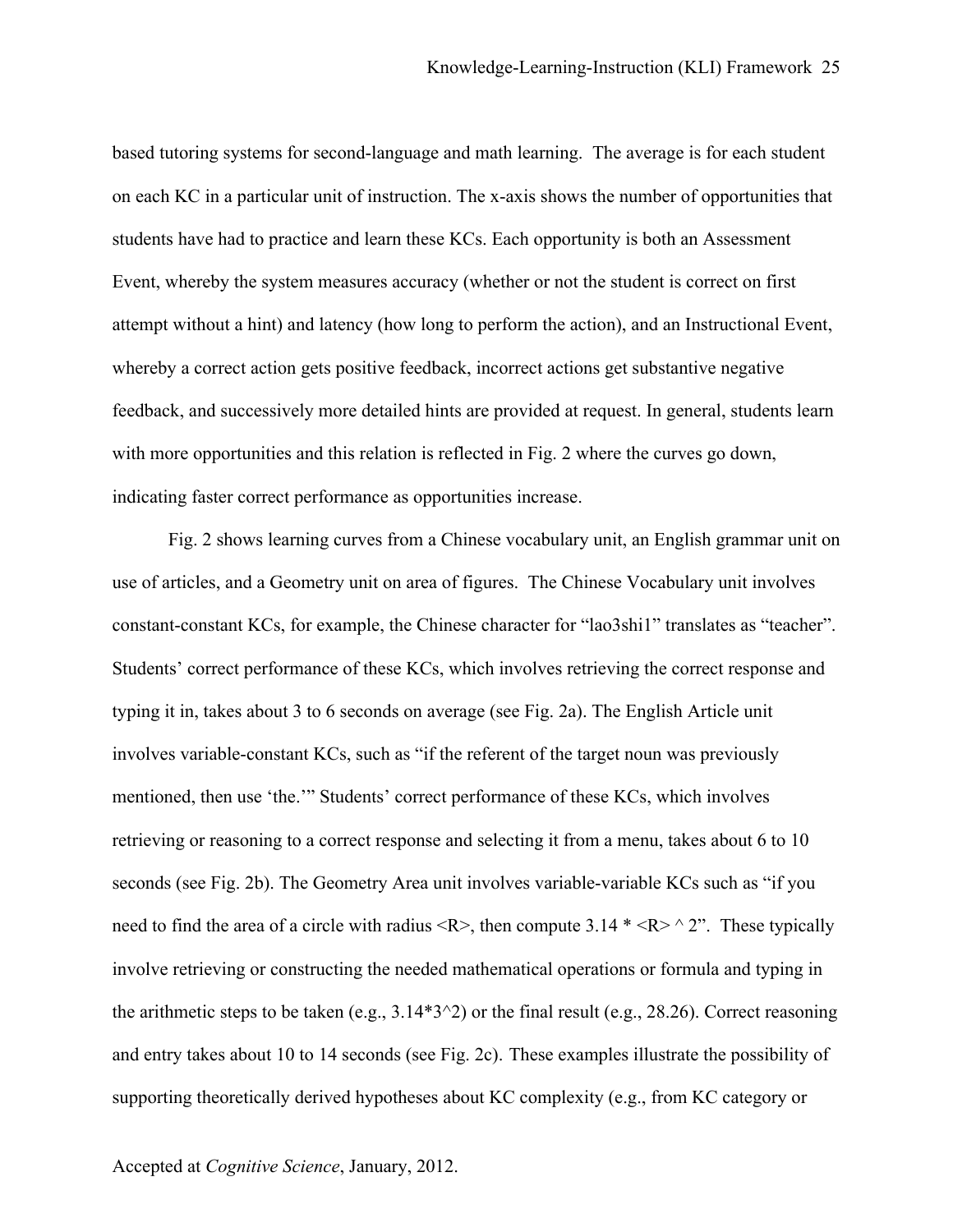based tutoring systems for second-language and math learning. The average is for each student on each KC in a particular unit of instruction. The x-axis shows the number of opportunities that students have had to practice and learn these KCs. Each opportunity is both an Assessment Event, whereby the system measures accuracy (whether or not the student is correct on first attempt without a hint) and latency (how long to perform the action), and an Instructional Event, whereby a correct action gets positive feedback, incorrect actions get substantive negative feedback, and successively more detailed hints are provided at request. In general, students learn with more opportunities and this relation is reflected in Fig. 2 where the curves go down, indicating faster correct performance as opportunities increase.

Fig. 2 shows learning curves from a Chinese vocabulary unit, an English grammar unit on use of articles, and a Geometry unit on area of figures. The Chinese Vocabulary unit involves constant-constant KCs, for example, the Chinese character for "lao3shi1" translates as "teacher". Students' correct performance of these KCs, which involves retrieving the correct response and typing it in, takes about 3 to 6 seconds on average (see Fig. 2a). The English Article unit involves variable-constant KCs, such as "if the referent of the target noun was previously mentioned, then use 'the.'" Students' correct performance of these KCs, which involves retrieving or reasoning to a correct response and selecting it from a menu, takes about 6 to 10 seconds (see Fig. 2b). The Geometry Area unit involves variable-variable KCs such as "if you need to find the area of a circle with radius <R>, then compute 3.14 * <R> ^ 2". These typically involve retrieving or constructing the needed mathematical operations or formula and typing in the arithmetic steps to be taken (e.g., 3.14*3^2) or the final result (e.g., 28.26). Correct reasoning and entry takes about 10 to 14 seconds (see Fig. 2c). These examples illustrate the possibility of supporting theoretically derived hypotheses about KC complexity (e.g., from KC category or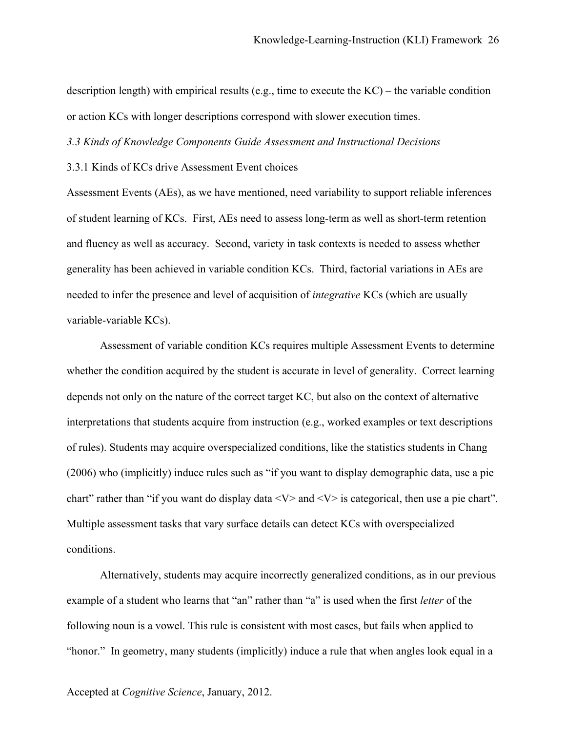description length) with empirical results (e.g., time to execute the KC) – the variable condition or action KCs with longer descriptions correspond with slower execution times.

### *3.3 Kinds of Knowledge Components Guide Assessment and Instructional Decisions*

#### 3.3.1 Kinds of KCs drive Assessment Event choices

Assessment Events (AEs), as we have mentioned, need variability to support reliable inferences of student learning of KCs. First, AEs need to assess long-term as well as short-term retention and fluency as well as accuracy. Second, variety in task contexts is needed to assess whether generality has been achieved in variable condition KCs. Third, factorial variations in AEs are needed to infer the presence and level of acquisition of *integrative* KCs (which are usually variable-variable KCs).

Assessment of variable condition KCs requires multiple Assessment Events to determine whether the condition acquired by the student is accurate in level of generality. Correct learning depends not only on the nature of the correct target KC, but also on the context of alternative interpretations that students acquire from instruction (e.g., worked examples or text descriptions of rules). Students may acquire overspecialized conditions, like the statistics students in Chang (2006) who (implicitly) induce rules such as "if you want to display demographic data, use a pie chart" rather than "if you want do display data <V> and <V> is categorical, then use a pie chart". Multiple assessment tasks that vary surface details can detect KCs with overspecialized conditions.

Alternatively, students may acquire incorrectly generalized conditions, as in our previous example of a student who learns that "an" rather than "a" is used when the first *letter* of the following noun is a vowel. This rule is consistent with most cases, but fails when applied to "honor." In geometry, many students (implicitly) induce a rule that when angles look equal in a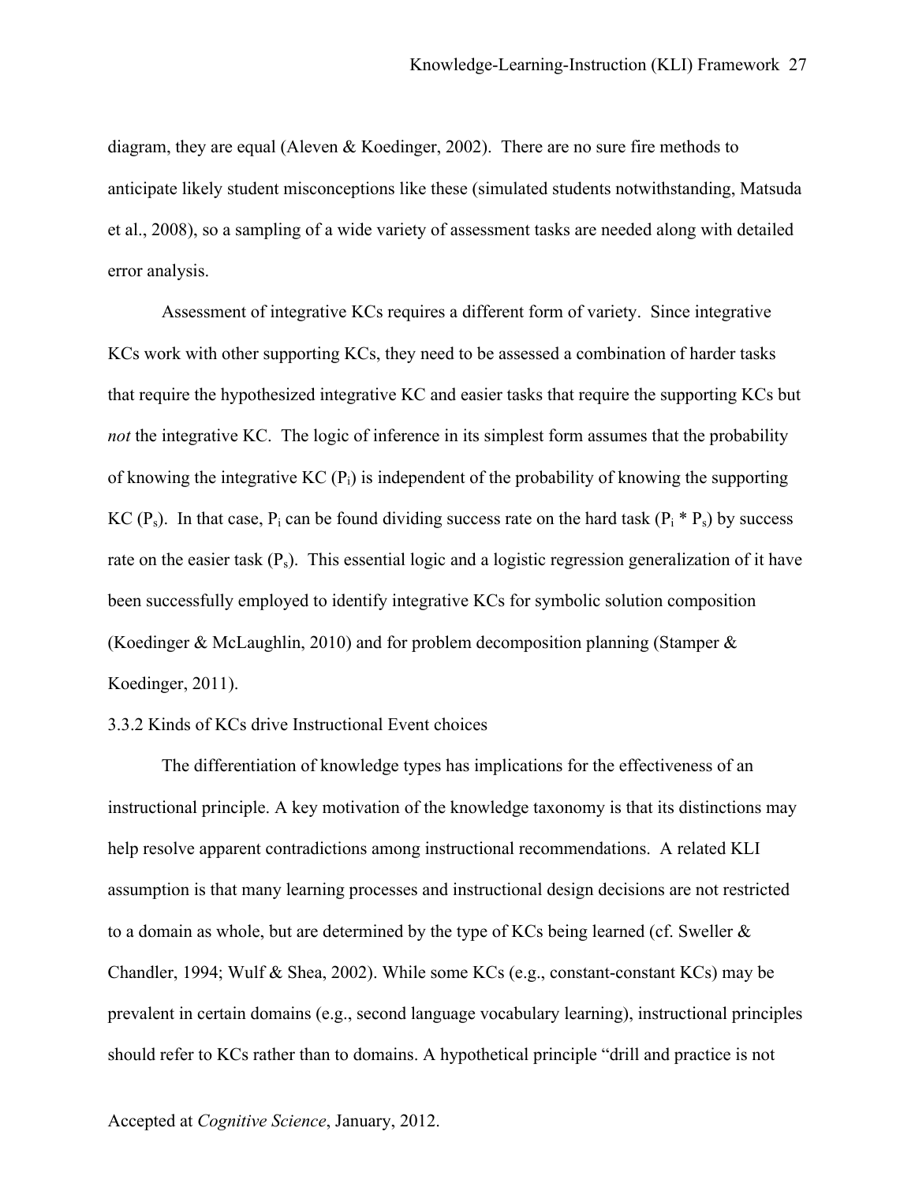diagram, they are equal (Aleven & Koedinger, 2002). There are no sure fire methods to anticipate likely student misconceptions like these (simulated students notwithstanding, Matsuda et al., 2008), so a sampling of a wide variety of assessment tasks are needed along with detailed error analysis.

Assessment of integrative KCs requires a different form of variety. Since integrative KCs work with other supporting KCs, they need to be assessed a combination of harder tasks that require the hypothesized integrative KC and easier tasks that require the supporting KCs but *not* the integrative KC. The logic of inference in its simplest form assumes that the probability of knowing the integrative KC ($P_i$) is independent of the probability of knowing the supporting KC ($P_s$). In that case, $P_i$ can be found dividing success rate on the hard task ($P_i * P_s$) by success rate on the easier task ($P_s$). This essential logic and a logistic regression generalization of it have been successfully employed to identify integrative KCs for symbolic solution composition (Koedinger & McLaughlin, 2010) and for problem decomposition planning (Stamper & Koedinger, 2011).

### 3.3.2 Kinds of KCs drive Instructional Event choices

The differentiation of knowledge types has implications for the effectiveness of an instructional principle. A key motivation of the knowledge taxonomy is that its distinctions may help resolve apparent contradictions among instructional recommendations. A related KLI assumption is that many learning processes and instructional design decisions are not restricted to a domain as whole, but are determined by the type of KCs being learned (cf. Sweller & Chandler, 1994; Wulf & Shea, 2002). While some KCs (e.g., constant-constant KCs) may be prevalent in certain domains (e.g., second language vocabulary learning), instructional principles should refer to KCs rather than to domains. A hypothetical principle "drill and practice is not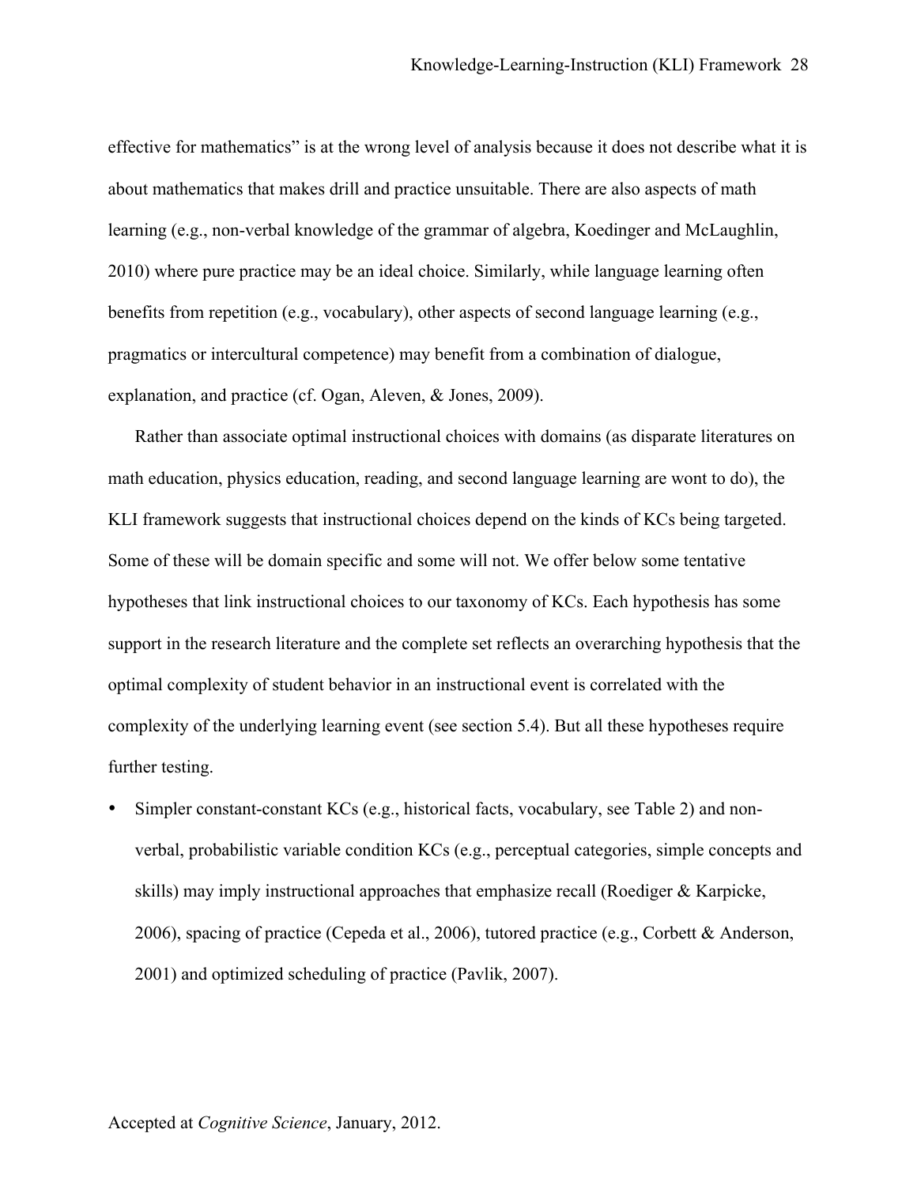effective for mathematics" is at the wrong level of analysis because it does not describe what it is about mathematics that makes drill and practice unsuitable. There are also aspects of math learning (e.g., non-verbal knowledge of the grammar of algebra, Koedinger and McLaughlin, 2010) where pure practice may be an ideal choice. Similarly, while language learning often benefits from repetition (e.g., vocabulary), other aspects of second language learning (e.g., pragmatics or intercultural competence) may benefit from a combination of dialogue, explanation, and practice (cf. Ogan, Aleven, & Jones, 2009).

Rather than associate optimal instructional choices with domains (as disparate literatures on math education, physics education, reading, and second language learning are wont to do), the KLI framework suggests that instructional choices depend on the kinds of KCs being targeted. Some of these will be domain specific and some will not. We offer below some tentative hypotheses that link instructional choices to our taxonomy of KCs. Each hypothesis has some support in the research literature and the complete set reflects an overarching hypothesis that the optimal complexity of student behavior in an instructional event is correlated with the complexity of the underlying learning event (see section 5.4). But all these hypotheses require further testing.

- Simpler constant-constant KCs (e.g., historical facts, vocabulary, see Table 2) and non-verbal, probabilistic variable condition KCs (e.g., perceptual categories, simple concepts and skills) may imply instructional approaches that emphasize recall (Roediger & Karpicke, 2006), spacing of practice (Cepeda et al., 2006), tutored practice (e.g., Corbett & Anderson, 2001) and optimized scheduling of practice (Pavlik, 2007).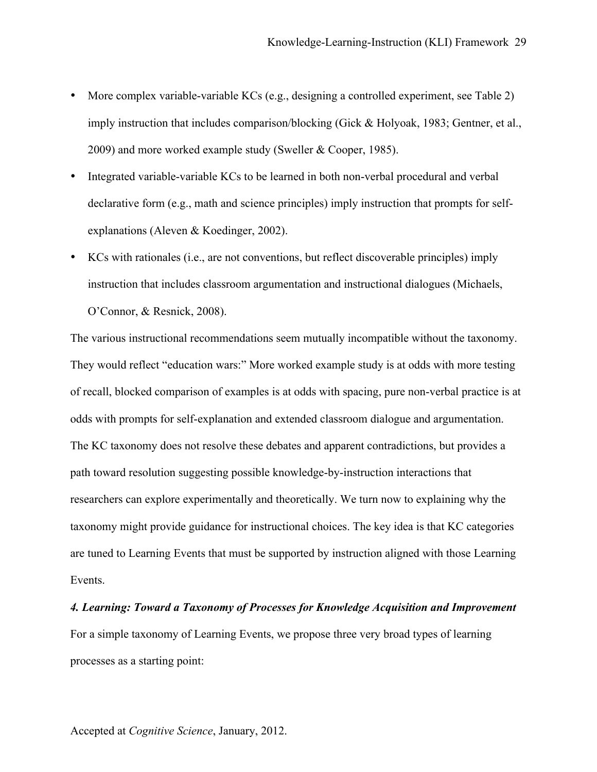- More complex variable-variable KCs (e.g., designing a controlled experiment, see Table 2) imply instruction that includes comparison/blocking (Gick & Holyoak, 1983; Gentner, et al., 2009) and more worked example study (Sweller & Cooper, 1985).
- Integrated variable-variable KCs to be learned in both non-verbal procedural and verbal declarative form (e.g., math and science principles) imply instruction that prompts for self-explanations (Aleven & Koedinger, 2002).
- KCs with rationales (i.e., are not conventions, but reflect discoverable principles) imply instruction that includes classroom argumentation and instructional dialogues (Michaels, O'Connor, & Resnick, 2008).

The various instructional recommendations seem mutually incompatible without the taxonomy. They would reflect "education wars:" More worked example study is at odds with more testing of recall, blocked comparison of examples is at odds with spacing, pure non-verbal practice is at odds with prompts for self-explanation and extended classroom dialogue and argumentation. The KC taxonomy does not resolve these debates and apparent contradictions, but provides a path toward resolution suggesting possible knowledge-by-instruction interactions that researchers can explore experimentally and theoretically. We turn now to explaining why the taxonomy might provide guidance for instructional choices. The key idea is that KC categories are tuned to Learning Events that must be supported by instruction aligned with those Learning Events.

***4. Learning: Toward a Taxonomy of Processes for Knowledge Acquisition and Improvement***

For a simple taxonomy of Learning Events, we propose three very broad types of learning processes as a starting point: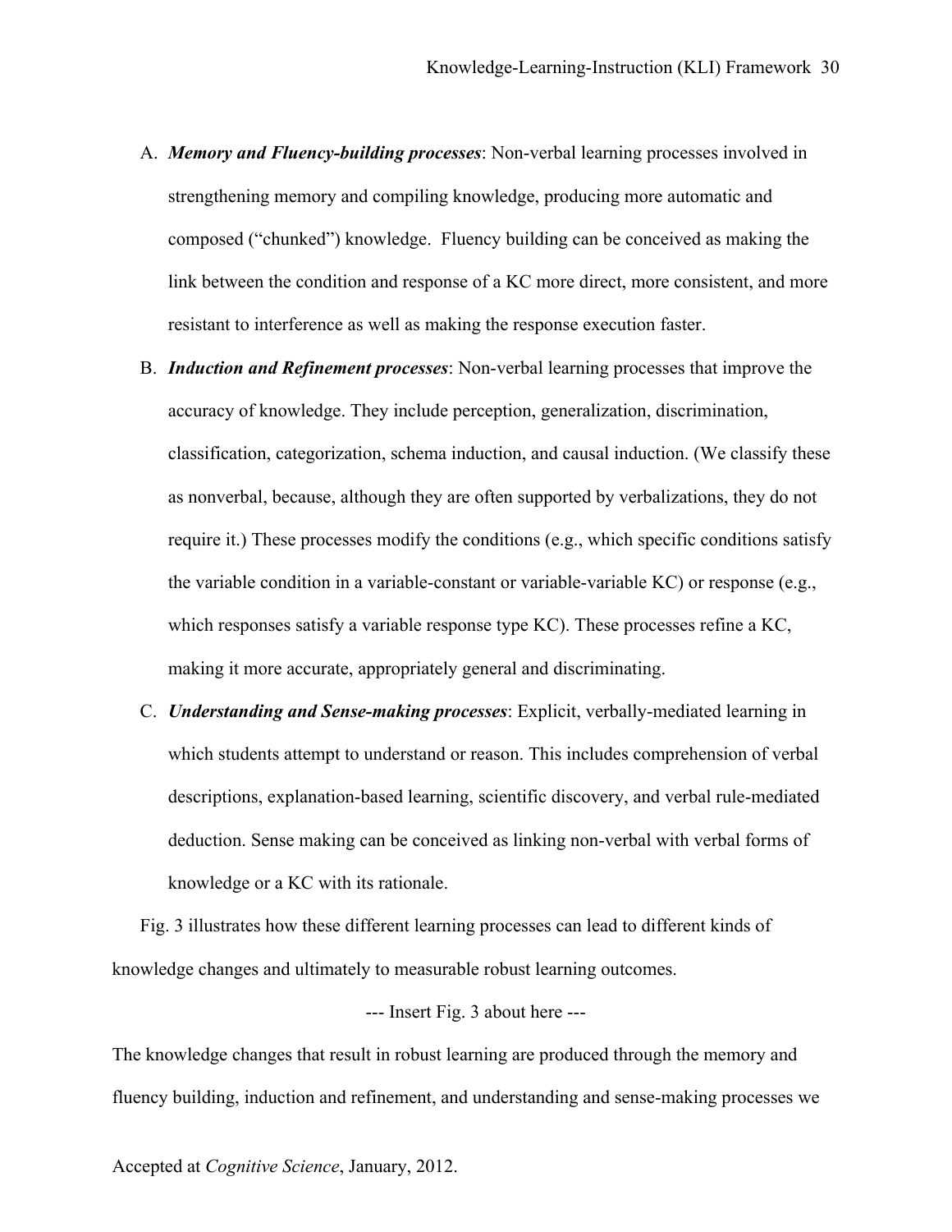A. ***Memory and Fluency-building processes***: Non-verbal learning processes involved in strengthening memory and compiling knowledge, producing more automatic and composed ("chunked") knowledge. Fluency building can be conceived as making the link between the condition and response of a KC more direct, more consistent, and more resistant to interference as well as making the response execution faster.

B. ***Induction and Refinement processes***: Non-verbal learning processes that improve the accuracy of knowledge. They include perception, generalization, discrimination, classification, categorization, schema induction, and causal induction. (We classify these as nonverbal, because, although they are often supported by verbalizations, they do not require it.) These processes modify the conditions (e.g., which specific conditions satisfy the variable condition in a variable-constant or variable-variable KC) or response (e.g., which responses satisfy a variable response type KC). These processes refine a KC, making it more accurate, appropriately general and discriminating.

C. ***Understanding and Sense-making processes***: Explicit, verbally-mediated learning in which students attempt to understand or reason. This includes comprehension of verbal descriptions, explanation-based learning, scientific discovery, and verbal rule-mediated deduction. Sense making can be conceived as linking non-verbal with verbal forms of knowledge or a KC with its rationale.

Fig. 3 illustrates how these different learning processes can lead to different kinds of knowledge changes and ultimately to measurable robust learning outcomes.

--- Insert Fig. 3 about here ---

The knowledge changes that result in robust learning are produced through the memory and fluency building, induction and refinement, and understanding and sense-making processes we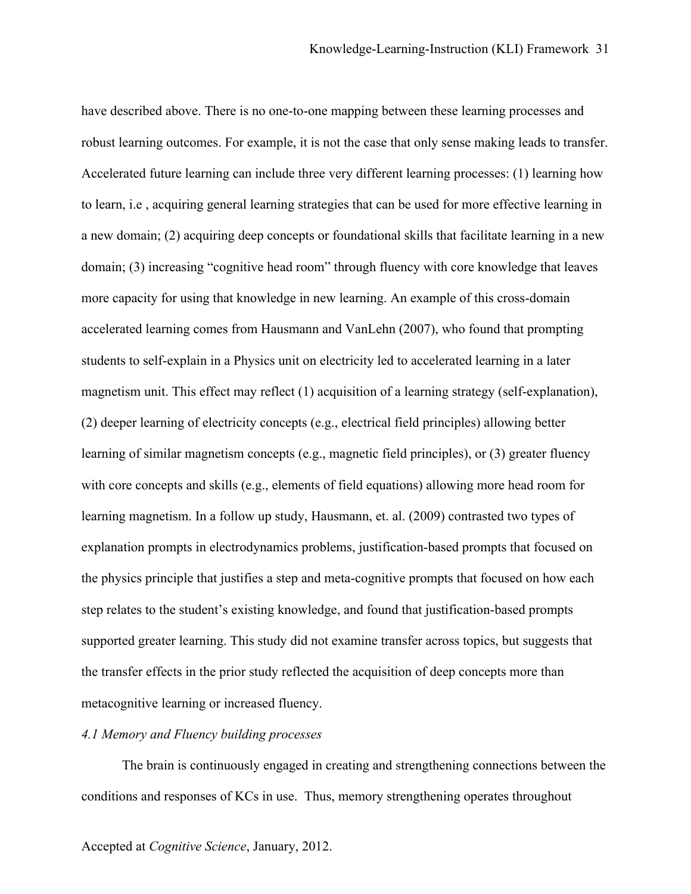have described above. There is no one-to-one mapping between these learning processes and robust learning outcomes. For example, it is not the case that only sense making leads to transfer. Accelerated future learning can include three very different learning processes: (1) learning how to learn, i.e , acquiring general learning strategies that can be used for more effective learning in a new domain; (2) acquiring deep concepts or foundational skills that facilitate learning in a new domain; (3) increasing "cognitive head room" through fluency with core knowledge that leaves more capacity for using that knowledge in new learning. An example of this cross-domain accelerated learning comes from Hausmann and VanLehn (2007), who found that prompting students to self-explain in a Physics unit on electricity led to accelerated learning in a later magnetism unit. This effect may reflect (1) acquisition of a learning strategy (self-explanation), (2) deeper learning of electricity concepts (e.g., electrical field principles) allowing better learning of similar magnetism concepts (e.g., magnetic field principles), or (3) greater fluency with core concepts and skills (e.g., elements of field equations) allowing more head room for learning magnetism. In a follow up study, Hausmann, et. al. (2009) contrasted two types of explanation prompts in electrodynamics problems, justification-based prompts that focused on the physics principle that justifies a step and meta-cognitive prompts that focused on how each step relates to the student's existing knowledge, and found that justification-based prompts supported greater learning. This study did not examine transfer across topics, but suggests that the transfer effects in the prior study reflected the acquisition of deep concepts more than metacognitive learning or increased fluency.

### *4.1 Memory and Fluency building processes*

The brain is continuously engaged in creating and strengthening connections between the conditions and responses of KCs in use. Thus, memory strengthening operates throughout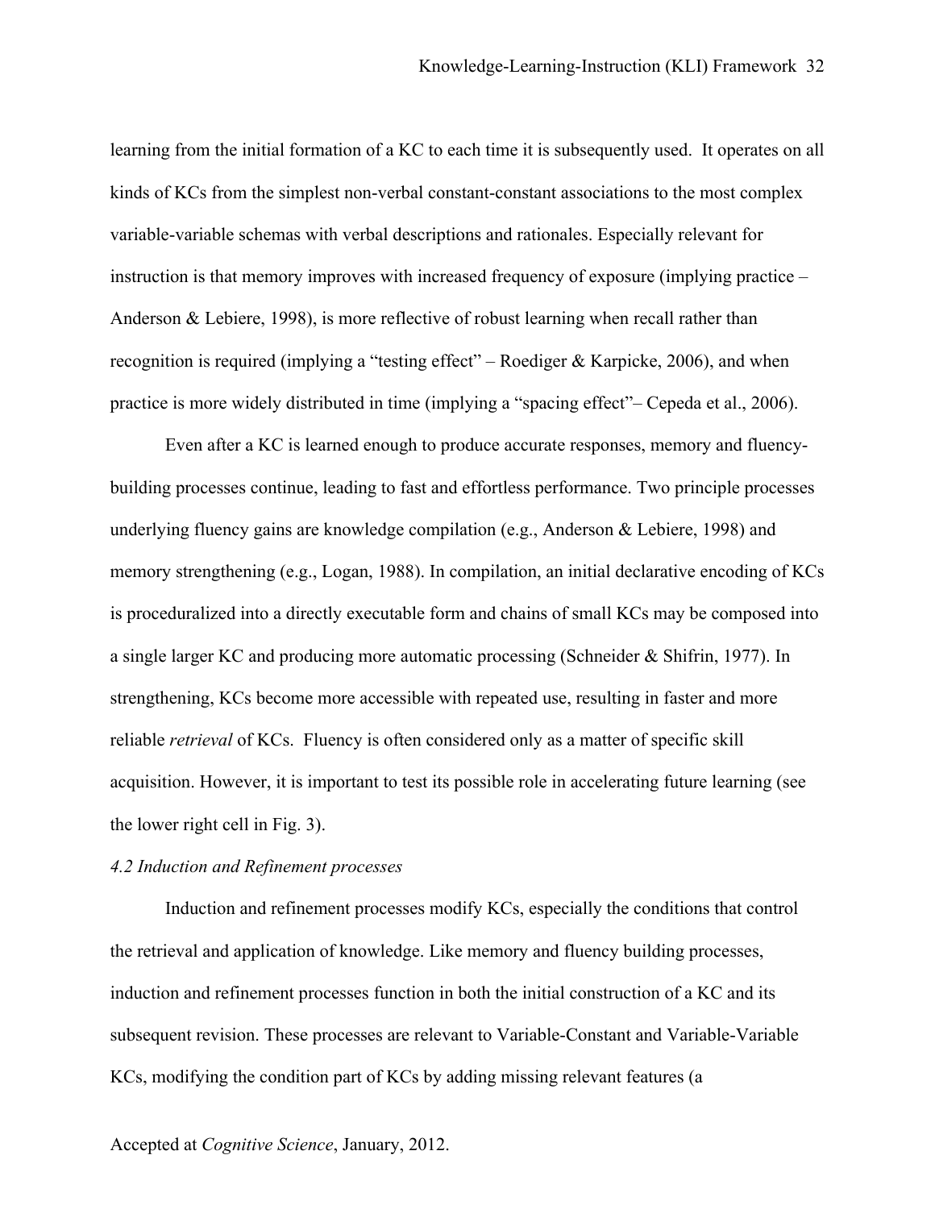learning from the initial formation of a KC to each time it is subsequently used. It operates on all kinds of KCs from the simplest non-verbal constant-constant associations to the most complex variable-variable schemas with verbal descriptions and rationales. Especially relevant for instruction is that memory improves with increased frequency of exposure (implying practice – Anderson & Lebiere, 1998), is more reflective of robust learning when recall rather than recognition is required (implying a "testing effect" – Roediger & Karpicke, 2006), and when practice is more widely distributed in time (implying a "spacing effect"– Cepeda et al., 2006).

Even after a KC is learned enough to produce accurate responses, memory and fluency-building processes continue, leading to fast and effortless performance. Two principle processes underlying fluency gains are knowledge compilation (e.g., Anderson & Lebiere, 1998) and memory strengthening (e.g., Logan, 1988). In compilation, an initial declarative encoding of KCs is proceduralized into a directly executable form and chains of small KCs may be composed into a single larger KC and producing more automatic processing (Schneider & Shifrin, 1977). In strengthening, KCs become more accessible with repeated use, resulting in faster and more reliable *retrieval* of KCs. Fluency is often considered only as a matter of specific skill acquisition. However, it is important to test its possible role in accelerating future learning (see the lower right cell in Fig. 3).

*4.2 Induction and Refinement processes*

Induction and refinement processes modify KCs, especially the conditions that control the retrieval and application of knowledge. Like memory and fluency building processes, induction and refinement processes function in both the initial construction of a KC and its subsequent revision. These processes are relevant to Variable-Constant and Variable-Variable KCs, modifying the condition part of KCs by adding missing relevant features (a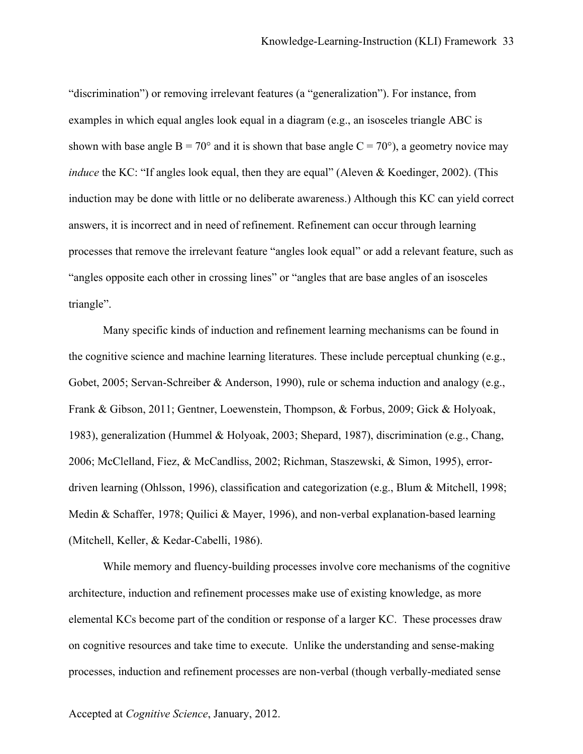"discrimination") or removing irrelevant features (a "generalization"). For instance, from examples in which equal angles look equal in a diagram (e.g., an isosceles triangle ABC is shown with base angle B = 70° and it is shown that base angle C = 70°), a geometry novice may *induce* the KC: "If angles look equal, then they are equal" (Aleven & Koedinger, 2002). (This induction may be done with little or no deliberate awareness.) Although this KC can yield correct answers, it is incorrect and in need of refinement. Refinement can occur through learning processes that remove the irrelevant feature "angles look equal" or add a relevant feature, such as "angles opposite each other in crossing lines" or "angles that are base angles of an isosceles triangle".

Many specific kinds of induction and refinement learning mechanisms can be found in the cognitive science and machine learning literatures. These include perceptual chunking (e.g., Gobet, 2005; Servan-Schreiber & Anderson, 1990), rule or schema induction and analogy (e.g., Frank & Gibson, 2011; Gentner, Loewenstein, Thompson, & Forbus, 2009; Gick & Holyoak, 1983), generalization (Hummel & Holyoak, 2003; Shepard, 1987), discrimination (e.g., Chang, 2006; McClelland, Fiez, & McCandliss, 2002; Richman, Staszewski, & Simon, 1995), error-driven learning (Ohlsson, 1996), classification and categorization (e.g., Blum & Mitchell, 1998; Medin & Schaffer, 1978; Quilici & Mayer, 1996), and non-verbal explanation-based learning (Mitchell, Keller, & Kedar-Cabelli, 1986).

While memory and fluency-building processes involve core mechanisms of the cognitive architecture, induction and refinement processes make use of existing knowledge, as more elemental KCs become part of the condition or response of a larger KC. These processes draw on cognitive resources and take time to execute. Unlike the understanding and sense-making processes, induction and refinement processes are non-verbal (though verbally-mediated sense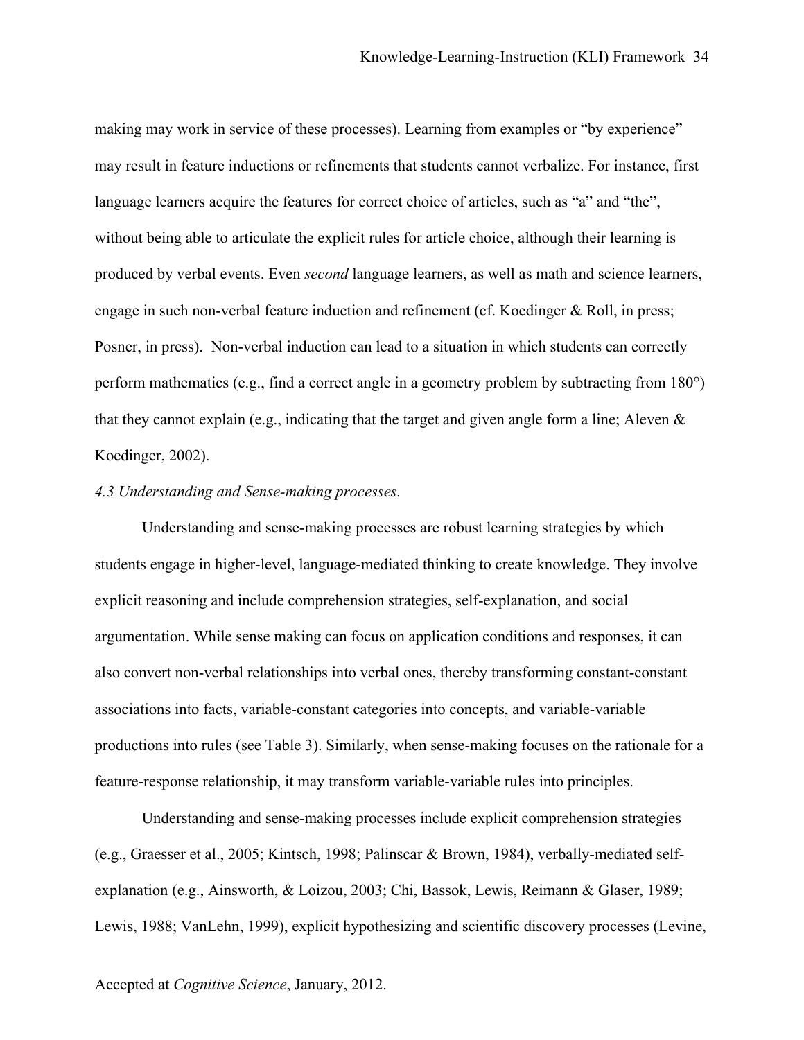making may work in service of these processes). Learning from examples or "by experience" may result in feature inductions or refinements that students cannot verbalize. For instance, first language learners acquire the features for correct choice of articles, such as "a" and "the", without being able to articulate the explicit rules for article choice, although their learning is produced by verbal events. Even *second* language learners, as well as math and science learners, engage in such non-verbal feature induction and refinement (cf. Koedinger & Roll, in press; Posner, in press). Non-verbal induction can lead to a situation in which students can correctly perform mathematics (e.g., find a correct angle in a geometry problem by subtracting from 180°) that they cannot explain (e.g., indicating that the target and given angle form a line; Aleven & Koedinger, 2002).

*4.3 Understanding and Sense-making processes.*

Understanding and sense-making processes are robust learning strategies by which students engage in higher-level, language-mediated thinking to create knowledge. They involve explicit reasoning and include comprehension strategies, self-explanation, and social argumentation. While sense making can focus on application conditions and responses, it can also convert non-verbal relationships into verbal ones, thereby transforming constant-constant associations into facts, variable-constant categories into concepts, and variable-variable productions into rules (see Table 3). Similarly, when sense-making focuses on the rationale for a feature-response relationship, it may transform variable-variable rules into principles.

Understanding and sense-making processes include explicit comprehension strategies (e.g., Graesser et al., 2005; Kintsch, 1998; Palinscar & Brown, 1984), verbally-mediated self-explanation (e.g., Ainsworth, & Loizou, 2003; Chi, Bassok, Lewis, Reimann & Glaser, 1989; Lewis, 1988; VanLehn, 1999), explicit hypothesizing and scientific discovery processes (Levine,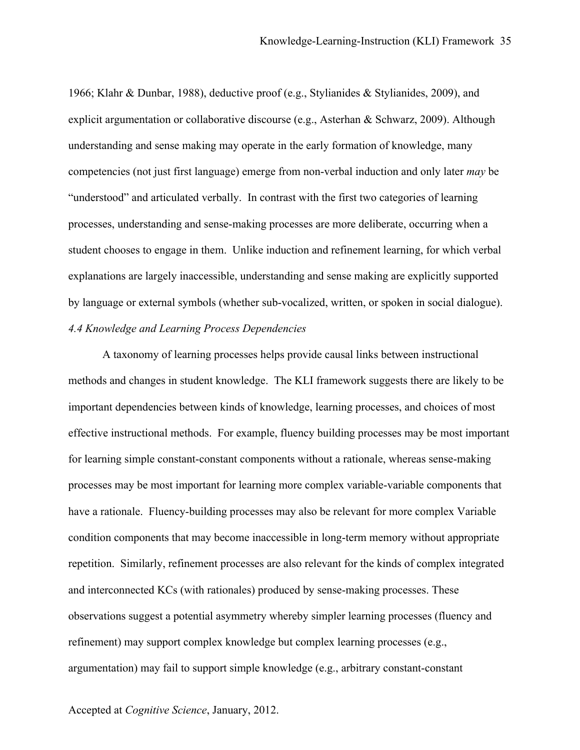1966; Klahr & Dunbar, 1988), deductive proof (e.g., Stylianides & Stylianides, 2009), and explicit argumentation or collaborative discourse (e.g., Asterhan & Schwarz, 2009). Although understanding and sense making may operate in the early formation of knowledge, many competencies (not just first language) emerge from non-verbal induction and only later *may* be "understood" and articulated verbally. In contrast with the first two categories of learning processes, understanding and sense-making processes are more deliberate, occurring when a student chooses to engage in them. Unlike induction and refinement learning, for which verbal explanations are largely inaccessible, understanding and sense making are explicitly supported by language or external symbols (whether sub-vocalized, written, or spoken in social dialogue).

*4.4 Knowledge and Learning Process Dependencies*

A taxonomy of learning processes helps provide causal links between instructional methods and changes in student knowledge. The KLI framework suggests there are likely to be important dependencies between kinds of knowledge, learning processes, and choices of most effective instructional methods. For example, fluency building processes may be most important for learning simple constant-constant components without a rationale, whereas sense-making processes may be most important for learning more complex variable-variable components that have a rationale. Fluency-building processes may also be relevant for more complex Variable condition components that may become inaccessible in long-term memory without appropriate repetition. Similarly, refinement processes are also relevant for the kinds of complex integrated and interconnected KCs (with rationales) produced by sense-making processes. These observations suggest a potential asymmetry whereby simpler learning processes (fluency and refinement) may support complex knowledge but complex learning processes (e.g., argumentation) may fail to support simple knowledge (e.g., arbitrary constant-constant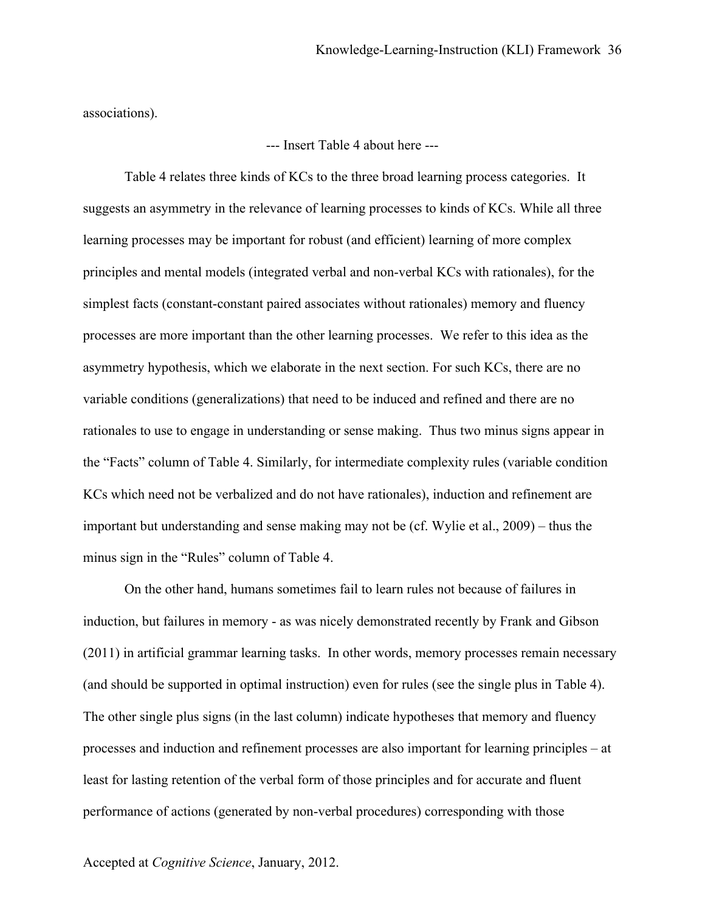associations).

--- Insert Table 4 about here ---

Table 4 relates three kinds of KCs to the three broad learning process categories. It suggests an asymmetry in the relevance of learning processes to kinds of KCs. While all three learning processes may be important for robust (and efficient) learning of more complex principles and mental models (integrated verbal and non-verbal KCs with rationales), for the simplest facts (constant-constant paired associates without rationales) memory and fluency processes are more important than the other learning processes. We refer to this idea as the asymmetry hypothesis, which we elaborate in the next section. For such KCs, there are no variable conditions (generalizations) that need to be induced and refined and there are no rationales to use to engage in understanding or sense making. Thus two minus signs appear in the "Facts" column of Table 4. Similarly, for intermediate complexity rules (variable condition KCs which need not be verbalized and do not have rationales), induction and refinement are important but understanding and sense making may not be (cf. Wylie et al., 2009) – thus the minus sign in the "Rules" column of Table 4.

On the other hand, humans sometimes fail to learn rules not because of failures in induction, but failures in memory - as was nicely demonstrated recently by Frank and Gibson (2011) in artificial grammar learning tasks. In other words, memory processes remain necessary (and should be supported in optimal instruction) even for rules (see the single plus in Table 4). The other single plus signs (in the last column) indicate hypotheses that memory and fluency processes and induction and refinement processes are also important for learning principles – at least for lasting retention of the verbal form of those principles and for accurate and fluent performance of actions (generated by non-verbal procedures) corresponding with those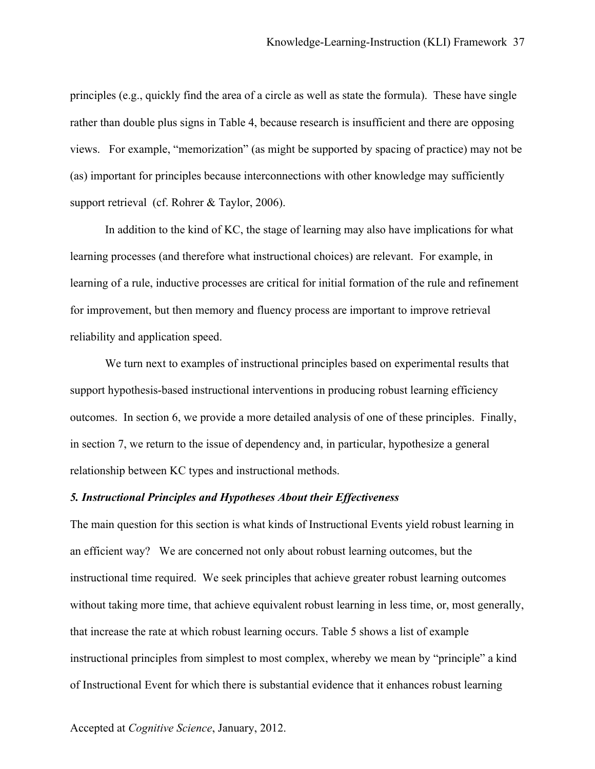principles (e.g., quickly find the area of a circle as well as state the formula). These have single rather than double plus signs in Table 4, because research is insufficient and there are opposing views. For example, "memorization" (as might be supported by spacing of practice) may not be (as) important for principles because interconnections with other knowledge may sufficiently support retrieval (cf. Rohrer & Taylor, 2006).

In addition to the kind of KC, the stage of learning may also have implications for what learning processes (and therefore what instructional choices) are relevant. For example, in learning of a rule, inductive processes are critical for initial formation of the rule and refinement for improvement, but then memory and fluency process are important to improve retrieval reliability and application speed.

We turn next to examples of instructional principles based on experimental results that support hypothesis-based instructional interventions in producing robust learning efficiency outcomes. In section 6, we provide a more detailed analysis of one of these principles. Finally, in section 7, we return to the issue of dependency and, in particular, hypothesize a general relationship between KC types and instructional methods.

### *5. Instructional Principles and Hypotheses About their Effectiveness*

The main question for this section is what kinds of Instructional Events yield robust learning in an efficient way? We are concerned not only about robust learning outcomes, but the instructional time required. We seek principles that achieve greater robust learning outcomes without taking more time, that achieve equivalent robust learning in less time, or, most generally, that increase the rate at which robust learning occurs. Table 5 shows a list of example instructional principles from simplest to most complex, whereby we mean by "principle" a kind of Instructional Event for which there is substantial evidence that it enhances robust learning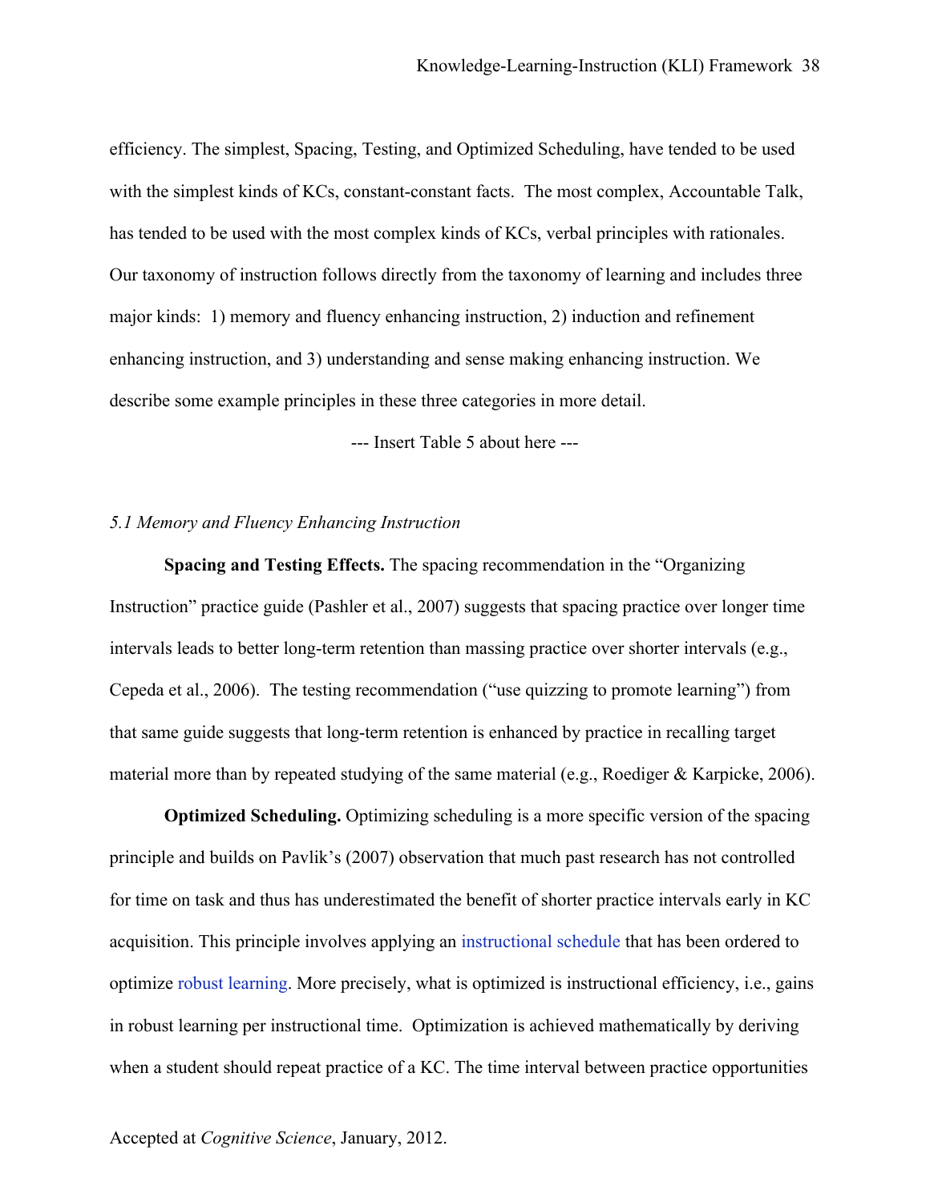efficiency. The simplest, Spacing, Testing, and Optimized Scheduling, have tended to be used with the simplest kinds of KCs, constant-constant facts. The most complex, Accountable Talk, has tended to be used with the most complex kinds of KCs, verbal principles with rationales. Our taxonomy of instruction follows directly from the taxonomy of learning and includes three major kinds: 1) memory and fluency enhancing instruction, 2) induction and refinement enhancing instruction, and 3) understanding and sense making enhancing instruction. We describe some example principles in these three categories in more detail.

--- Insert Table 5 about here ---

*5.1 Memory and Fluency Enhancing Instruction*

**Spacing and Testing Effects.** The spacing recommendation in the "Organizing Instruction" practice guide (Pashler et al., 2007) suggests that spacing practice over longer time intervals leads to better long-term retention than massing practice over shorter intervals (e.g., Cepeda et al., 2006). The testing recommendation ("use quizzing to promote learning") from that same guide suggests that long-term retention is enhanced by practice in recalling target material more than by repeated studying of the same material (e.g., Roediger & Karpicke, 2006).

**Optimized Scheduling.** Optimizing scheduling is a more specific version of the spacing principle and builds on Pavlik's (2007) observation that much past research has not controlled for time on task and thus has underestimated the benefit of shorter practice intervals early in KC acquisition. This principle involves applying an instructional schedule that has been ordered to optimize robust learning. More precisely, what is optimized is instructional efficiency, i.e., gains in robust learning per instructional time. Optimization is achieved mathematically by deriving when a student should repeat practice of a KC. The time interval between practice opportunities

Accepted at *Cognitive Science*, January, 2012.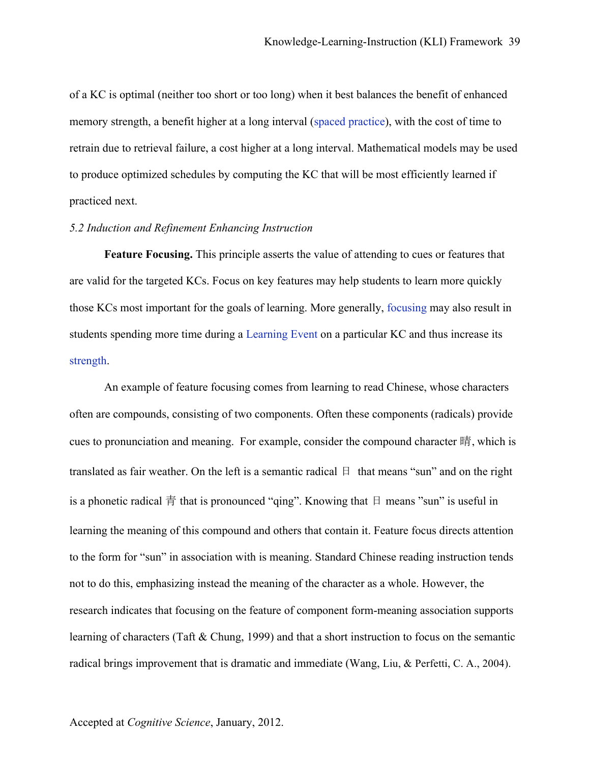of a KC is optimal (neither too short or too long) when it best balances the benefit of enhanced memory strength, a benefit higher at a long interval (spaced practice), with the cost of time to retrain due to retrieval failure, a cost higher at a long interval. Mathematical models may be used to produce optimized schedules by computing the KC that will be most efficiently learned if practiced next.

*5.2 Induction and Refinement Enhancing Instruction*

**Feature Focusing.** This principle asserts the value of attending to cues or features that are valid for the targeted KCs. Focus on key features may help students to learn more quickly those KCs most important for the goals of learning. More generally, focusing may also result in students spending more time during a Learning Event on a particular KC and thus increase its strength.

An example of feature focusing comes from learning to read Chinese, whose characters often are compounds, consisting of two components. Often these components (radicals) provide cues to pronunciation and meaning. For example, consider the compound character 晴, which is translated as fair weather. On the left is a semantic radical 日 that means "sun" and on the right is a phonetic radical 青 that is pronounced "qing". Knowing that 日 means "sun" is useful in learning the meaning of this compound and others that contain it. Feature focus directs attention to the form for "sun" in association with is meaning. Standard Chinese reading instruction tends not to do this, emphasizing instead the meaning of the character as a whole. However, the research indicates that focusing on the feature of component form-meaning association supports learning of characters (Taft & Chung, 1999) and that a short instruction to focus on the semantic radical brings improvement that is dramatic and immediate (Wang, Liu, & Perfetti, C. A., 2004).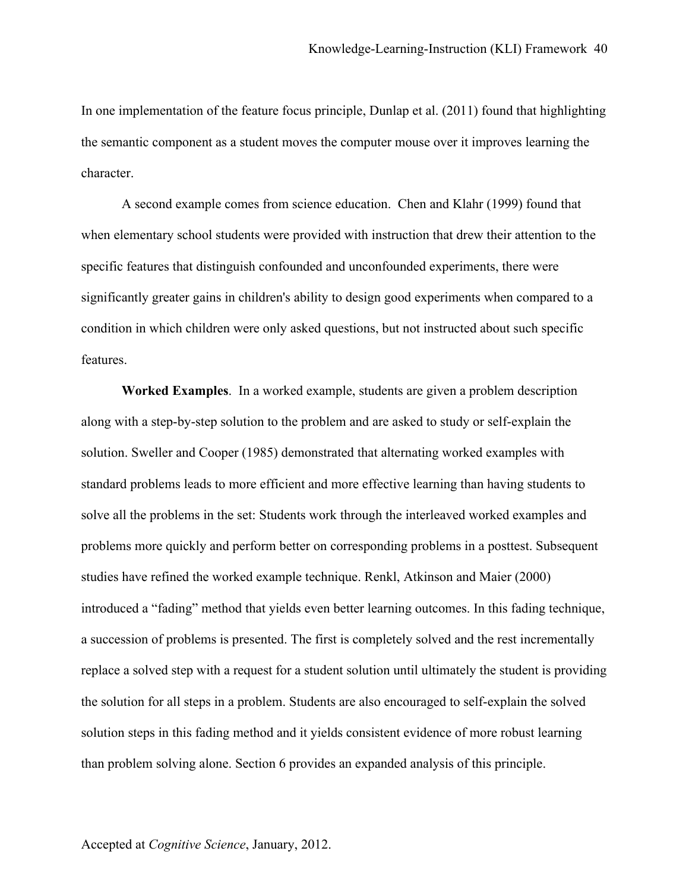In one implementation of the feature focus principle, Dunlap et al. (2011) found that highlighting the semantic component as a student moves the computer mouse over it improves learning the character.

A second example comes from science education. Chen and Klahr (1999) found that when elementary school students were provided with instruction that drew their attention to the specific features that distinguish confounded and unconfounded experiments, there were significantly greater gains in children's ability to design good experiments when compared to a condition in which children were only asked questions, but not instructed about such specific features.

**Worked Examples**. In a worked example, students are given a problem description along with a step-by-step solution to the problem and are asked to study or self-explain the solution. Sweller and Cooper (1985) demonstrated that alternating worked examples with standard problems leads to more efficient and more effective learning than having students to solve all the problems in the set: Students work through the interleaved worked examples and problems more quickly and perform better on corresponding problems in a posttest. Subsequent studies have refined the worked example technique. Renkl, Atkinson and Maier (2000) introduced a "fading" method that yields even better learning outcomes. In this fading technique, a succession of problems is presented. The first is completely solved and the rest incrementally replace a solved step with a request for a student solution until ultimately the student is providing the solution for all steps in a problem. Students are also encouraged to self-explain the solved solution steps in this fading method and it yields consistent evidence of more robust learning than problem solving alone. Section 6 provides an expanded analysis of this principle.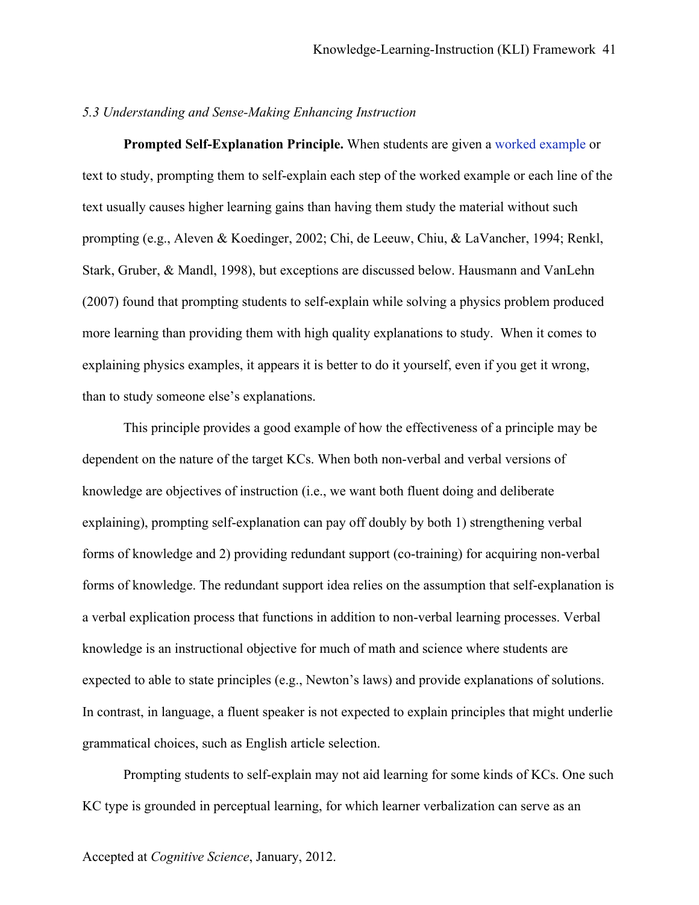*5.3 Understanding and Sense-Making Enhancing Instruction*

**Prompted Self-Explanation Principle.** When students are given a worked example or text to study, prompting them to self-explain each step of the worked example or each line of the text usually causes higher learning gains than having them study the material without such prompting (e.g., Aleven & Koedinger, 2002; Chi, de Leeuw, Chiu, & LaVancher, 1994; Renkl, Stark, Gruber, & Mandl, 1998), but exceptions are discussed below. Hausmann and VanLehn (2007) found that prompting students to self-explain while solving a physics problem produced more learning than providing them with high quality explanations to study. When it comes to explaining physics examples, it appears it is better to do it yourself, even if you get it wrong, than to study someone else's explanations.

This principle provides a good example of how the effectiveness of a principle may be dependent on the nature of the target KCs. When both non-verbal and verbal versions of knowledge are objectives of instruction (i.e., we want both fluent doing and deliberate explaining), prompting self-explanation can pay off doubly by both 1) strengthening verbal forms of knowledge and 2) providing redundant support (co-training) for acquiring non-verbal forms of knowledge. The redundant support idea relies on the assumption that self-explanation is a verbal explication process that functions in addition to non-verbal learning processes. Verbal knowledge is an instructional objective for much of math and science where students are expected to able to state principles (e.g., Newton's laws) and provide explanations of solutions. In contrast, in language, a fluent speaker is not expected to explain principles that might underlie grammatical choices, such as English article selection.

Prompting students to self-explain may not aid learning for some kinds of KCs. One such KC type is grounded in perceptual learning, for which learner verbalization can serve as an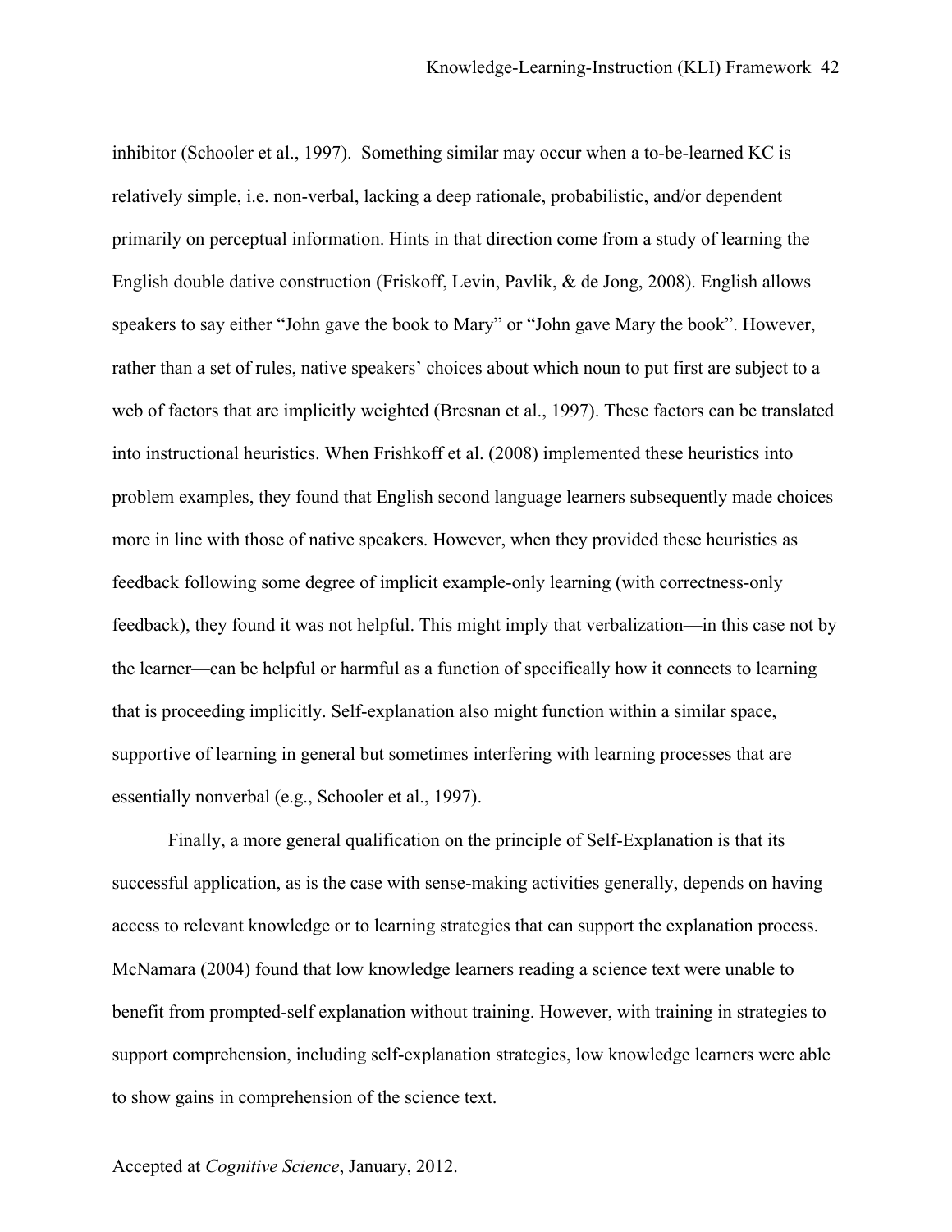inhibitor (Schooler et al., 1997). Something similar may occur when a to-be-learned KC is relatively simple, i.e. non-verbal, lacking a deep rationale, probabilistic, and/or dependent primarily on perceptual information. Hints in that direction come from a study of learning the English double dative construction (Friskoff, Levin, Pavlik, & de Jong, 2008). English allows speakers to say either "John gave the book to Mary" or "John gave Mary the book". However, rather than a set of rules, native speakers' choices about which noun to put first are subject to a web of factors that are implicitly weighted (Bresnan et al., 1997). These factors can be translated into instructional heuristics. When Frishkoff et al. (2008) implemented these heuristics into problem examples, they found that English second language learners subsequently made choices more in line with those of native speakers. However, when they provided these heuristics as feedback following some degree of implicit example-only learning (with correctness-only feedback), they found it was not helpful. This might imply that verbalization—in this case not by the learner—can be helpful or harmful as a function of specifically how it connects to learning that is proceeding implicitly. Self-explanation also might function within a similar space, supportive of learning in general but sometimes interfering with learning processes that are essentially nonverbal (e.g., Schooler et al., 1997).

Finally, a more general qualification on the principle of Self-Explanation is that its successful application, as is the case with sense-making activities generally, depends on having access to relevant knowledge or to learning strategies that can support the explanation process. McNamara (2004) found that low knowledge learners reading a science text were unable to benefit from prompted-self explanation without training. However, with training in strategies to support comprehension, including self-explanation strategies, low knowledge learners were able to show gains in comprehension of the science text.

Accepted at *Cognitive Science*, January, 2012.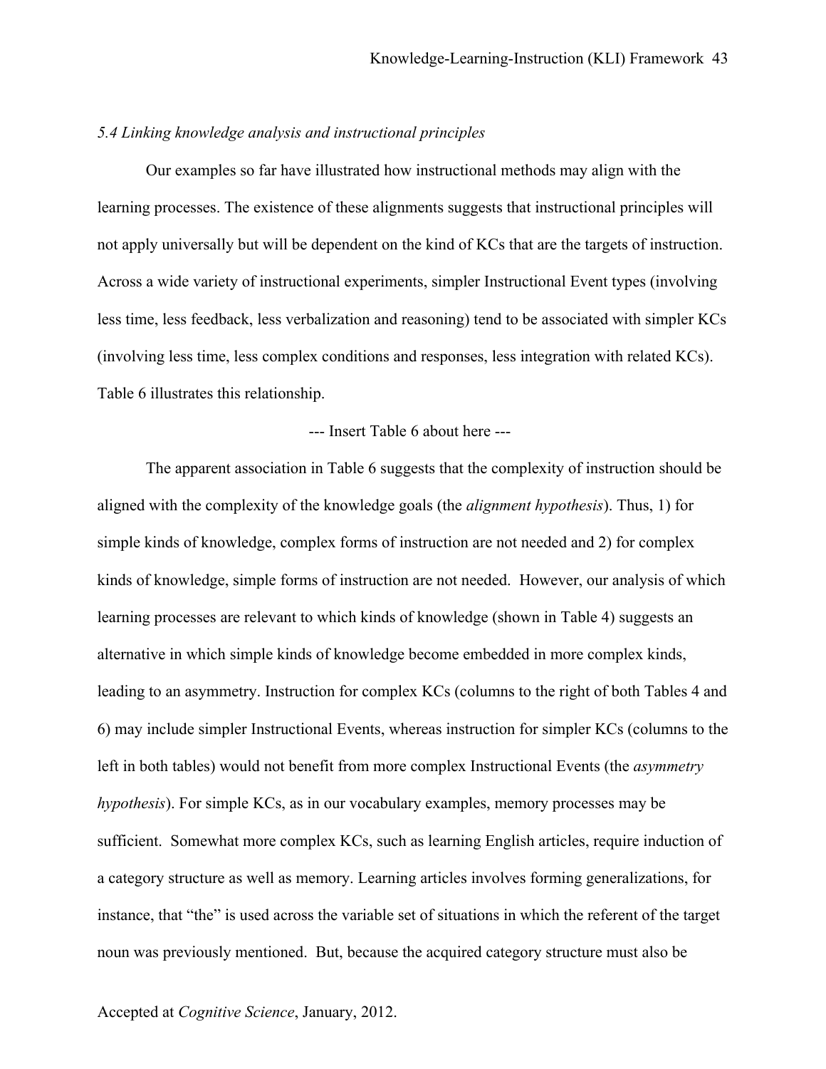### *5.4 Linking knowledge analysis and instructional principles*

Our examples so far have illustrated how instructional methods may align with the learning processes. The existence of these alignments suggests that instructional principles will not apply universally but will be dependent on the kind of KCs that are the targets of instruction. Across a wide variety of instructional experiments, simpler Instructional Event types (involving less time, less feedback, less verbalization and reasoning) tend to be associated with simpler KCs (involving less time, less complex conditions and responses, less integration with related KCs). Table 6 illustrates this relationship.

--- Insert Table 6 about here ---

The apparent association in Table 6 suggests that the complexity of instruction should be aligned with the complexity of the knowledge goals (the *alignment hypothesis*). Thus, 1) for simple kinds of knowledge, complex forms of instruction are not needed and 2) for complex kinds of knowledge, simple forms of instruction are not needed. However, our analysis of which learning processes are relevant to which kinds of knowledge (shown in Table 4) suggests an alternative in which simple kinds of knowledge become embedded in more complex kinds, leading to an asymmetry. Instruction for complex KCs (columns to the right of both Tables 4 and 6) may include simpler Instructional Events, whereas instruction for simpler KCs (columns to the left in both tables) would not benefit from more complex Instructional Events (the *asymmetry hypothesis*). For simple KCs, as in our vocabulary examples, memory processes may be sufficient. Somewhat more complex KCs, such as learning English articles, require induction of a category structure as well as memory. Learning articles involves forming generalizations, for instance, that "the" is used across the variable set of situations in which the referent of the target noun was previously mentioned. But, because the acquired category structure must also be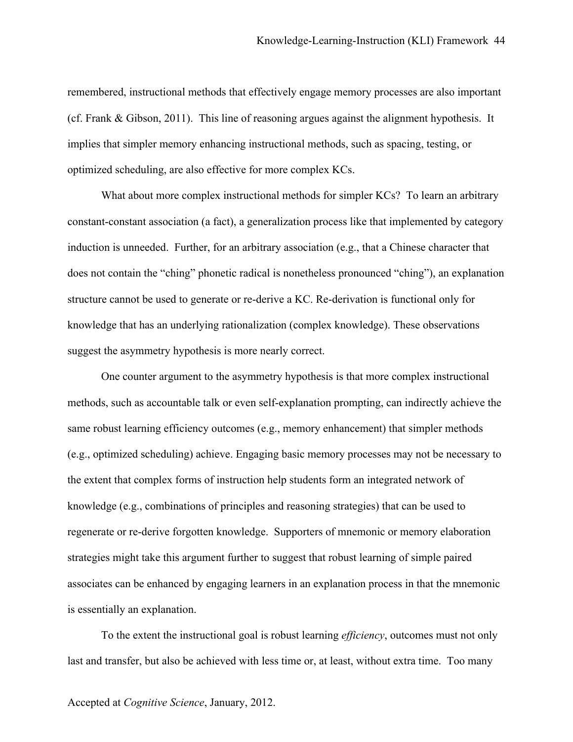remembered, instructional methods that effectively engage memory processes are also important (cf. Frank & Gibson, 2011). This line of reasoning argues against the alignment hypothesis. It implies that simpler memory enhancing instructional methods, such as spacing, testing, or optimized scheduling, are also effective for more complex KCs.

What about more complex instructional methods for simpler KCs? To learn an arbitrary constant-constant association (a fact), a generalization process like that implemented by category induction is unneeded. Further, for an arbitrary association (e.g., that a Chinese character that does not contain the "ching" phonetic radical is nonetheless pronounced "ching"), an explanation structure cannot be used to generate or re-derive a KC. Re-derivation is functional only for knowledge that has an underlying rationalization (complex knowledge). These observations suggest the asymmetry hypothesis is more nearly correct.

One counter argument to the asymmetry hypothesis is that more complex instructional methods, such as accountable talk or even self-explanation prompting, can indirectly achieve the same robust learning efficiency outcomes (e.g., memory enhancement) that simpler methods (e.g., optimized scheduling) achieve. Engaging basic memory processes may not be necessary to the extent that complex forms of instruction help students form an integrated network of knowledge (e.g., combinations of principles and reasoning strategies) that can be used to regenerate or re-derive forgotten knowledge. Supporters of mnemonic or memory elaboration strategies might take this argument further to suggest that robust learning of simple paired associates can be enhanced by engaging learners in an explanation process in that the mnemonic is essentially an explanation.

To the extent the instructional goal is robust learning *efficiency*, outcomes must not only last and transfer, but also be achieved with less time or, at least, without extra time. Too many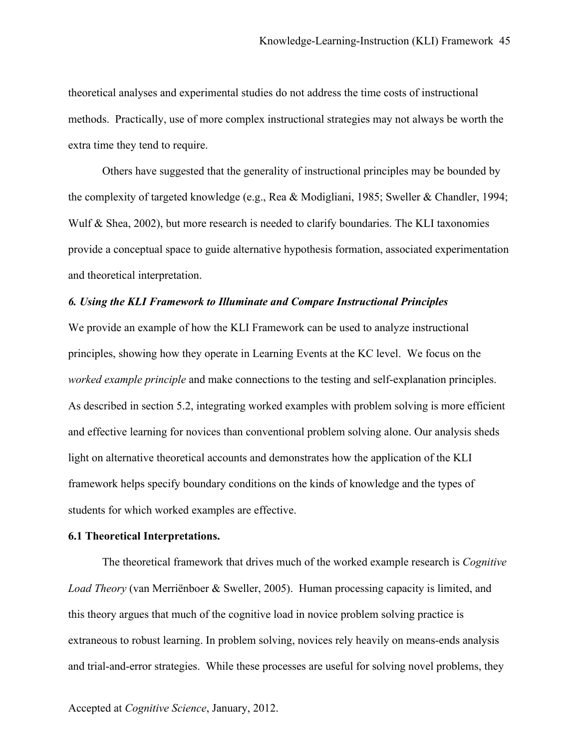theoretical analyses and experimental studies do not address the time costs of instructional methods. Practically, use of more complex instructional strategies may not always be worth the extra time they tend to require.

Others have suggested that the generality of instructional principles may be bounded by the complexity of targeted knowledge (e.g., Rea & Modigliani, 1985; Sweller & Chandler, 1994; Wulf & Shea, 2002), but more research is needed to clarify boundaries. The KLI taxonomies provide a conceptual space to guide alternative hypothesis formation, associated experimentation and theoretical interpretation.

### *6. Using the KLI Framework to Illuminate and Compare Instructional Principles*

We provide an example of how the KLI Framework can be used to analyze instructional principles, showing how they operate in Learning Events at the KC level. We focus on the *worked example principle* and make connections to the testing and self-explanation principles. As described in section 5.2, integrating worked examples with problem solving is more efficient and effective learning for novices than conventional problem solving alone. Our analysis sheds light on alternative theoretical accounts and demonstrates how the application of the KLI framework helps specify boundary conditions on the kinds of knowledge and the types of students for which worked examples are effective.

#### 6.1 Theoretical Interpretations.

The theoretical framework that drives much of the worked example research is *Cognitive Load Theory* (van Merriënboer & Sweller, 2005). Human processing capacity is limited, and this theory argues that much of the cognitive load in novice problem solving practice is extraneous to robust learning. In problem solving, novices rely heavily on means-ends analysis and trial-and-error strategies. While these processes are useful for solving novel problems, they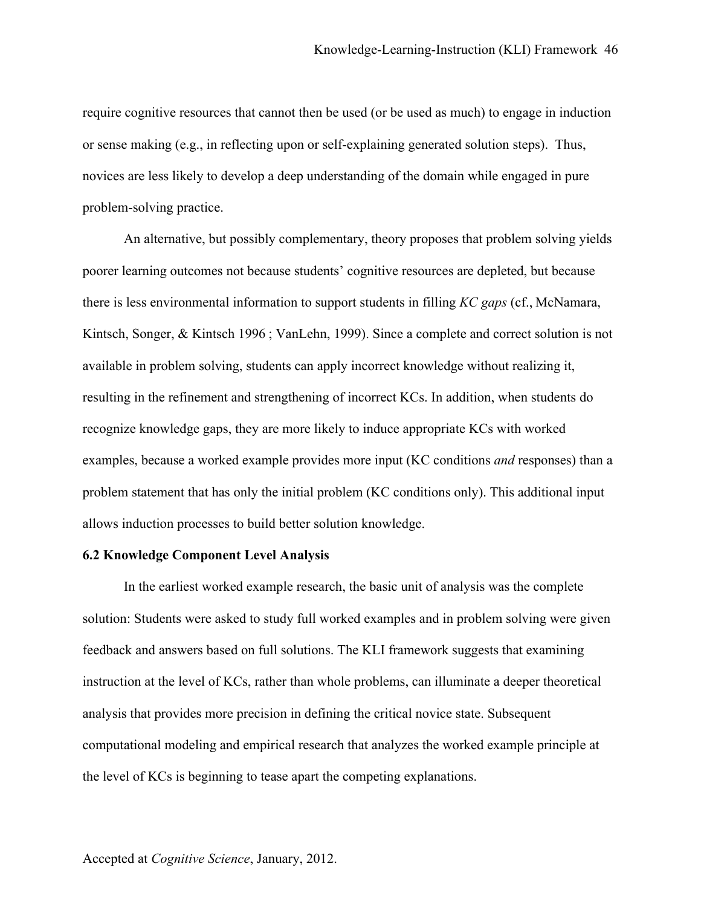require cognitive resources that cannot then be used (or be used as much) to engage in induction or sense making (e.g., in reflecting upon or self-explaining generated solution steps).  Thus, novices are less likely to develop a deep understanding of the domain while engaged in pure problem-solving practice.

An alternative, but possibly complementary, theory proposes that problem solving yields poorer learning outcomes not because students' cognitive resources are depleted, but because there is less environmental information to support students in filling *KC gaps* (cf., McNamara, Kintsch, Songer, & Kintsch 1996 ; VanLehn, 1999). Since a complete and correct solution is not available in problem solving, students can apply incorrect knowledge without realizing it, resulting in the refinement and strengthening of incorrect KCs. In addition, when students do recognize knowledge gaps, they are more likely to induce appropriate KCs with worked examples, because a worked example provides more input (KC conditions *and* responses) than a problem statement that has only the initial problem (KC conditions only). This additional input allows induction processes to build better solution knowledge.

### 6.2 Knowledge Component Level Analysis

In the earliest worked example research, the basic unit of analysis was the complete solution: Students were asked to study full worked examples and in problem solving were given feedback and answers based on full solutions. The KLI framework suggests that examining instruction at the level of KCs, rather than whole problems, can illuminate a deeper theoretical analysis that provides more precision in defining the critical novice state. Subsequent computational modeling and empirical research that analyzes the worked example principle at the level of KCs is beginning to tease apart the competing explanations.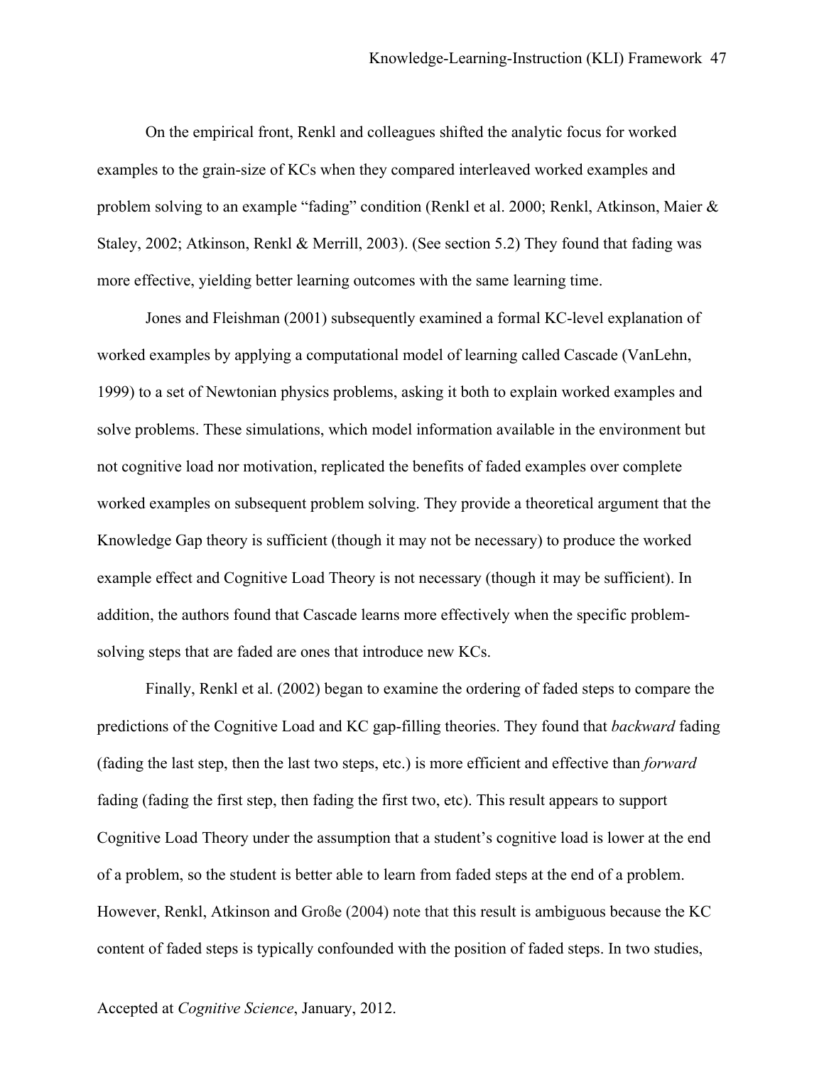On the empirical front, Renkl and colleagues shifted the analytic focus for worked examples to the grain-size of KCs when they compared interleaved worked examples and problem solving to an example "fading" condition (Renkl et al. 2000; Renkl, Atkinson, Maier & Staley, 2002; Atkinson, Renkl & Merrill, 2003). (See section 5.2) They found that fading was more effective, yielding better learning outcomes with the same learning time.

Jones and Fleishman (2001) subsequently examined a formal KC-level explanation of worked examples by applying a computational model of learning called Cascade (VanLehn, 1999) to a set of Newtonian physics problems, asking it both to explain worked examples and solve problems. These simulations, which model information available in the environment but not cognitive load nor motivation, replicated the benefits of faded examples over complete worked examples on subsequent problem solving. They provide a theoretical argument that the Knowledge Gap theory is sufficient (though it may not be necessary) to produce the worked example effect and Cognitive Load Theory is not necessary (though it may be sufficient). In addition, the authors found that Cascade learns more effectively when the specific problem-solving steps that are faded are ones that introduce new KCs.

Finally, Renkl et al. (2002) began to examine the ordering of faded steps to compare the predictions of the Cognitive Load and KC gap-filling theories. They found that *backward* fading (fading the last step, then the last two steps, etc.) is more efficient and effective than *forward* fading (fading the first step, then fading the first two, etc). This result appears to support Cognitive Load Theory under the assumption that a student's cognitive load is lower at the end of a problem, so the student is better able to learn from faded steps at the end of a problem. However, Renkl, Atkinson and Große (2004) note that this result is ambiguous because the KC content of faded steps is typically confounded with the position of faded steps. In two studies,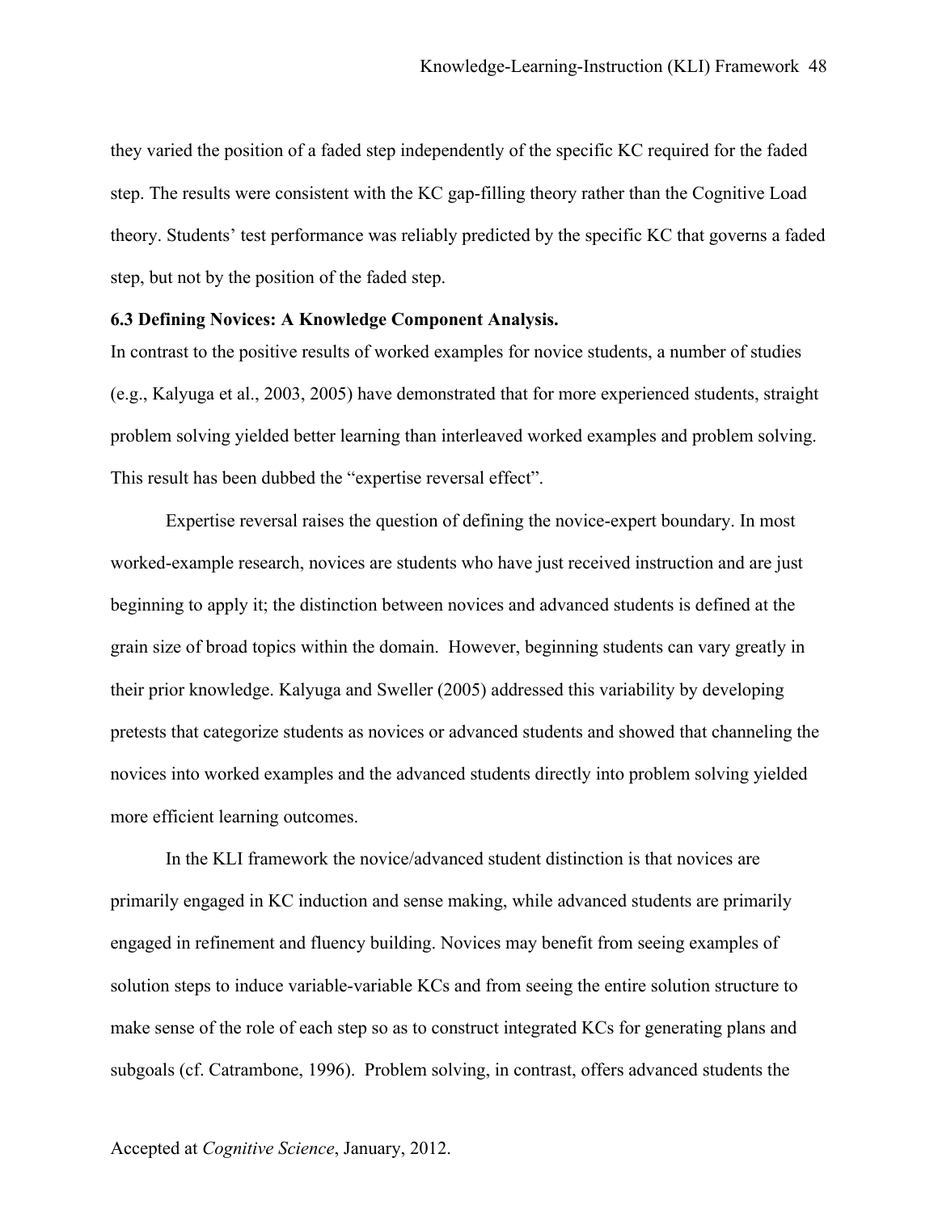they varied the position of a faded step independently of the specific KC required for the faded step. The results were consistent with the KC gap-filling theory rather than the Cognitive Load theory. Students' test performance was reliably predicted by the specific KC that governs a faded step, but not by the position of the faded step.

### 6.3 Defining Novices: A Knowledge Component Analysis.

In contrast to the positive results of worked examples for novice students, a number of studies (e.g., Kalyuga et al., 2003, 2005) have demonstrated that for more experienced students, straight problem solving yielded better learning than interleaved worked examples and problem solving. This result has been dubbed the "expertise reversal effect".

Expertise reversal raises the question of defining the novice-expert boundary. In most worked-example research, novices are students who have just received instruction and are just beginning to apply it; the distinction between novices and advanced students is defined at the grain size of broad topics within the domain. However, beginning students can vary greatly in their prior knowledge. Kalyuga and Sweller (2005) addressed this variability by developing pretests that categorize students as novices or advanced students and showed that channeling the novices into worked examples and the advanced students directly into problem solving yielded more efficient learning outcomes.

In the KLI framework the novice/advanced student distinction is that novices are primarily engaged in KC induction and sense making, while advanced students are primarily engaged in refinement and fluency building. Novices may benefit from seeing examples of solution steps to induce variable-variable KCs and from seeing the entire solution structure to make sense of the role of each step so as to construct integrated KCs for generating plans and subgoals (cf. Catrambone, 1996). Problem solving, in contrast, offers advanced students the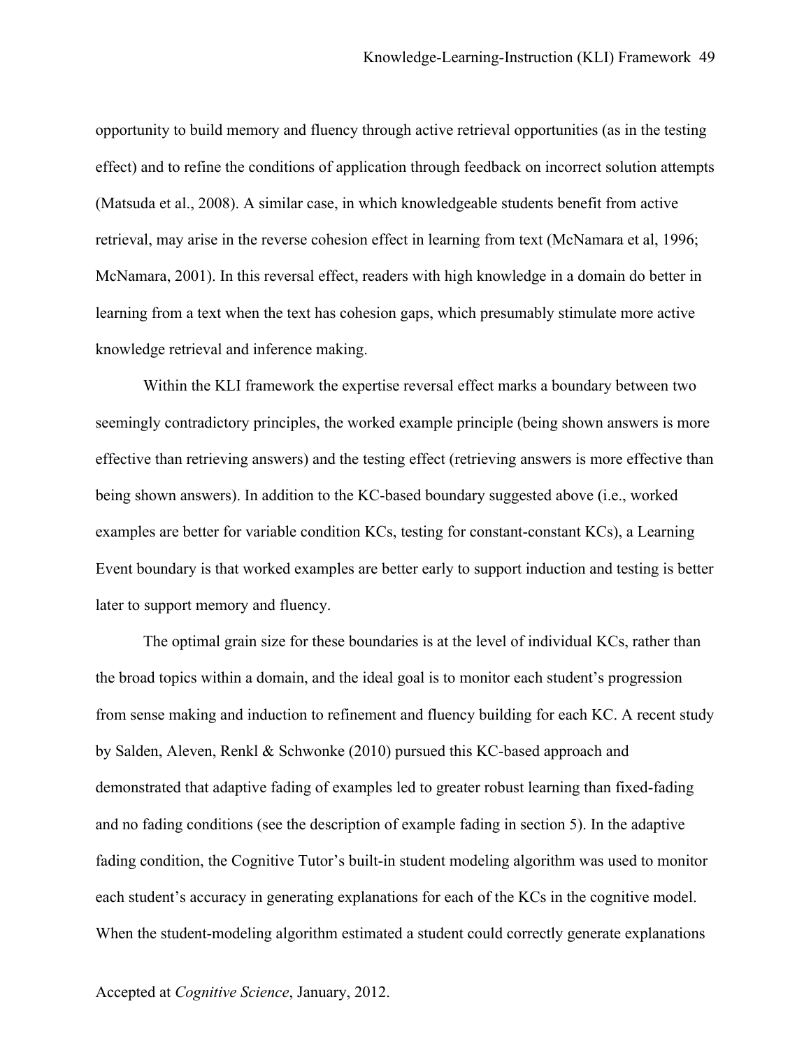opportunity to build memory and fluency through active retrieval opportunities (as in the testing effect) and to refine the conditions of application through feedback on incorrect solution attempts (Matsuda et al., 2008). A similar case, in which knowledgeable students benefit from active retrieval, may arise in the reverse cohesion effect in learning from text (McNamara et al, 1996; McNamara, 2001). In this reversal effect, readers with high knowledge in a domain do better in learning from a text when the text has cohesion gaps, which presumably stimulate more active knowledge retrieval and inference making.

Within the KLI framework the expertise reversal effect marks a boundary between two seemingly contradictory principles, the worked example principle (being shown answers is more effective than retrieving answers) and the testing effect (retrieving answers is more effective than being shown answers). In addition to the KC-based boundary suggested above (i.e., worked examples are better for variable condition KCs, testing for constant-constant KCs), a Learning Event boundary is that worked examples are better early to support induction and testing is better later to support memory and fluency.

The optimal grain size for these boundaries is at the level of individual KCs, rather than the broad topics within a domain, and the ideal goal is to monitor each student's progression from sense making and induction to refinement and fluency building for each KC. A recent study by Salden, Aleven, Renkl & Schwonke (2010) pursued this KC-based approach and demonstrated that adaptive fading of examples led to greater robust learning than fixed-fading and no fading conditions (see the description of example fading in section 5). In the adaptive fading condition, the Cognitive Tutor's built-in student modeling algorithm was used to monitor each student's accuracy in generating explanations for each of the KCs in the cognitive model. When the student-modeling algorithm estimated a student could correctly generate explanations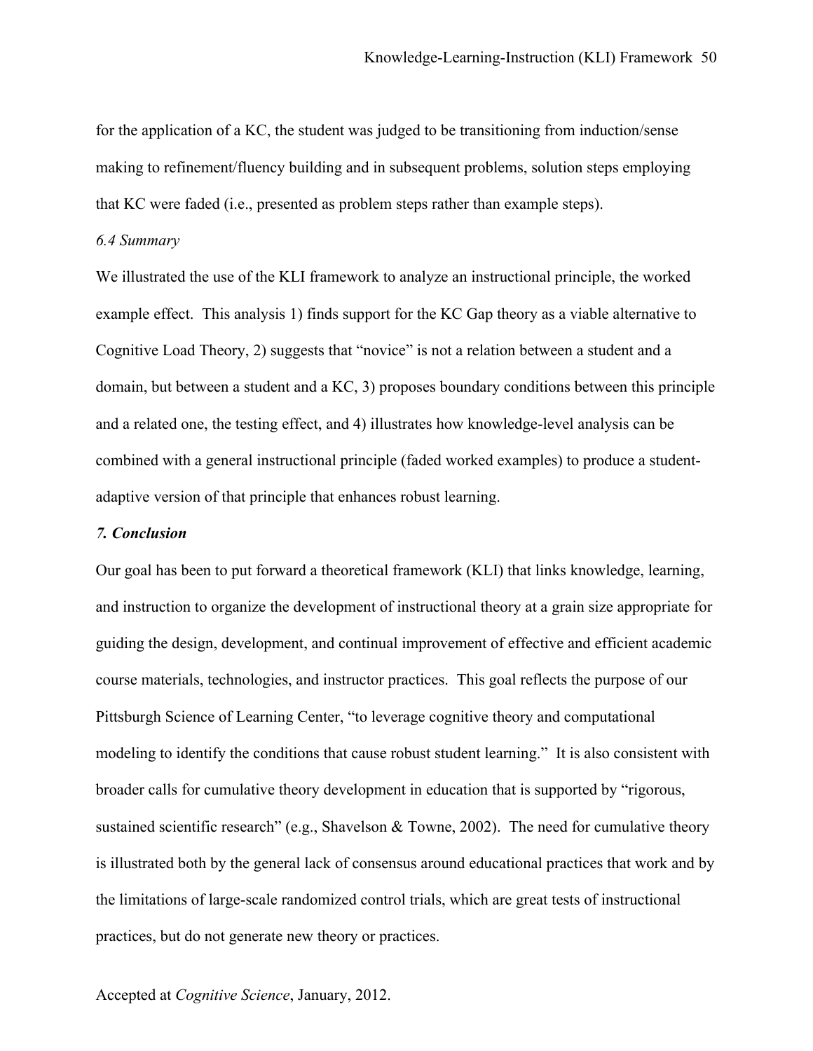for the application of a KC, the student was judged to be transitioning from induction/sense making to refinement/fluency building and in subsequent problems, solution steps employing that KC were faded (i.e., presented as problem steps rather than example steps).

### *6.4 Summary*

We illustrated the use of the KLI framework to analyze an instructional principle, the worked example effect. This analysis 1) finds support for the KC Gap theory as a viable alternative to Cognitive Load Theory, 2) suggests that "novice" is not a relation between a student and a domain, but between a student and a KC, 3) proposes boundary conditions between this principle and a related one, the testing effect, and 4) illustrates how knowledge-level analysis can be combined with a general instructional principle (faded worked examples) to produce a student-adaptive version of that principle that enhances robust learning.

## ***7. Conclusion***

Our goal has been to put forward a theoretical framework (KLI) that links knowledge, learning, and instruction to organize the development of instructional theory at a grain size appropriate for guiding the design, development, and continual improvement of effective and efficient academic course materials, technologies, and instructor practices. This goal reflects the purpose of our Pittsburgh Science of Learning Center, "to leverage cognitive theory and computational modeling to identify the conditions that cause robust student learning." It is also consistent with broader calls for cumulative theory development in education that is supported by "rigorous, sustained scientific research" (e.g., Shavelson & Towne, 2002). The need for cumulative theory is illustrated both by the general lack of consensus around educational practices that work and by the limitations of large-scale randomized control trials, which are great tests of instructional practices, but do not generate new theory or practices.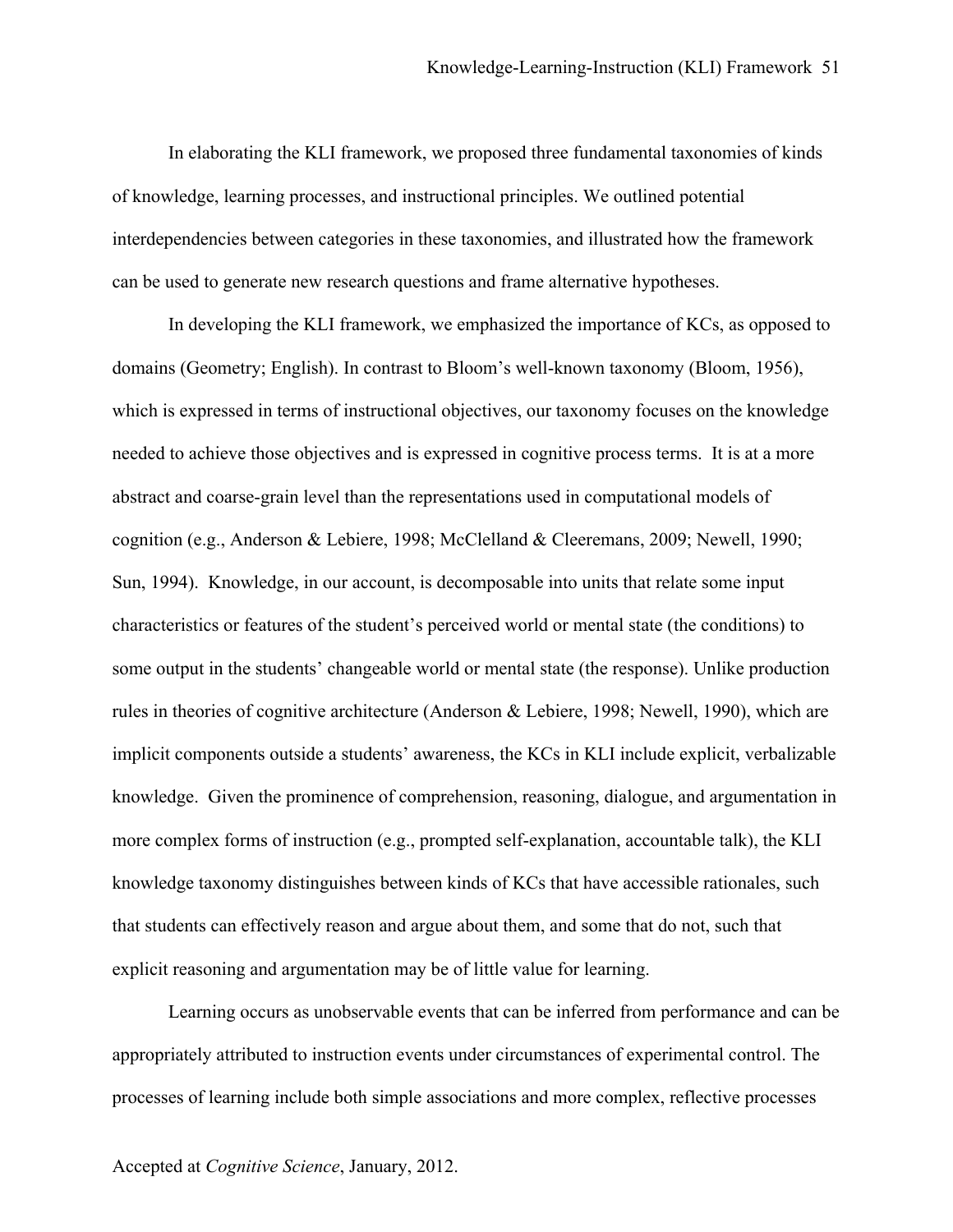In elaborating the KLI framework, we proposed three fundamental taxonomies of kinds of knowledge, learning processes, and instructional principles. We outlined potential interdependencies between categories in these taxonomies, and illustrated how the framework can be used to generate new research questions and frame alternative hypotheses.

In developing the KLI framework, we emphasized the importance of KCs, as opposed to domains (Geometry; English). In contrast to Bloom's well-known taxonomy (Bloom, 1956), which is expressed in terms of instructional objectives, our taxonomy focuses on the knowledge needed to achieve those objectives and is expressed in cognitive process terms. It is at a more abstract and coarse-grain level than the representations used in computational models of cognition (e.g., Anderson & Lebiere, 1998; McClelland & Cleeremans, 2009; Newell, 1990; Sun, 1994). Knowledge, in our account, is decomposable into units that relate some input characteristics or features of the student's perceived world or mental state (the conditions) to some output in the students' changeable world or mental state (the response). Unlike production rules in theories of cognitive architecture (Anderson & Lebiere, 1998; Newell, 1990), which are implicit components outside a students' awareness, the KCs in KLI include explicit, verbalizable knowledge. Given the prominence of comprehension, reasoning, dialogue, and argumentation in more complex forms of instruction (e.g., prompted self-explanation, accountable talk), the KLI knowledge taxonomy distinguishes between kinds of KCs that have accessible rationales, such that students can effectively reason and argue about them, and some that do not, such that explicit reasoning and argumentation may be of little value for learning.

Learning occurs as unobservable events that can be inferred from performance and can be appropriately attributed to instruction events under circumstances of experimental control. The processes of learning include both simple associations and more complex, reflective processes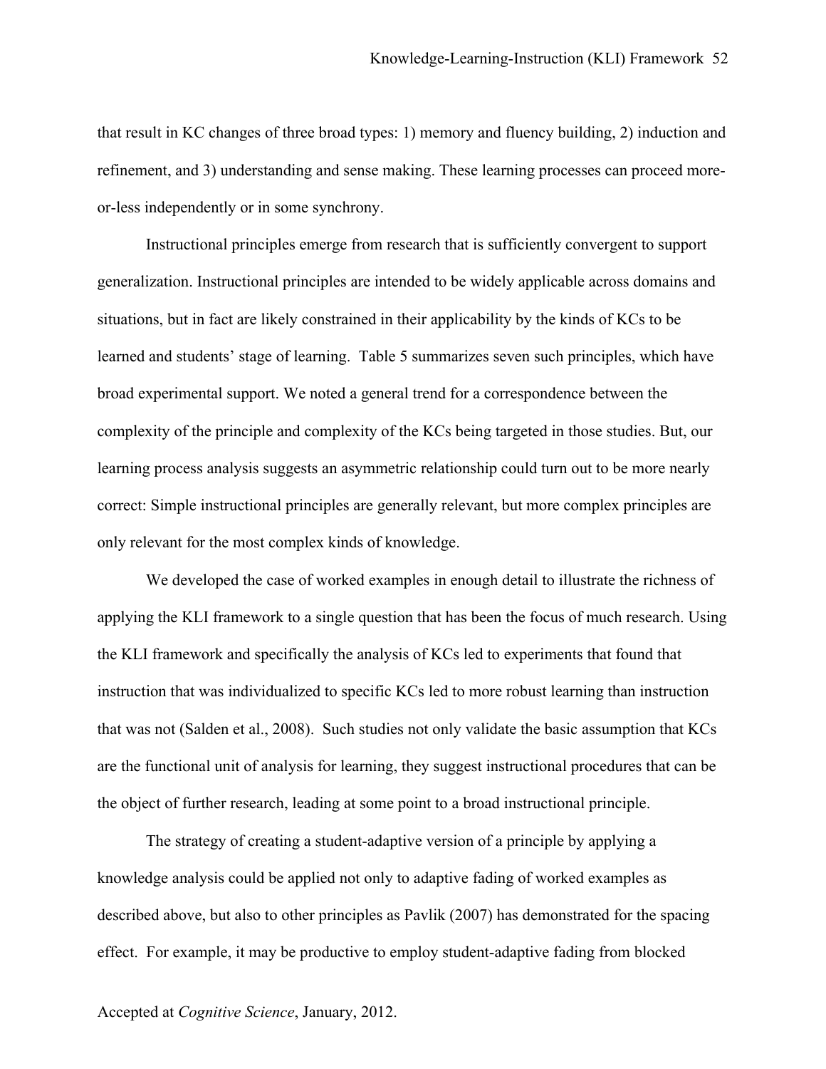that result in KC changes of three broad types: 1) memory and fluency building, 2) induction and refinement, and 3) understanding and sense making. These learning processes can proceed more-or-less independently or in some synchrony.

Instructional principles emerge from research that is sufficiently convergent to support generalization. Instructional principles are intended to be widely applicable across domains and situations, but in fact are likely constrained in their applicability by the kinds of KCs to be learned and students' stage of learning. Table 5 summarizes seven such principles, which have broad experimental support. We noted a general trend for a correspondence between the complexity of the principle and complexity of the KCs being targeted in those studies. But, our learning process analysis suggests an asymmetric relationship could turn out to be more nearly correct: Simple instructional principles are generally relevant, but more complex principles are only relevant for the most complex kinds of knowledge.

We developed the case of worked examples in enough detail to illustrate the richness of applying the KLI framework to a single question that has been the focus of much research. Using the KLI framework and specifically the analysis of KCs led to experiments that found that instruction that was individualized to specific KCs led to more robust learning than instruction that was not (Salden et al., 2008). Such studies not only validate the basic assumption that KCs are the functional unit of analysis for learning, they suggest instructional procedures that can be the object of further research, leading at some point to a broad instructional principle.

The strategy of creating a student-adaptive version of a principle by applying a knowledge analysis could be applied not only to adaptive fading of worked examples as described above, but also to other principles as Pavlik (2007) has demonstrated for the spacing effect. For example, it may be productive to employ student-adaptive fading from blocked

Accepted at *Cognitive Science*, January, 2012.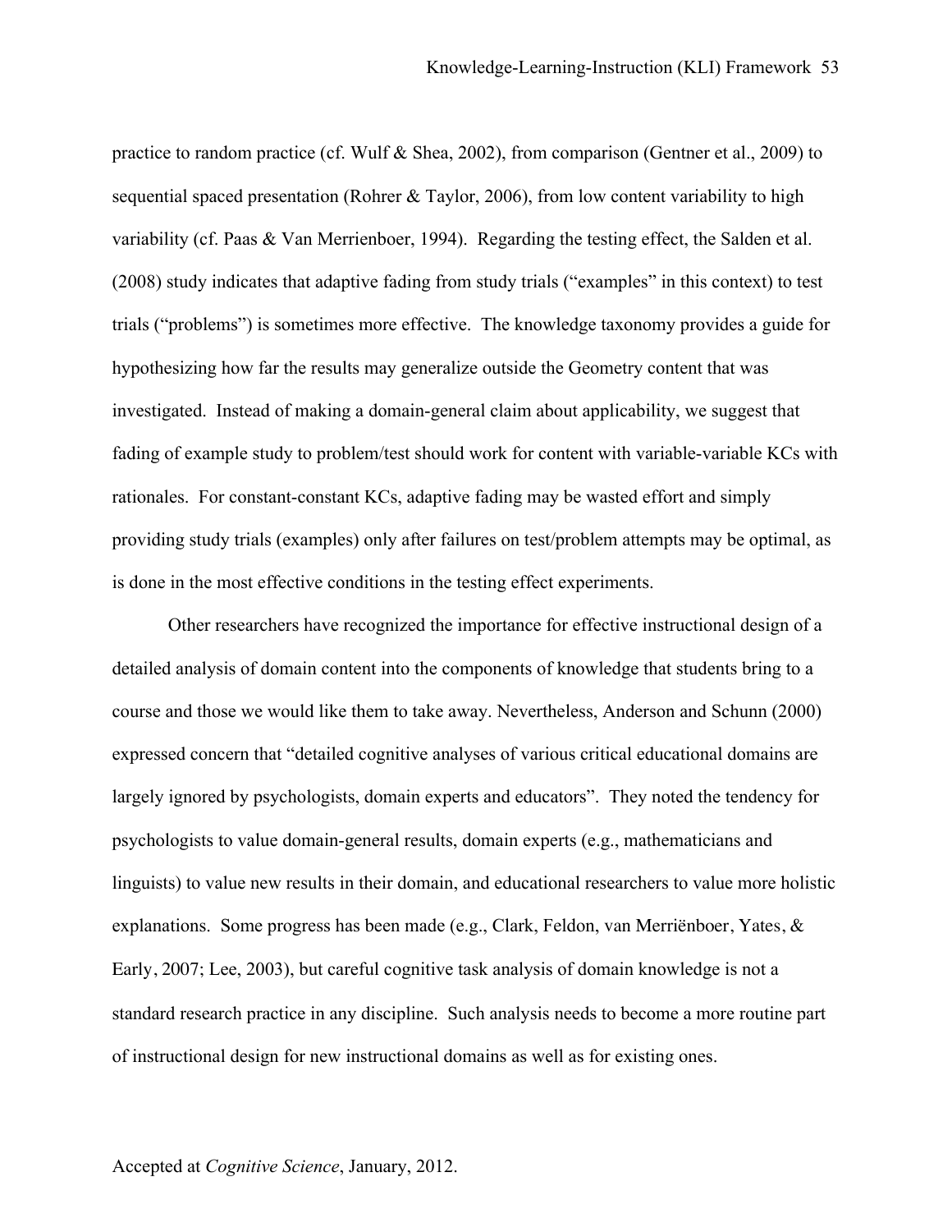practice to random practice (cf. Wulf & Shea, 2002), from comparison (Gentner et al., 2009) to sequential spaced presentation (Rohrer & Taylor, 2006), from low content variability to high variability (cf. Paas & Van Merrienboer, 1994). Regarding the testing effect, the Salden et al. (2008) study indicates that adaptive fading from study trials ("examples" in this context) to test trials ("problems") is sometimes more effective. The knowledge taxonomy provides a guide for hypothesizing how far the results may generalize outside the Geometry content that was investigated. Instead of making a domain-general claim about applicability, we suggest that fading of example study to problem/test should work for content with variable-variable KCs with rationales. For constant-constant KCs, adaptive fading may be wasted effort and simply providing study trials (examples) only after failures on test/problem attempts may be optimal, as is done in the most effective conditions in the testing effect experiments.

Other researchers have recognized the importance for effective instructional design of a detailed analysis of domain content into the components of knowledge that students bring to a course and those we would like them to take away. Nevertheless, Anderson and Schunn (2000) expressed concern that "detailed cognitive analyses of various critical educational domains are largely ignored by psychologists, domain experts and educators". They noted the tendency for psychologists to value domain-general results, domain experts (e.g., mathematicians and linguists) to value new results in their domain, and educational researchers to value more holistic explanations. Some progress has been made (e.g., Clark, Feldon, van Merriënboer, Yates, & Early, 2007; Lee, 2003), but careful cognitive task analysis of domain knowledge is not a standard research practice in any discipline. Such analysis needs to become a more routine part of instructional design for new instructional domains as well as for existing ones.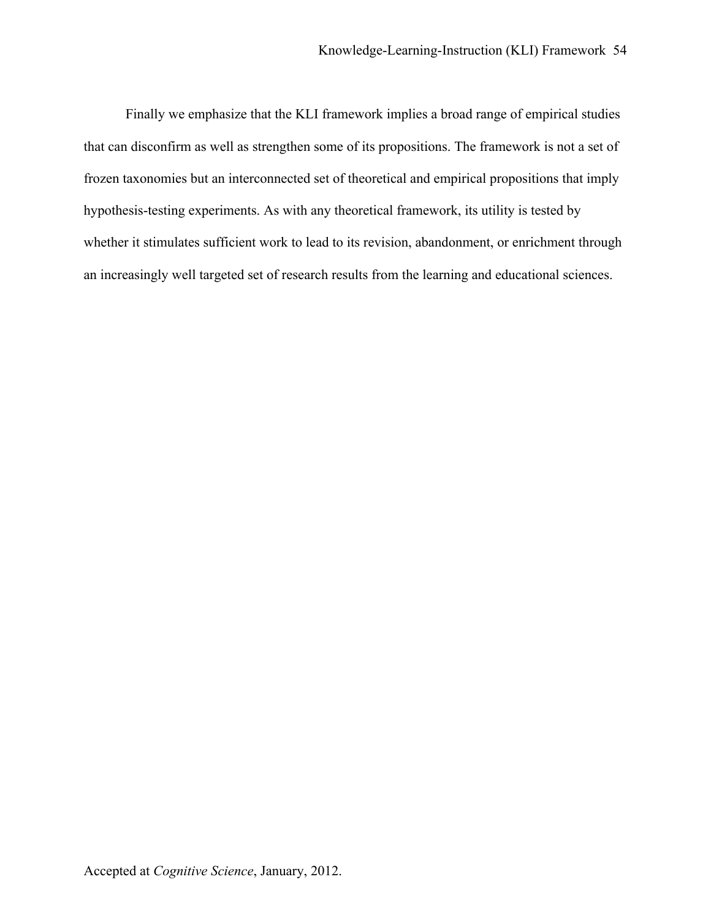Finally we emphasize that the KLI framework implies a broad range of empirical studies that can disconfirm as well as strengthen some of its propositions. The framework is not a set of frozen taxonomies but an interconnected set of theoretical and empirical propositions that imply hypothesis-testing experiments. As with any theoretical framework, its utility is tested by whether it stimulates sufficient work to lead to its revision, abandonment, or enrichment through an increasingly well targeted set of research results from the learning and educational sciences.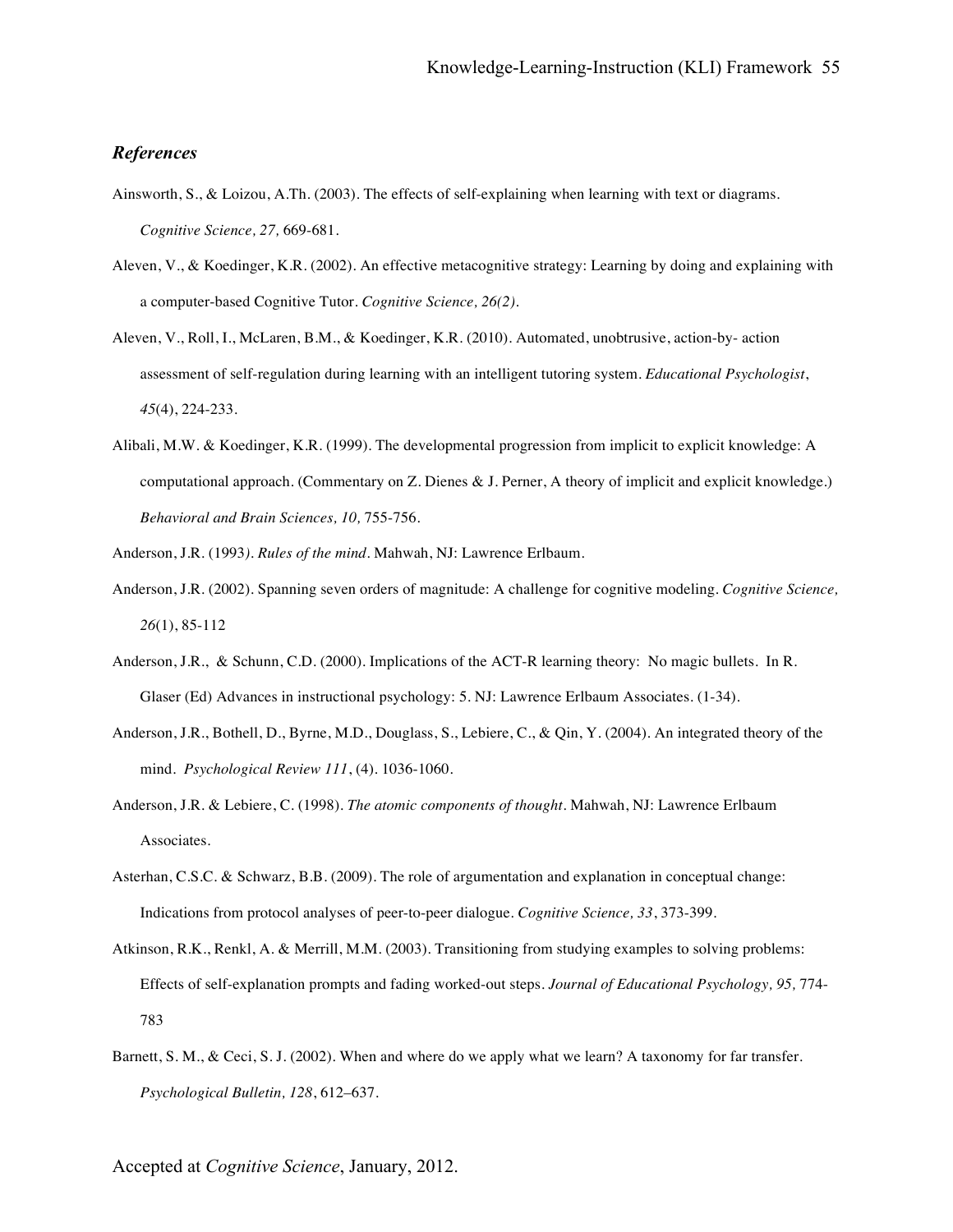### *References*

Ainsworth, S., & Loizou, A.Th. (2003). The effects of self-explaining when learning with text or diagrams. *Cognitive Science, 27,* 669-681.

Aleven, V., & Koedinger, K.R. (2002). An effective metacognitive strategy: Learning by doing and explaining with a computer-based Cognitive Tutor. *Cognitive Science, 26(2).*

Aleven, V., Roll, I., McLaren, B.M., & Koedinger, K.R. (2010). Automated, unobtrusive, action-by- action assessment of self-regulation during learning with an intelligent tutoring system. *Educational Psychologist*, *45*(4), 224-233.

Alibali, M.W. & Koedinger, K.R. (1999). The developmental progression from implicit to explicit knowledge: A computational approach. (Commentary on Z. Dienes & J. Perner, A theory of implicit and explicit knowledge.) *Behavioral and Brain Sciences, 10,* 755-756.

Anderson, J.R. (1993*). Rules of the mind*. Mahwah, NJ: Lawrence Erlbaum.

Anderson, J.R. (2002). Spanning seven orders of magnitude: A challenge for cognitive modeling. *Cognitive Science, 26*(1), 85-112

Anderson, J.R., & Schunn, C.D. (2000). Implications of the ACT-R learning theory: No magic bullets. In R. Glaser (Ed) Advances in instructional psychology: 5. NJ: Lawrence Erlbaum Associates. (1-34).

Anderson, J.R., Bothell, D., Byrne, M.D., Douglass, S., Lebiere, C., & Qin, Y. (2004). An integrated theory of the mind. *Psychological Review 111*, (4). 1036-1060.

Anderson, J.R. & Lebiere, C. (1998). *The atomic components of thought*. Mahwah, NJ: Lawrence Erlbaum Associates.

Asterhan, C.S.C. & Schwarz, B.B. (2009). The role of argumentation and explanation in conceptual change: Indications from protocol analyses of peer-to-peer dialogue. *Cognitive Science, 33*, 373-399.

Atkinson, R.K., Renkl, A. & Merrill, M.M. (2003). Transitioning from studying examples to solving problems: Effects of self-explanation prompts and fading worked-out steps. *Journal of Educational Psychology, 95,* 774-783

Barnett, S. M., & Ceci, S. J. (2002). When and where do we apply what we learn? A taxonomy for far transfer. *Psychological Bulletin, 128*, 612–637.

Accepted at *Cognitive Science*, January, 2012.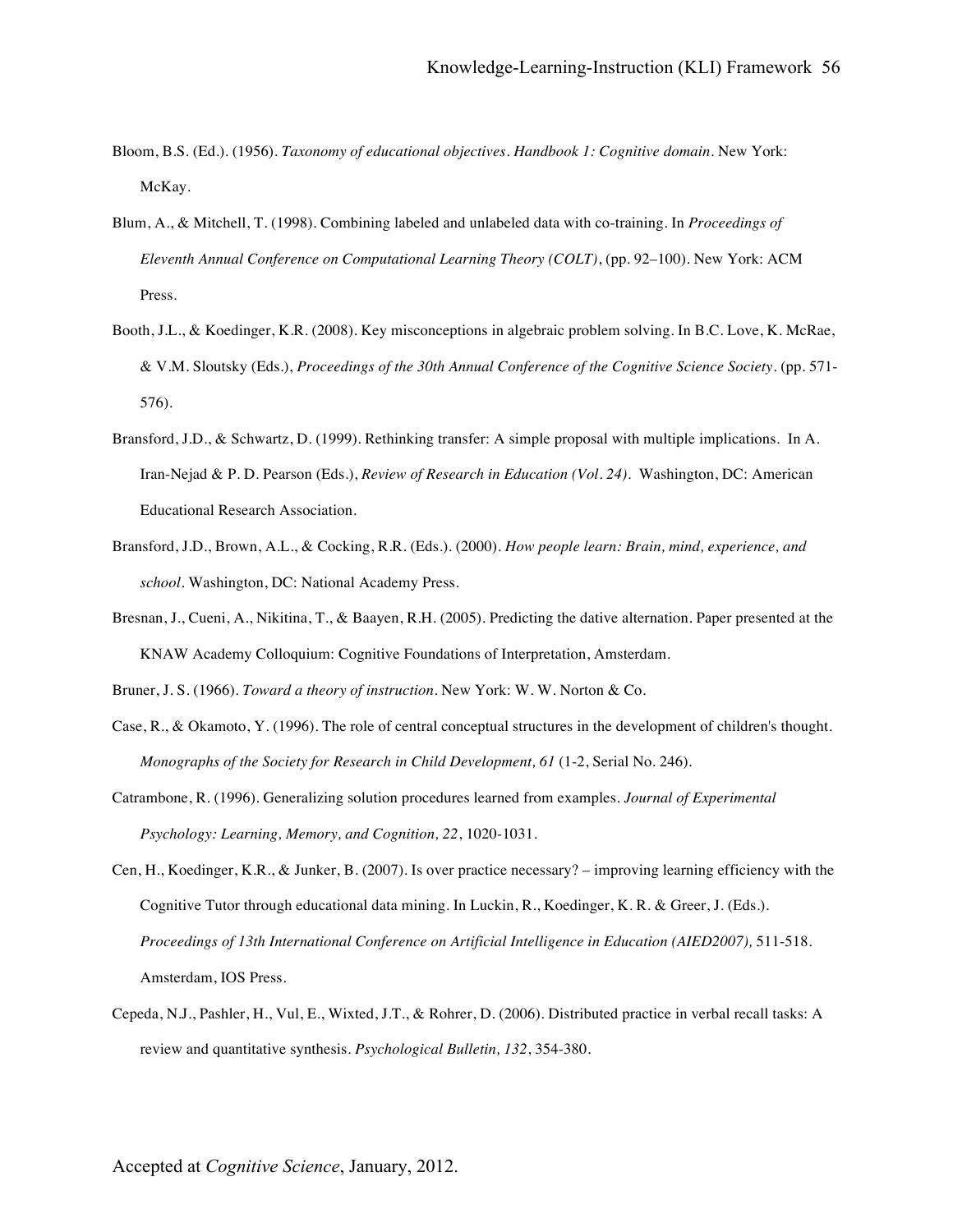Bloom, B.S. (Ed.). (1956). *Taxonomy of educational objectives. Handbook 1: Cognitive domain*. New York: McKay.

Blum, A., & Mitchell, T. (1998). Combining labeled and unlabeled data with co-training. In *Proceedings of Eleventh Annual Conference on Computational Learning Theory (COLT)*, (pp. 92–100). New York: ACM Press.

Booth, J.L., & Koedinger, K.R. (2008). Key misconceptions in algebraic problem solving. In B.C. Love, K. McRae, & V.M. Sloutsky (Eds.), *Proceedings of the 30th Annual Conference of the Cognitive Science Society*. (pp. 571-576).

Bransford, J.D., & Schwartz, D. (1999). Rethinking transfer: A simple proposal with multiple implications. In A. Iran-Nejad & P. D. Pearson (Eds.), *Review of Research in Education (Vol. 24)*. Washington, DC: American Educational Research Association.

Bransford, J.D., Brown, A.L., & Cocking, R.R. (Eds.). (2000). *How people learn: Brain, mind, experience, and school*. Washington, DC: National Academy Press.

Bresnan, J., Cueni, A., Nikitina, T., & Baayen, R.H. (2005). Predicting the dative alternation. Paper presented at the KNAW Academy Colloquium: Cognitive Foundations of Interpretation, Amsterdam.

Bruner, J. S. (1966). *Toward a theory of instruction*. New York: W. W. Norton & Co.

Case, R., & Okamoto, Y. (1996). The role of central conceptual structures in the development of children's thought. *Monographs of the Society for Research in Child Development, 61* (1-2, Serial No. 246).

Catrambone, R. (1996). Generalizing solution procedures learned from examples. *Journal of Experimental Psychology: Learning, Memory, and Cognition, 22*, 1020-1031.

Cen, H., Koedinger, K.R., & Junker, B. (2007). Is over practice necessary? – improving learning efficiency with the Cognitive Tutor through educational data mining. In Luckin, R., Koedinger, K. R. & Greer, J. (Eds.). *Proceedings of 13th International Conference on Artificial Intelligence in Education (AIED2007),* 511-518. Amsterdam, IOS Press.

Cepeda, N.J., Pashler, H., Vul, E., Wixted, J.T., & Rohrer, D. (2006). Distributed practice in verbal recall tasks: A review and quantitative synthesis. *Psychological Bulletin, 132*, 354-380.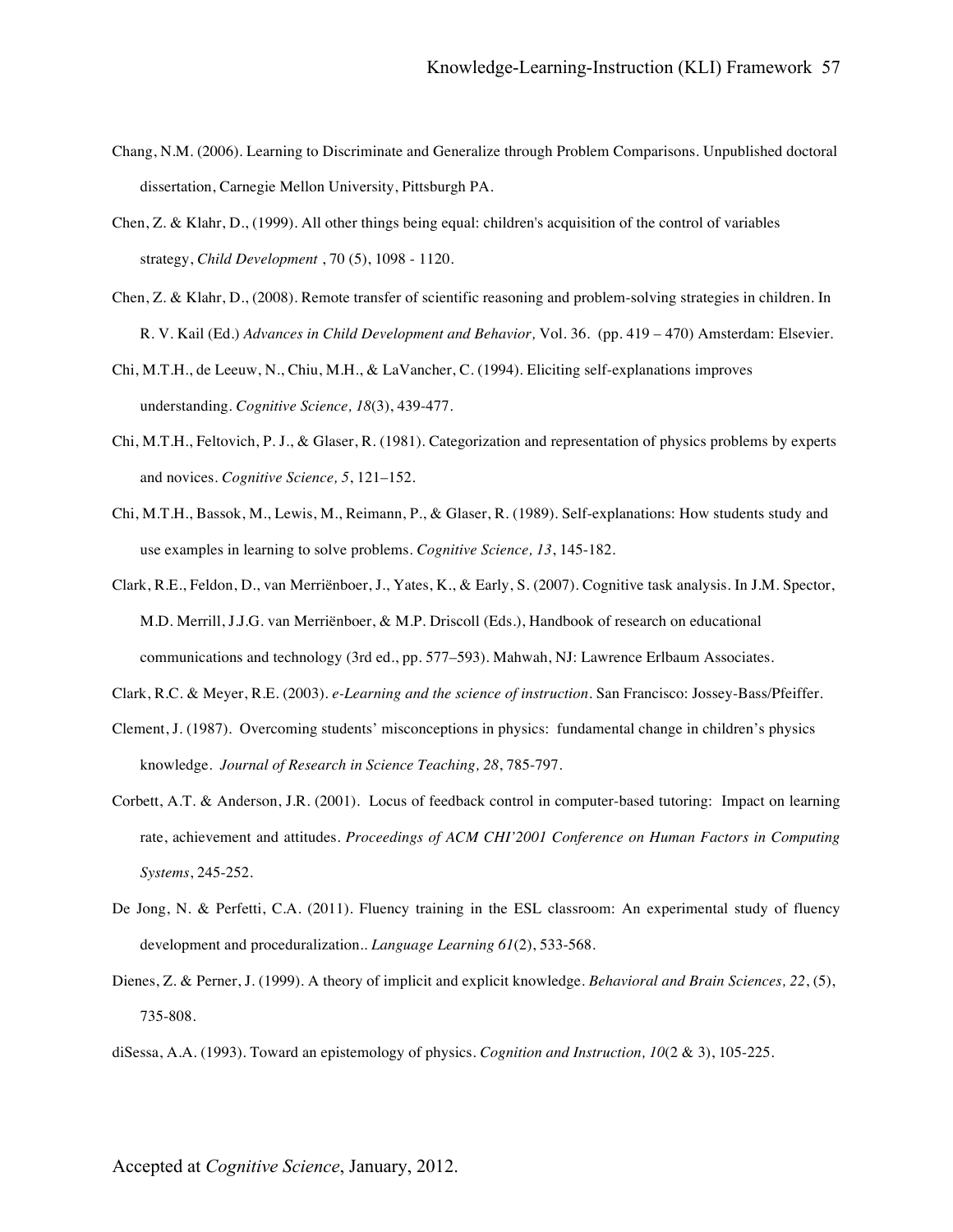Chang, N.M. (2006). Learning to Discriminate and Generalize through Problem Comparisons. Unpublished doctoral dissertation, Carnegie Mellon University, Pittsburgh PA.

Chen, Z. & Klahr, D., (1999). All other things being equal: children's acquisition of the control of variables strategy, *Child Development* , 70 (5), 1098 - 1120.

Chen, Z. & Klahr, D., (2008). Remote transfer of scientific reasoning and problem-solving strategies in children. In R. V. Kail (Ed.) *Advances in Child Development and Behavior,* Vol. 36. (pp. 419 – 470) Amsterdam: Elsevier.

Chi, M.T.H., de Leeuw, N., Chiu, M.H., & LaVancher, C. (1994). Eliciting self-explanations improves understanding. *Cognitive Science, 18*(3), 439-477.

Chi, M.T.H., Feltovich, P. J., & Glaser, R. (1981). Categorization and representation of physics problems by experts and novices. *Cognitive Science, 5*, 121–152.

Chi, M.T.H., Bassok, M., Lewis, M., Reimann, P., & Glaser, R. (1989). Self-explanations: How students study and use examples in learning to solve problems. *Cognitive Science, 13*, 145-182.

Clark, R.E., Feldon, D., van Merriënboer, J., Yates, K., & Early, S. (2007). Cognitive task analysis. In J.M. Spector, M.D. Merrill, J.J.G. van Merriënboer, & M.P. Driscoll (Eds.), Handbook of research on educational communications and technology (3rd ed., pp. 577–593). Mahwah, NJ: Lawrence Erlbaum Associates.

Clark, R.C. & Meyer, R.E. (2003). *e-Learning and the science of instruction*. San Francisco: Jossey-Bass/Pfeiffer.

Clement, J. (1987). Overcoming students' misconceptions in physics: fundamental change in children's physics knowledge. *Journal of Research in Science Teaching, 28*, 785-797.

Corbett, A.T. & Anderson, J.R. (2001). Locus of feedback control in computer-based tutoring: Impact on learning rate, achievement and attitudes. *Proceedings of ACM CHI'2001 Conference on Human Factors in Computing Systems*, 245-252.

De Jong, N. & Perfetti, C.A. (2011). Fluency training in the ESL classroom: An experimental study of fluency development and proceduralization.. *Language Learning 61*(2), 533-568.

Dienes, Z. & Perner, J. (1999). A theory of implicit and explicit knowledge. *Behavioral and Brain Sciences, 22*, (5), 735-808.

diSessa, A.A. (1993). Toward an epistemology of physics. *Cognition and Instruction, 10*(2 & 3), 105-225.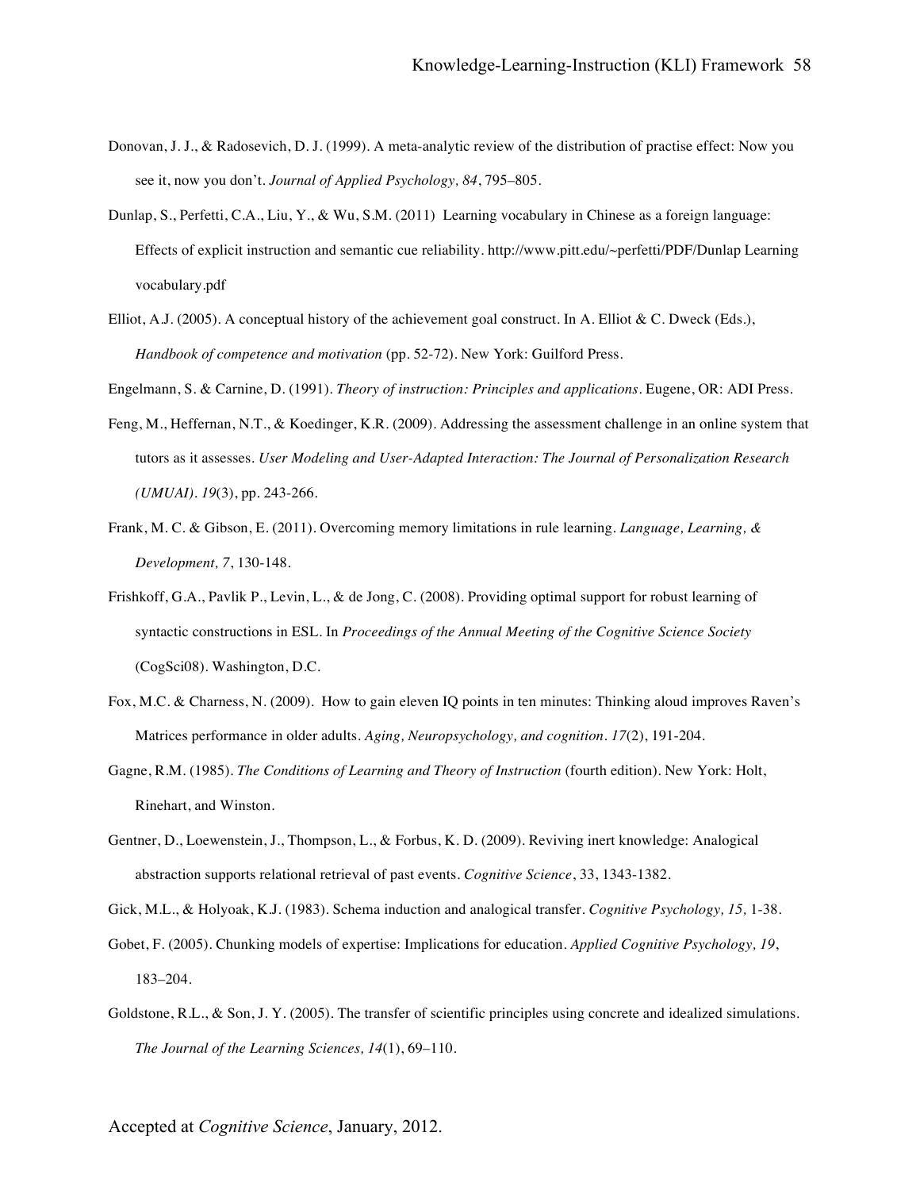Donovan, J. J., & Radosevich, D. J. (1999). A meta-analytic review of the distribution of practise effect: Now you see it, now you don't. *Journal of Applied Psychology, 84*, 795–805.

Dunlap, S., Perfetti, C.A., Liu, Y., & Wu, S.M. (2011) Learning vocabulary in Chinese as a foreign language: Effects of explicit instruction and semantic cue reliability. http://www.pitt.edu/~perfetti/PDF/Dunlap Learning vocabulary.pdf

Elliot, A.J. (2005). A conceptual history of the achievement goal construct. In A. Elliot & C. Dweck (Eds.), *Handbook of competence and motivation* (pp. 52-72). New York: Guilford Press.

Engelmann, S. & Carnine, D. (1991). *Theory of instruction: Principles and applications*. Eugene, OR: ADI Press.

Feng, M., Heffernan, N.T., & Koedinger, K.R. (2009). Addressing the assessment challenge in an online system that tutors as it assesses. *User Modeling and User-Adapted Interaction: The Journal of Personalization Research (UMUAI). 19*(3), pp. 243-266.

Frank, M. C. & Gibson, E. (2011). Overcoming memory limitations in rule learning. *Language, Learning, & Development, 7*, 130-148.

Frishkoff, G.A., Pavlik P., Levin, L., & de Jong, C. (2008). Providing optimal support for robust learning of syntactic constructions in ESL. In *Proceedings of the Annual Meeting of the Cognitive Science Society* (CogSci08). Washington, D.C.

Fox, M.C. & Charness, N. (2009). How to gain eleven IQ points in ten minutes: Thinking aloud improves Raven's Matrices performance in older adults. *Aging, Neuropsychology, and cognition. 17*(2), 191-204.

Gagne, R.M. (1985). *The Conditions of Learning and Theory of Instruction* (fourth edition). New York: Holt, Rinehart, and Winston.

Gentner, D., Loewenstein, J., Thompson, L., & Forbus, K. D. (2009). Reviving inert knowledge: Analogical abstraction supports relational retrieval of past events. *Cognitive Science*, 33, 1343-1382.

Gick, M.L., & Holyoak, K.J. (1983). Schema induction and analogical transfer. *Cognitive Psychology, 15,* 1-38.

Gobet, F. (2005). Chunking models of expertise: Implications for education. *Applied Cognitive Psychology, 19*, 183–204.

Goldstone, R.L., & Son, J. Y. (2005). The transfer of scientific principles using concrete and idealized simulations. *The Journal of the Learning Sciences, 14*(1), 69–110.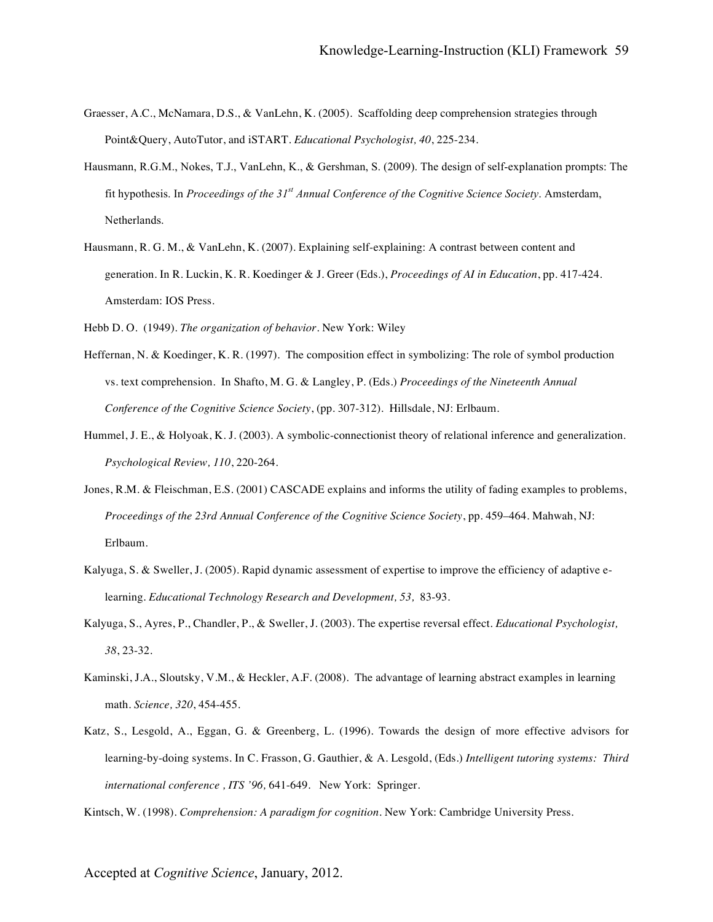Graesser, A.C., McNamara, D.S., & VanLehn, K. (2005). Scaffolding deep comprehension strategies through Point&Query, AutoTutor, and iSTART. *Educational Psychologist, 40*, 225-234.

Hausmann, R.G.M., Nokes, T.J., VanLehn, K., & Gershman, S. (2009). The design of self-explanation prompts: The fit hypothesis. In *Proceedings of the 31st Annual Conference of the Cognitive Science Society*. Amsterdam, Netherlands.

Hausmann, R. G. M., & VanLehn, K. (2007). Explaining self-explaining: A contrast between content and generation. In R. Luckin, K. R. Koedinger & J. Greer (Eds.), *Proceedings of AI in Education*, pp. 417-424. Amsterdam: IOS Press.

Hebb D. O. (1949). *The organization of behavior*. New York: Wiley

Heffernan, N. & Koedinger, K. R. (1997). The composition effect in symbolizing: The role of symbol production vs. text comprehension. In Shafto, M. G. & Langley, P. (Eds.) *Proceedings of the Nineteenth Annual Conference of the Cognitive Science Society*, (pp. 307-312). Hillsdale, NJ: Erlbaum.

Hummel, J. E., & Holyoak, K. J. (2003). A symbolic-connectionist theory of relational inference and generalization. *Psychological Review, 110*, 220-264.

Jones, R.M. & Fleischman, E.S. (2001) CASCADE explains and informs the utility of fading examples to problems, *Proceedings of the 23rd Annual Conference of the Cognitive Science Society*, pp. 459–464. Mahwah, NJ: Erlbaum.

Kalyuga, S. & Sweller, J. (2005). Rapid dynamic assessment of expertise to improve the efficiency of adaptive e-learning. *Educational Technology Research and Development, 53,* 83-93.

Kalyuga, S., Ayres, P., Chandler, P., & Sweller, J. (2003). The expertise reversal effect. *Educational Psychologist, 38*, 23-32.

Kaminski, J.A., Sloutsky, V.M., & Heckler, A.F. (2008). The advantage of learning abstract examples in learning math. *Science, 320*, 454-455.

Katz, S., Lesgold, A., Eggan, G. & Greenberg, L. (1996). Towards the design of more effective advisors for learning-by-doing systems. In C. Frasson, G. Gauthier, & A. Lesgold, (Eds.) *Intelligent tutoring systems: Third international conference , ITS '96,* 641-649. New York: Springer.

Kintsch, W. (1998). *Comprehension: A paradigm for cognition*. New York: Cambridge University Press.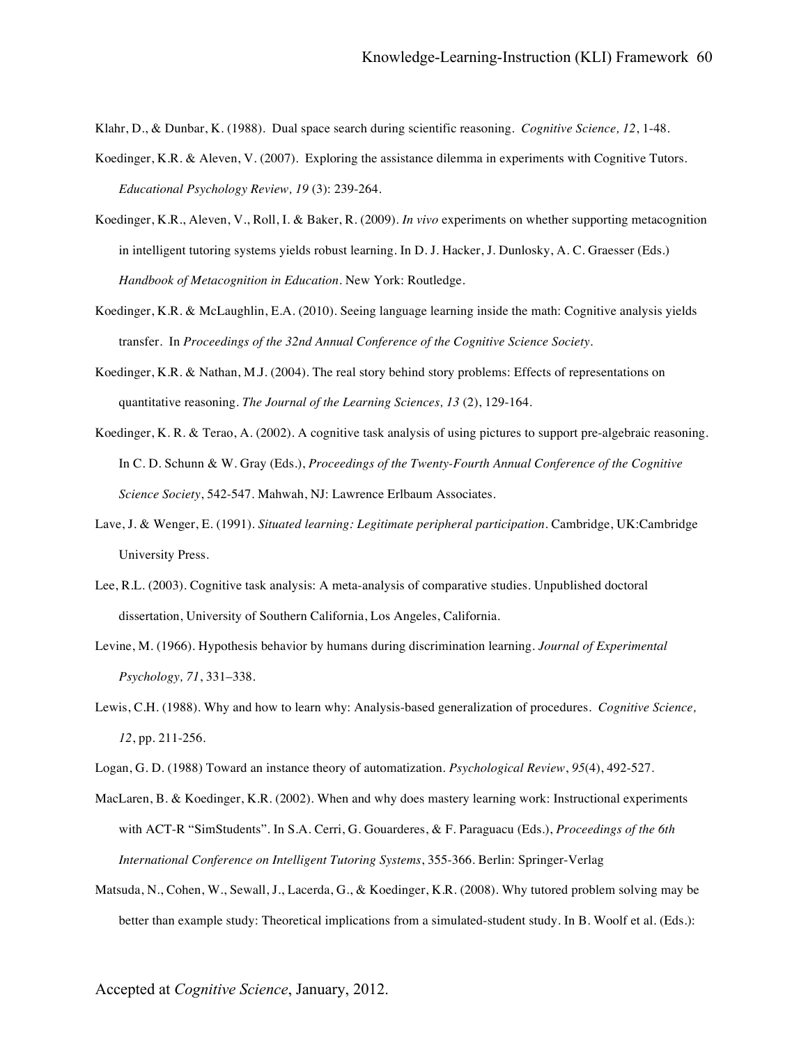Klahr, D., & Dunbar, K. (1988). Dual space search during scientific reasoning. *Cognitive Science, 12*, 1-48.

Koedinger, K.R. & Aleven, V. (2007). Exploring the assistance dilemma in experiments with Cognitive Tutors. *Educational Psychology Review, 19* (3): 239-264.

Koedinger, K.R., Aleven, V., Roll, I. & Baker, R. (2009). *In vivo* experiments on whether supporting metacognition in intelligent tutoring systems yields robust learning. In D. J. Hacker, J. Dunlosky, A. C. Graesser (Eds.) *Handbook of Metacognition in Education*. New York: Routledge.

Koedinger, K.R. & McLaughlin, E.A. (2010). Seeing language learning inside the math: Cognitive analysis yields transfer. In *Proceedings of the 32nd Annual Conference of the Cognitive Science Society*.

Koedinger, K.R. & Nathan, M.J. (2004). The real story behind story problems: Effects of representations on quantitative reasoning. *The Journal of the Learning Sciences, 13* (2), 129-164.

Koedinger, K. R. & Terao, A. (2002). A cognitive task analysis of using pictures to support pre-algebraic reasoning. In C. D. Schunn & W. Gray (Eds.), *Proceedings of the Twenty-Fourth Annual Conference of the Cognitive Science Society*, 542-547. Mahwah, NJ: Lawrence Erlbaum Associates.

Lave, J. & Wenger, E. (1991). *Situated learning: Legitimate peripheral participation*. Cambridge, UK:Cambridge University Press.

Lee, R.L. (2003). Cognitive task analysis: A meta-analysis of comparative studies. Unpublished doctoral dissertation, University of Southern California, Los Angeles, California.

Levine, M. (1966). Hypothesis behavior by humans during discrimination learning. *Journal of Experimental Psychology, 71*, 331–338.

Lewis, C.H. (1988). Why and how to learn why: Analysis-based generalization of procedures. *Cognitive Science, 12*, pp. 211-256.

Logan, G. D. (1988) Toward an instance theory of automatization. *Psychological Review*, *95*(4), 492-527.

MacLaren, B. & Koedinger, K.R. (2002). When and why does mastery learning work: Instructional experiments with ACT-R "SimStudents". In S.A. Cerri, G. Gouarderes, & F. Paraguacu (Eds.), *Proceedings of the 6th International Conference on Intelligent Tutoring Systems*, 355-366. Berlin: Springer-Verlag

Matsuda, N., Cohen, W., Sewall, J., Lacerda, G., & Koedinger, K.R. (2008). Why tutored problem solving may be better than example study: Theoretical implications from a simulated-student study. In B. Woolf et al. (Eds.):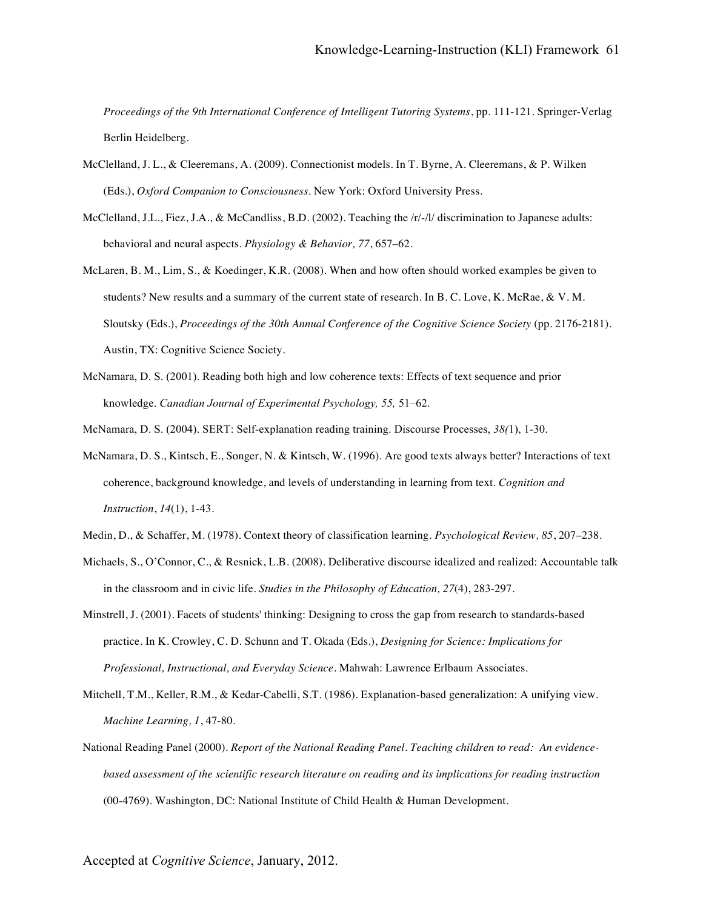*Proceedings of the 9th International Conference of Intelligent Tutoring Systems*, pp. 111-121. Springer-Verlag Berlin Heidelberg.

McClelland, J. L., & Cleeremans, A. (2009). Connectionist models. In T. Byrne, A. Cleeremans, & P. Wilken (Eds.), *Oxford Companion to Consciousness*. New York: Oxford University Press.

McClelland, J.L., Fiez, J.A., & McCandliss, B.D. (2002). Teaching the /r/-/l/ discrimination to Japanese adults: behavioral and neural aspects. *Physiology & Behavior, 77*, 657–62.

McLaren, B. M., Lim, S., & Koedinger, K.R. (2008). When and how often should worked examples be given to students? New results and a summary of the current state of research. In B. C. Love, K. McRae, & V. M. Sloutsky (Eds.), *Proceedings of the 30th Annual Conference of the Cognitive Science Society* (pp. 2176-2181). Austin, TX: Cognitive Science Society.

McNamara, D. S. (2001). Reading both high and low coherence texts: Effects of text sequence and prior knowledge. *Canadian Journal of Experimental Psychology, 55,* 51–62.

McNamara, D. S. (2004). SERT: Self-explanation reading training. Discourse Processes, *38(*1), 1-30.

McNamara, D. S., Kintsch, E., Songer, N. & Kintsch, W. (1996). Are good texts always better? Interactions of text coherence, background knowledge, and levels of understanding in learning from text. *Cognition and Instruction*, *14*(1), 1-43.

Medin, D., & Schaffer, M. (1978). Context theory of classification learning. *Psychological Review, 85*, 207–238.

Michaels, S., O'Connor, C., & Resnick, L.B. (2008). Deliberative discourse idealized and realized: Accountable talk in the classroom and in civic life. *Studies in the Philosophy of Education, 27*(4), 283-297.

Minstrell, J. (2001). Facets of students' thinking: Designing to cross the gap from research to standards-based practice. In K. Crowley, C. D. Schunn and T. Okada (Eds.), *Designing for Science: Implications for Professional, Instructional, and Everyday Science*. Mahwah: Lawrence Erlbaum Associates.

Mitchell, T.M., Keller, R.M., & Kedar-Cabelli, S.T. (1986). Explanation-based generalization: A unifying view. *Machine Learning, 1*, 47-80.

National Reading Panel (2000). *Report of the National Reading Panel. Teaching children to read: An evidence-based assessment of the scientific research literature on reading and its implications for reading instruction* (00-4769). Washington, DC: National Institute of Child Health & Human Development.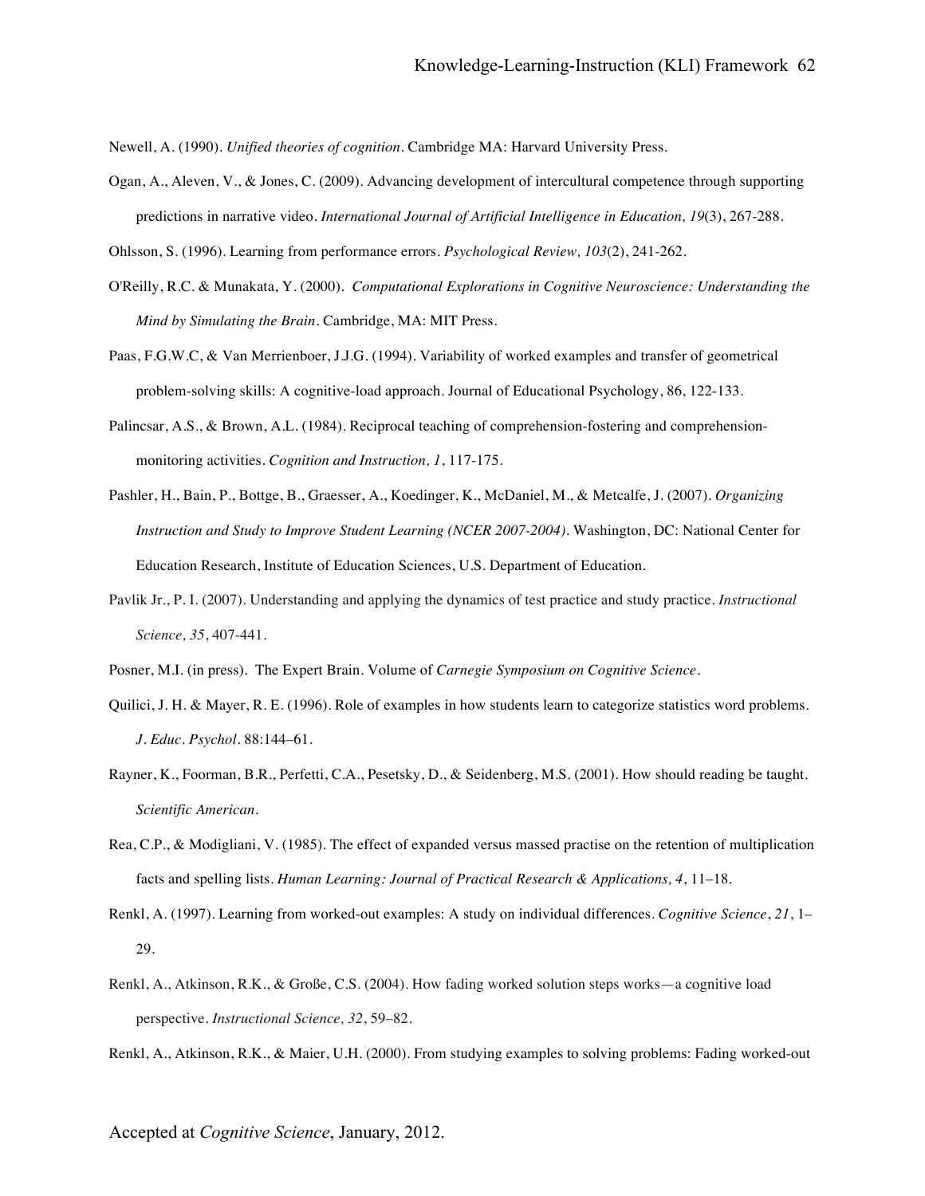Newell, A. (1990). *Unified theories of cognition*. Cambridge MA: Harvard University Press.

Ogan, A., Aleven, V., & Jones, C. (2009). Advancing development of intercultural competence through supporting predictions in narrative video. *International Journal of Artificial Intelligence in Education, 19*(3), 267-288.

Ohlsson, S. (1996). Learning from performance errors. *Psychological Review, 103*(2), 241-262.

O'Reilly, R.C. & Munakata, Y. (2000). *Computational Explorations in Cognitive Neuroscience: Understanding the Mind by Simulating the Brain*. Cambridge, MA: MIT Press.

Paas, F.G.W.C, & Van Merrienboer, J.J.G. (1994). Variability of worked examples and transfer of geometrical problem-solving skills: A cognitive-load approach. Journal of Educational Psychology, 86, 122-133.

Palincsar, A.S., & Brown, A.L. (1984). Reciprocal teaching of comprehension-fostering and comprehension-monitoring activities. *Cognition and Instruction, 1*, 117-175.

Pashler, H., Bain, P., Bottge, B., Graesser, A., Koedinger, K., McDaniel, M., & Metcalfe, J. (2007). *Organizing Instruction and Study to Improve Student Learning (NCER 2007-2004)*. Washington, DC: National Center for Education Research, Institute of Education Sciences, U.S. Department of Education.

Pavlik Jr., P. I. (2007). Understanding and applying the dynamics of test practice and study practice. *Instructional Science, 35*, 407-441.

Posner, M.I. (in press). The Expert Brain. Volume of *Carnegie Symposium on Cognitive Science*.

Quilici, J. H. & Mayer, R. E. (1996). Role of examples in how students learn to categorize statistics word problems. *J. Educ. Psychol*. 88:144–61.

Rayner, K., Foorman, B.R., Perfetti, C.A., Pesetsky, D., & Seidenberg, M.S. (2001). How should reading be taught. *Scientific American*.

Rea, C.P., & Modigliani, V. (1985). The effect of expanded versus massed practise on the retention of multiplication facts and spelling lists. *Human Learning: Journal of Practical Research & Applications, 4*, 11–18.

Renkl, A. (1997). Learning from worked-out examples: A study on individual differences. *Cognitive Science*, *21*, 1–29.

Renkl, A., Atkinson, R.K., & Große, C.S. (2004). How fading worked solution steps works—a cognitive load perspective. *Instructional Science, 32*, 59–82.

Renkl, A., Atkinson, R.K., & Maier, U.H. (2000). From studying examples to solving problems: Fading worked-out

Accepted at *Cognitive Science*, January, 2012.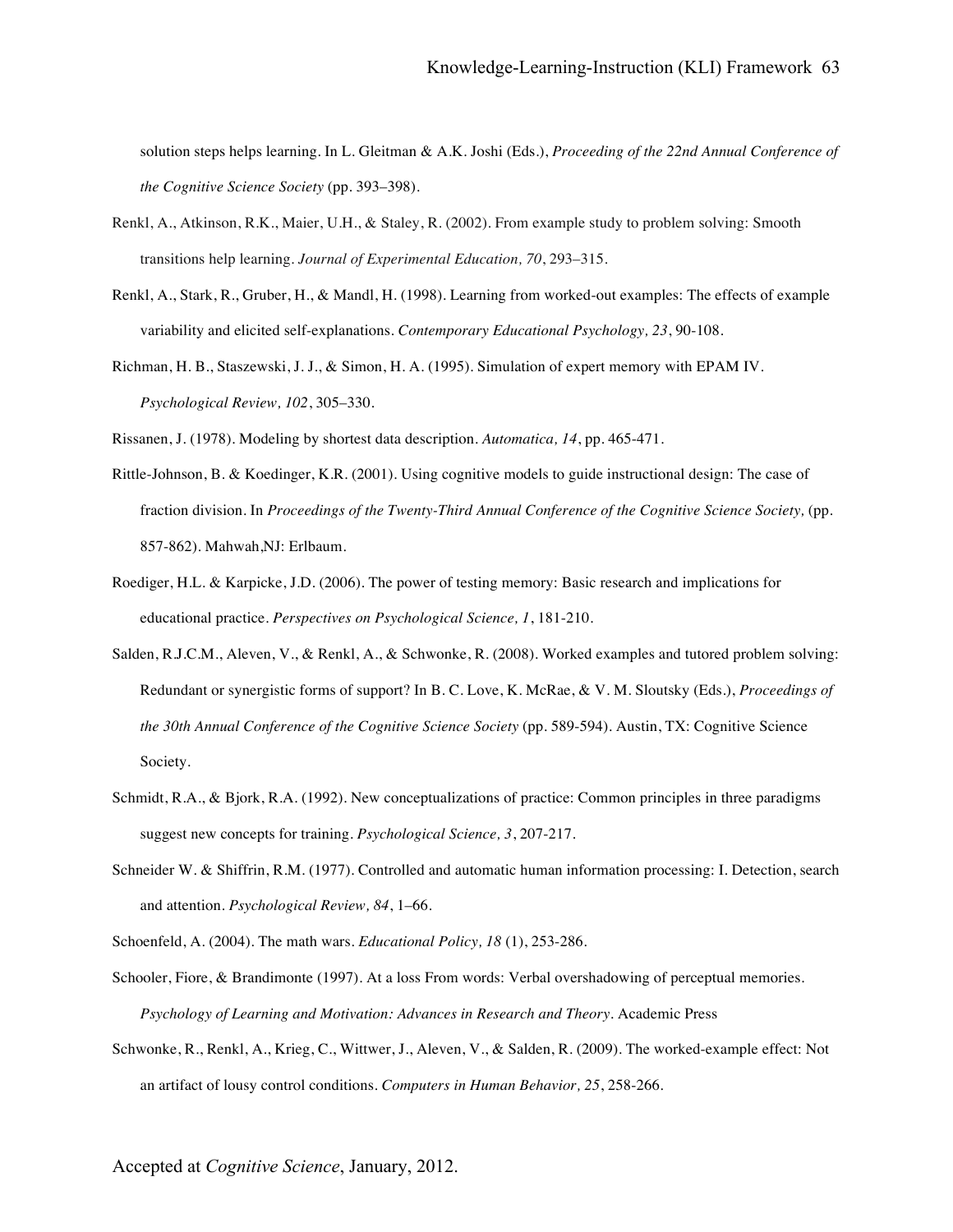solution steps helps learning. In L. Gleitman & A.K. Joshi (Eds.), *Proceeding of the 22nd Annual Conference of the Cognitive Science Society* (pp. 393–398).

Renkl, A., Atkinson, R.K., Maier, U.H., & Staley, R. (2002). From example study to problem solving: Smooth transitions help learning. *Journal of Experimental Education, 70*, 293–315.

Renkl, A., Stark, R., Gruber, H., & Mandl, H. (1998). Learning from worked-out examples: The effects of example variability and elicited self-explanations. *Contemporary Educational Psychology, 23*, 90-108.

Richman, H. B., Staszewski, J. J., & Simon, H. A. (1995). Simulation of expert memory with EPAM IV. *Psychological Review, 102*, 305–330.

Rissanen, J. (1978). Modeling by shortest data description. *Automatica, 14*, pp. 465-471.

Rittle-Johnson, B. & Koedinger, K.R. (2001). Using cognitive models to guide instructional design: The case of fraction division. In *Proceedings of the Twenty-Third Annual Conference of the Cognitive Science Society,* (pp. 857-862). Mahwah,NJ: Erlbaum.

Roediger, H.L. & Karpicke, J.D. (2006). The power of testing memory: Basic research and implications for educational practice. *Perspectives on Psychological Science, 1*, 181-210.

Salden, R.J.C.M., Aleven, V., & Renkl, A., & Schwonke, R. (2008). Worked examples and tutored problem solving: Redundant or synergistic forms of support? In B. C. Love, K. McRae, & V. M. Sloutsky (Eds.), *Proceedings of the 30th Annual Conference of the Cognitive Science Society* (pp. 589-594). Austin, TX: Cognitive Science Society.

Schmidt, R.A., & Bjork, R.A. (1992). New conceptualizations of practice: Common principles in three paradigms suggest new concepts for training. *Psychological Science, 3*, 207-217.

Schneider W. & Shiffrin, R.M. (1977). Controlled and automatic human information processing: I. Detection, search and attention. *Psychological Review, 84*, 1–66.

Schoenfeld, A. (2004). The math wars. *Educational Policy, 18* (1), 253-286.

Schooler, Fiore, & Brandimonte (1997). At a loss From words: Verbal overshadowing of perceptual memories. *Psychology of Learning and Motivation: Advances in Research and Theory*. Academic Press

Schwonke, R., Renkl, A., Krieg, C., Wittwer, J., Aleven, V., & Salden, R. (2009). The worked-example effect: Not an artifact of lousy control conditions. *Computers in Human Behavior, 25*, 258-266.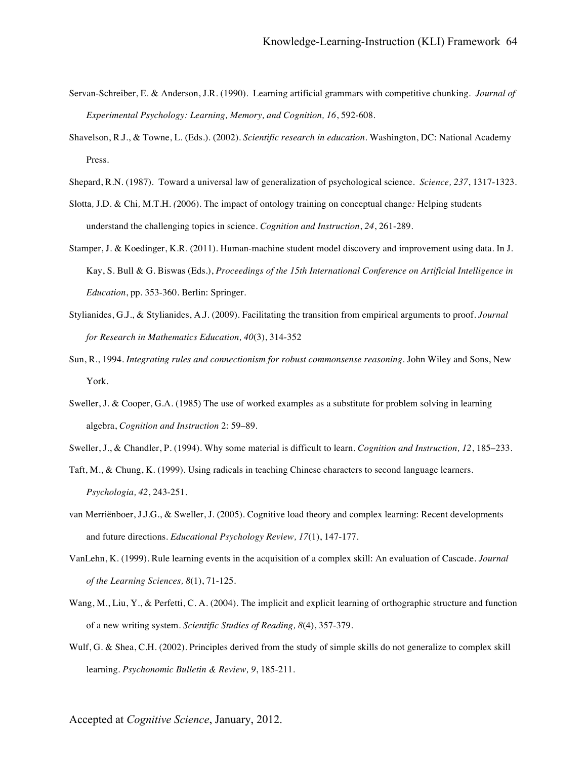Servan-Schreiber, E. & Anderson, J.R. (1990). Learning artificial grammars with competitive chunking. *Journal of Experimental Psychology: Learning, Memory, and Cognition, 16*, 592-608.

Shavelson, R.J., & Towne, L. (Eds.). (2002). *Scientific research in education*. Washington, DC: National Academy Press.

Shepard, R.N. (1987). Toward a universal law of generalization of psychological science. *Science, 237*, 1317-1323.

Slotta, J.D. & Chi, M.T.H. (2006). The impact of ontology training on conceptual change: Helping students understand the challenging topics in science. *Cognition and Instruction*, *24*, 261-289.

Stamper, J. & Koedinger, K.R. (2011). Human-machine student model discovery and improvement using data. In J. Kay, S. Bull & G. Biswas (Eds.), *Proceedings of the 15th International Conference on Artificial Intelligence in Education*, pp. 353-360. Berlin: Springer.

Stylianides, G.J., & Stylianides, A.J. (2009). Facilitating the transition from empirical arguments to proof. *Journal for Research in Mathematics Education, 40*(3), 314-352

Sun, R., 1994. *Integrating rules and connectionism for robust commonsense reasoning*. John Wiley and Sons, New York.

Sweller, J. & Cooper, G.A. (1985) The use of worked examples as a substitute for problem solving in learning algebra, *Cognition and Instruction* 2: 59–89.

Sweller, J., & Chandler, P. (1994). Why some material is difficult to learn. *Cognition and Instruction, 12*, 185–233.

Taft, M., & Chung, K. (1999). Using radicals in teaching Chinese characters to second language learners. *Psychologia, 42*, 243-251.

van Merriënboer, J.J.G., & Sweller, J. (2005). Cognitive load theory and complex learning: Recent developments and future directions. *Educational Psychology Review, 17*(1), 147-177.

VanLehn, K. (1999). Rule learning events in the acquisition of a complex skill: An evaluation of Cascade. *Journal of the Learning Sciences, 8*(1), 71-125.

Wang, M., Liu, Y., & Perfetti, C. A. (2004). The implicit and explicit learning of orthographic structure and function of a new writing system. *Scientific Studies of Reading, 8*(4), 357-379.

Wulf, G. & Shea, C.H. (2002). Principles derived from the study of simple skills do not generalize to complex skill learning. *Psychonomic Bulletin & Review, 9*, 185-211.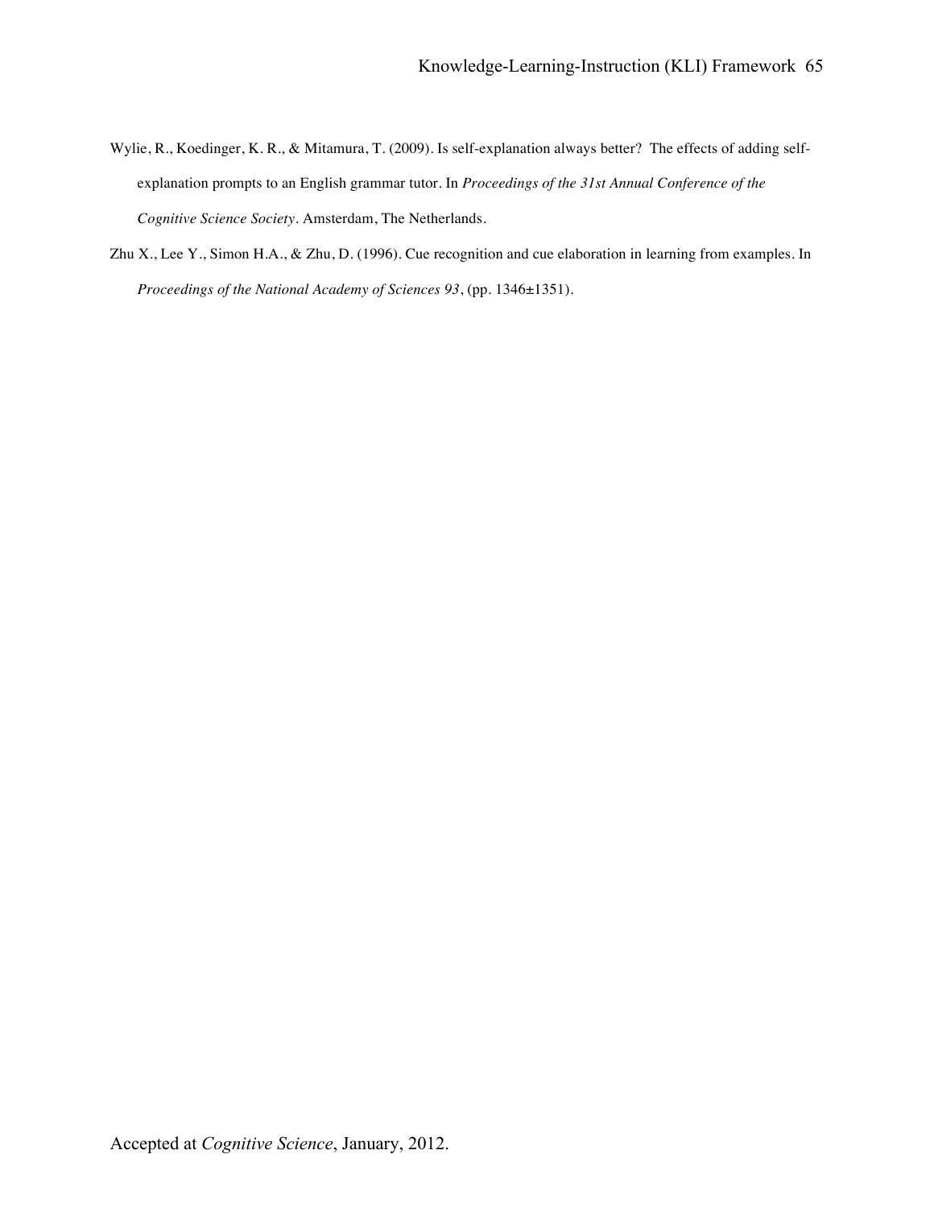Wylie, R., Koedinger, K. R., & Mitamura, T. (2009). Is self-explanation always better? The effects of adding self-explanation prompts to an English grammar tutor. In *Proceedings of the 31st Annual Conference of the Cognitive Science Society*. Amsterdam, The Netherlands.

Zhu X., Lee Y., Simon H.A., & Zhu, D. (1996). Cue recognition and cue elaboration in learning from examples. In *Proceedings of the National Academy of Sciences 93*, (pp. 1346±1351).

Accepted at *Cognitive Science*, January, 2012.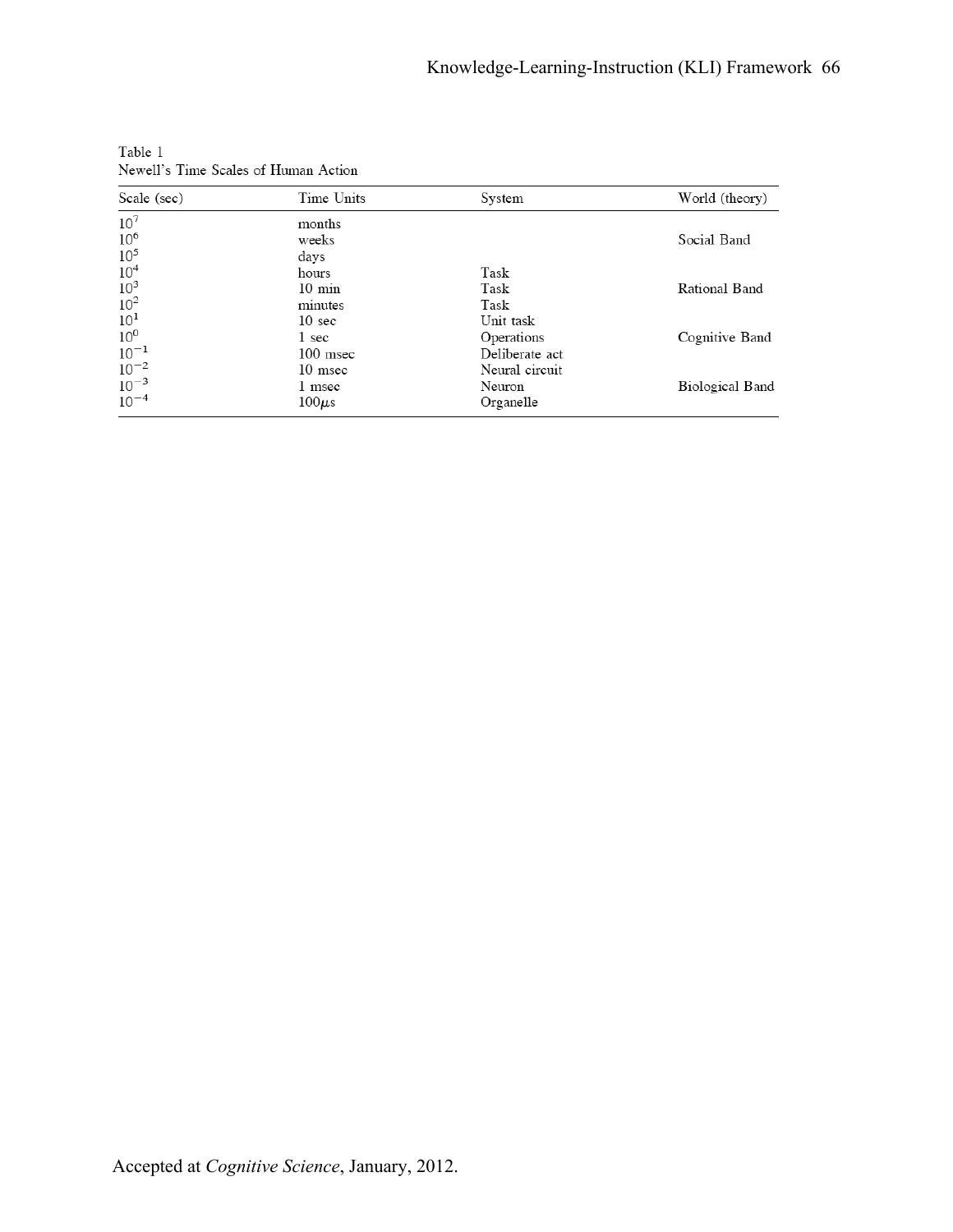Table 1
Newell's Time Scales of Human Action

| Scale (sec) | Time Units | System | World (theory) |
|---|---|---|---|
| $10^7$ | months | | |
| $10^6$ | weeks | | Social Band |
| $10^5$ | days | | |
| $10^4$ | hours | Task | |
| $10^3$ | 10 min | Task | Rational Band |
| $10^2$ | minutes | Task | |
| $10^1$ | 10 sec | Unit task | |
| $10^0$ | 1 sec | Operations | Cognitive Band |
| $10^{-1}$ | 100 msec | Deliberate act | |
| $10^{-2}$ | 10 msec | Neural circuit | |
| $10^{-3}$ | 1 msec | Neuron | Biological Band |
| $10^{-4}$ | $100\mu s$ | Organelle | |

Accepted at *Cognitive Science*, January, 2012.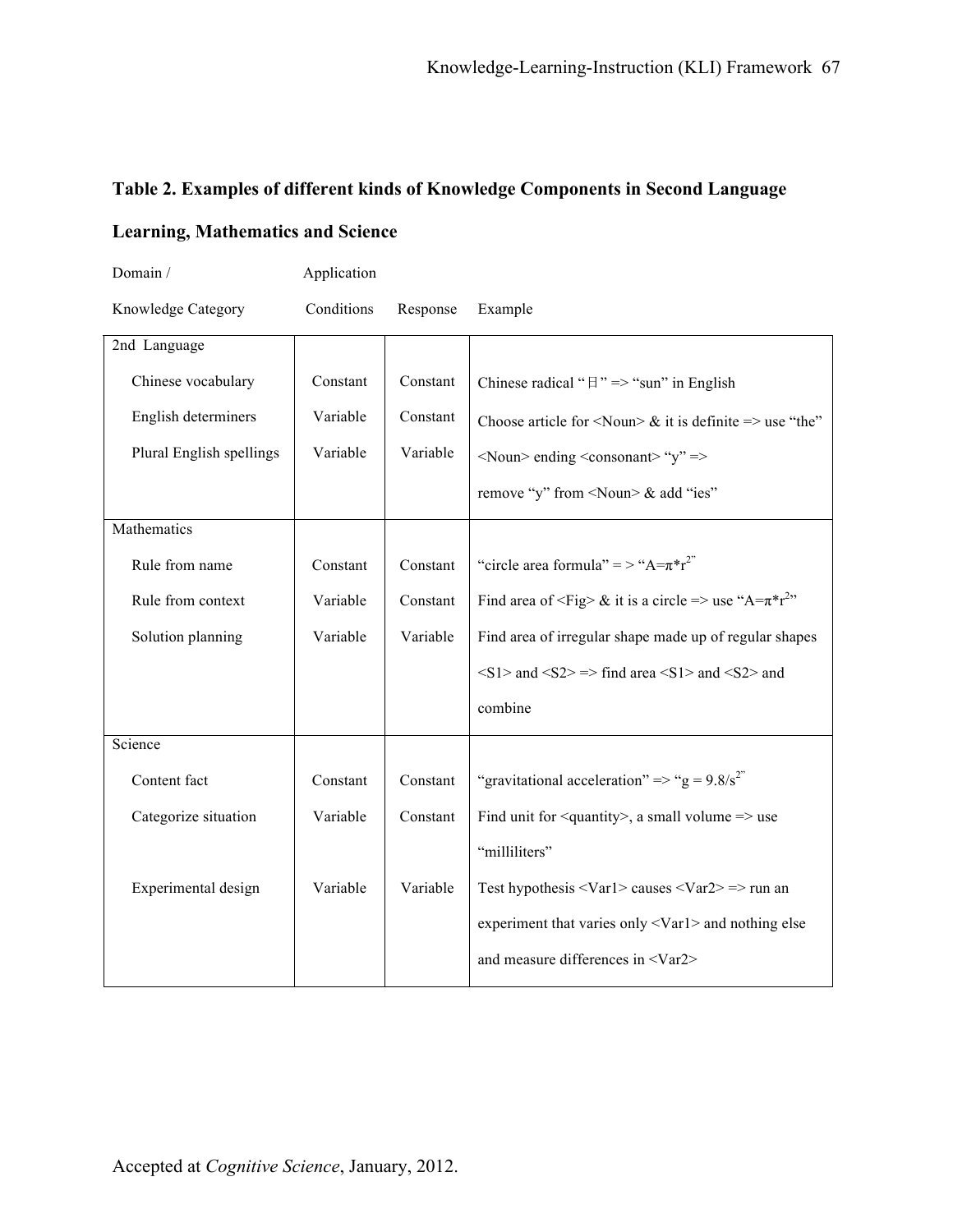**Table 2. Examples of different kinds of Knowledge Components in Second Language Learning, Mathematics and Science**

| Domain / Knowledge Category | Application Conditions | Response | Example |
|---|---|---|---|
| 2nd Language | | | |
| Chinese vocabulary | Constant | Constant | Chinese radical "日" => "sun" in English |
| English determiners | Variable | Constant | Choose article for <Noun> & it is definite => use "the" |
| Plural English spellings | Variable | Variable | <Noun> ending <consonant> "y" => remove "y" from <Noun> & add "ies" |
| Mathematics | | | |
| Rule from name | Constant | Constant | "circle area formula" = > "$A=\pi*r^2$" |
| Rule from context | Variable | Constant | Find area of <Fig> & it is a circle => use "$A=\pi*r^2$" |
| Solution planning | Variable | Variable | Find area of irregular shape made up of regular shapes <S1> and <S2> => find area <S1> and <S2> and combine |
| Science | | | |
| Content fact | Constant | Constant | "gravitational acceleration" => "$g = 9.8/s^2$" |
| Categorize situation | Variable | Constant | Find unit for <quantity>, a small volume => use "milliliters" |
| Experimental design | Variable | Variable | Test hypothesis <Var1> causes <Var2> => run an experiment that varies only <Var1> and nothing else and measure differences in <Var2> |

Accepted at *Cognitive Science*, January, 2012.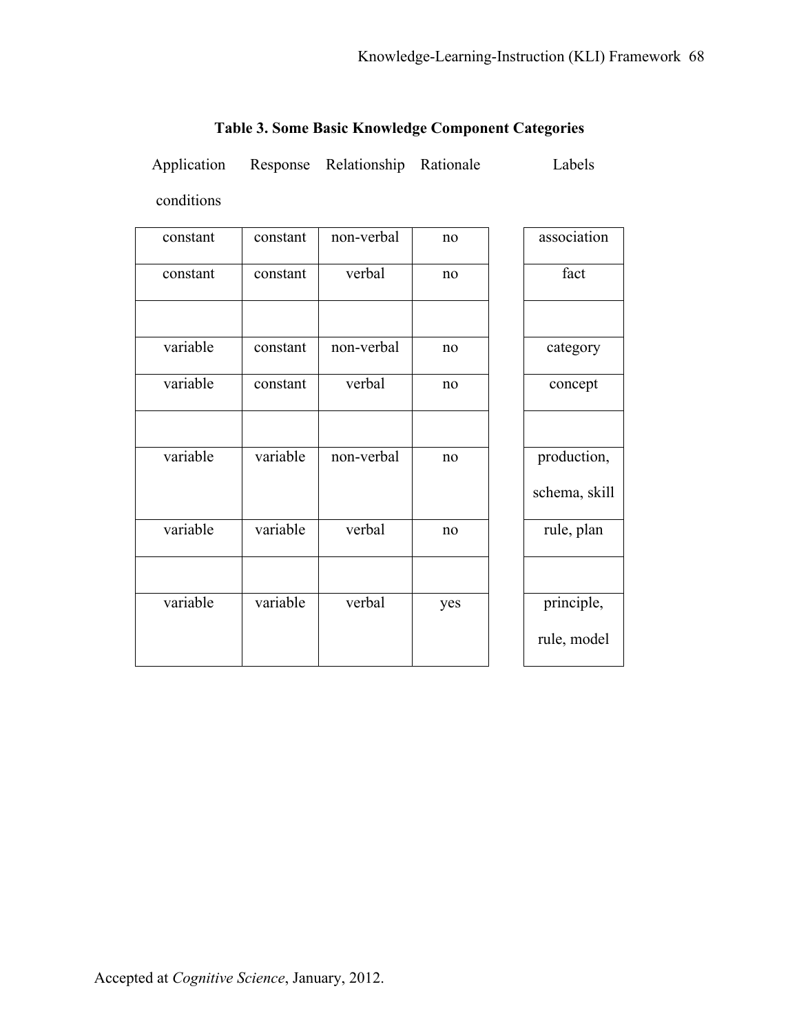**Table 3. Some Basic Knowledge Component Categories**

| Application conditions | Response | Relationship | Rationale | Labels |
|---|---|---|---|---|
| constant | constant | non-verbal | no | association |
| constant | constant | verbal | no | fact |
| | | | | |
| variable | constant | non-verbal | no | category |
| variable | constant | verbal | no | concept |
| | | | | |
| variable | variable | non-verbal | no | production, schema, skill |
| variable | variable | verbal | no | rule, plan |
| | | | | |
| variable | variable | verbal | yes | principle, rule, model |

Accepted at *Cognitive Science*, January, 2012.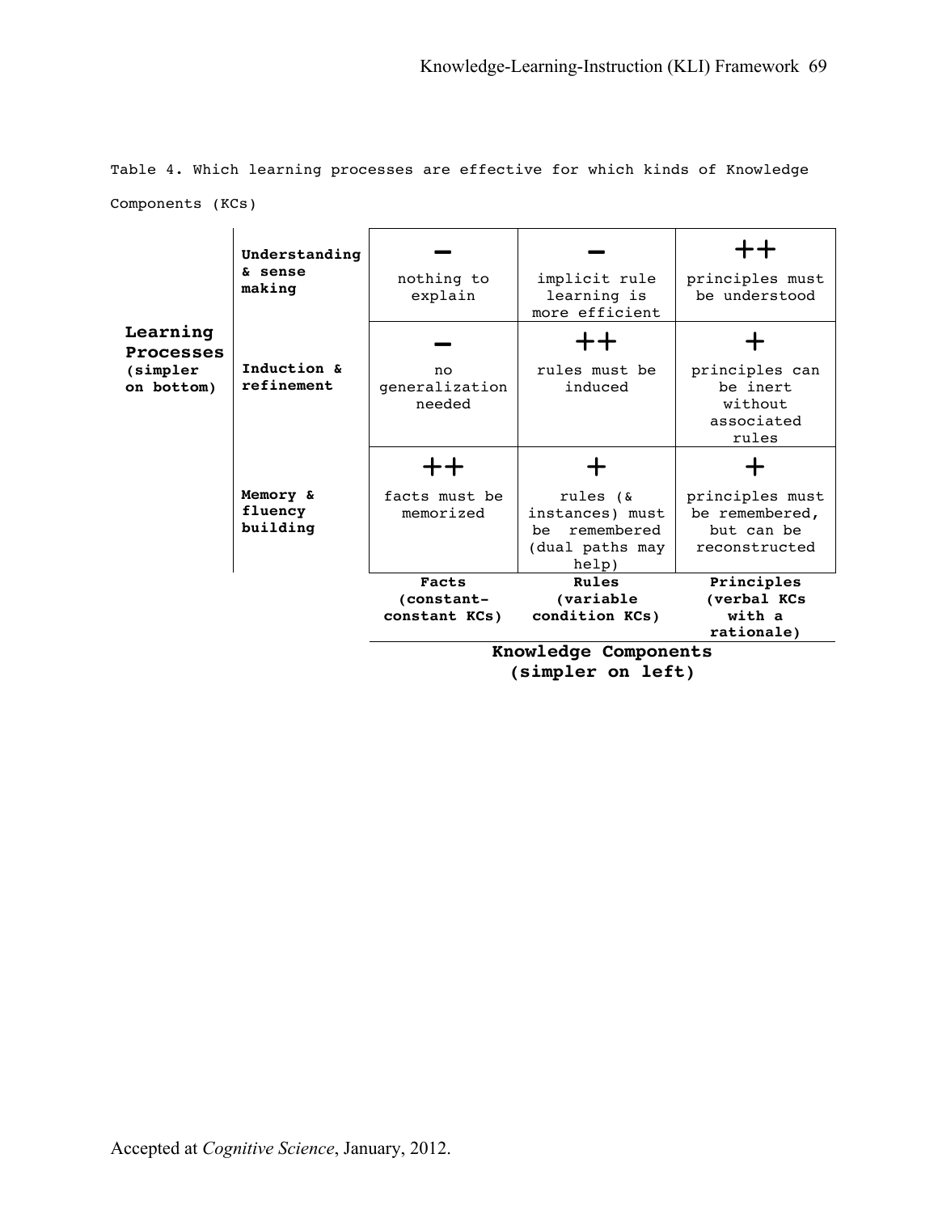Table 4. Which learning processes are effective for which kinds of Knowledge Components (KCs)

| Learning Processes (simpler on bottom) | Facts (constant-constant KCs) | Rules (variable condition KCs) | Principles (verbal KCs with a rationale) |
|---|---|---|---|
| **Understanding & sense making** | **–** nothing to explain | **–** implicit rule learning is more efficient | **++** principles must be understood |
| **Induction & refinement** | **–** no generalization needed | **++** rules must be induced | **+** principles can be inert without associated rules |
| **Memory & fluency building** | **++** facts must be memorized | **+** rules (& instances) must be remembered (dual paths may help) | **+** principles must be remembered, but can be reconstructed |

**Knowledge Components (simpler on left)**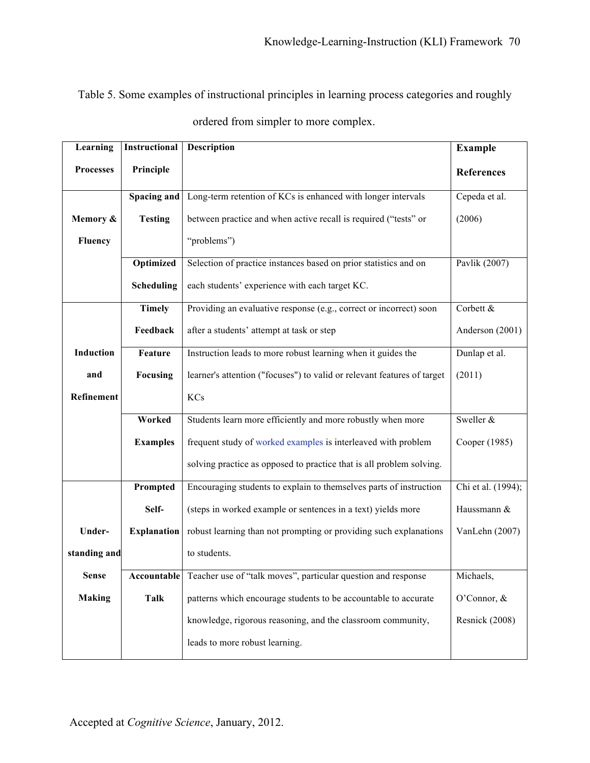Table 5. Some examples of instructional principles in learning process categories and roughly ordered from simpler to more complex.

| Learning Processes | Instructional Principle | Description | Example References |
|---|---|---|---|
| Memory & Fluency | Spacing and Testing | Long-term retention of KCs is enhanced with longer intervals between practice and when active recall is required ("tests" or "problems") | Cepeda et al. (2006) |
| | Optimized Scheduling | Selection of practice instances based on prior statistics and on each students' experience with each target KC. | Pavlik (2007) |
| Induction and Refinement | Timely Feedback | Providing an evaluative response (e.g., correct or incorrect) soon after a students' attempt at task or step | Corbett & Anderson (2001) |
| | Feature Focusing | Instruction leads to more robust learning when it guides the learner's attention ("focuses") to valid or relevant features of target KCs | Dunlap et al. (2011) |
| | Worked Examples | Students learn more efficiently and more robustly when more frequent study of worked examples is interleaved with problem solving practice as opposed to practice that is all problem solving. | Sweller & Cooper (1985) |
| Under-standing and Sense Making | Prompted Self-Explanation | Encouraging students to explain to themselves parts of instruction (steps in worked example or sentences in a text) yields more robust learning than not prompting or providing such explanations to students. | Chi et al. (1994); Haussmann & VanLehn (2007) |
| | Accountable Talk | Teacher use of "talk moves", particular question and response patterns which encourage students to be accountable to accurate knowledge, rigorous reasoning, and the classroom community, leads to more robust learning. | Michaels, O'Connor, & Resnick (2008) |

Accepted at *Cognitive Science*, January, 2012.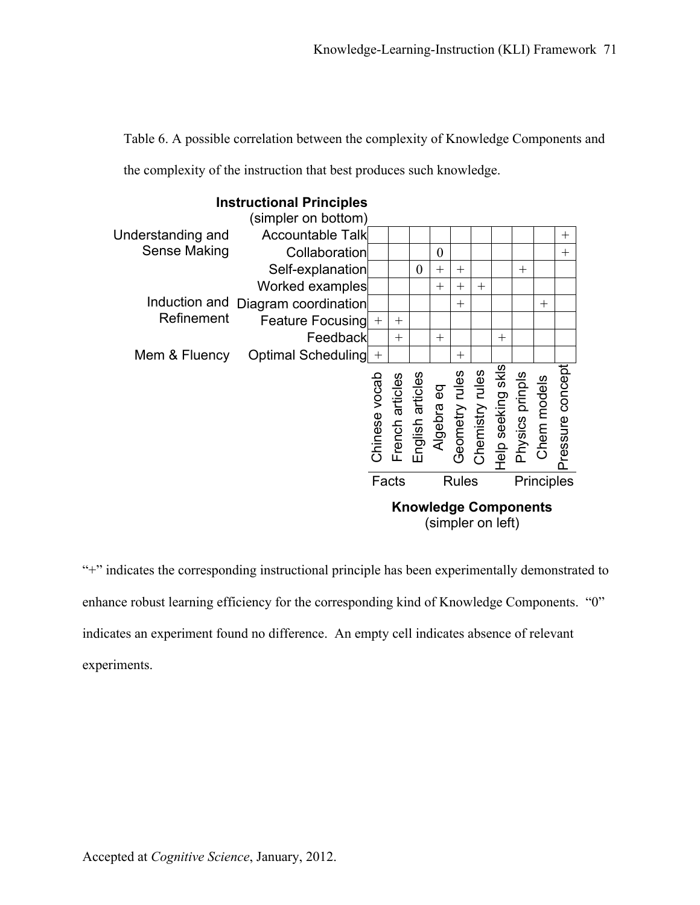Table 6. A possible correlation between the complexity of Knowledge Components and the complexity of the instruction that best produces such knowledge.

| | Instructional Principles (simpler on bottom) | Chinese vocab | French articles | English articles | Algebra eq | Geometry rules | Chemistry rules | Help seeking skls | Physics prinpls | Chem models | Pressure concept |
|---|---|---|---|---|---|---|---|---|---|---|---|
| Understanding and Sense Making | Accountable Talk | | | | | | | | | | + |
| | Collaboration | | | | 0 | | | | | | + |
| | Self-explanation | | | 0 | + | + | | | + | | |
| Induction and Refinement | Worked examples | | | | + | + | + | | | | |
| | Diagram coordination | | | | | + | | | | + | |
| | Feature Focusing | + | + | | | | | | | | |
| | Feedback | | + | | + | | | + | | | |
| Mem & Fluency | Optimal Scheduling | + | | | | + | | | | | |
| | | Facts | | | | Rules | | | Principles | | |

Knowledge Components (simpler on left)

"+" indicates the corresponding instructional principle has been experimentally demonstrated to enhance robust learning efficiency for the corresponding kind of Knowledge Components. "0" indicates an experiment found no difference. An empty cell indicates absence of relevant experiments.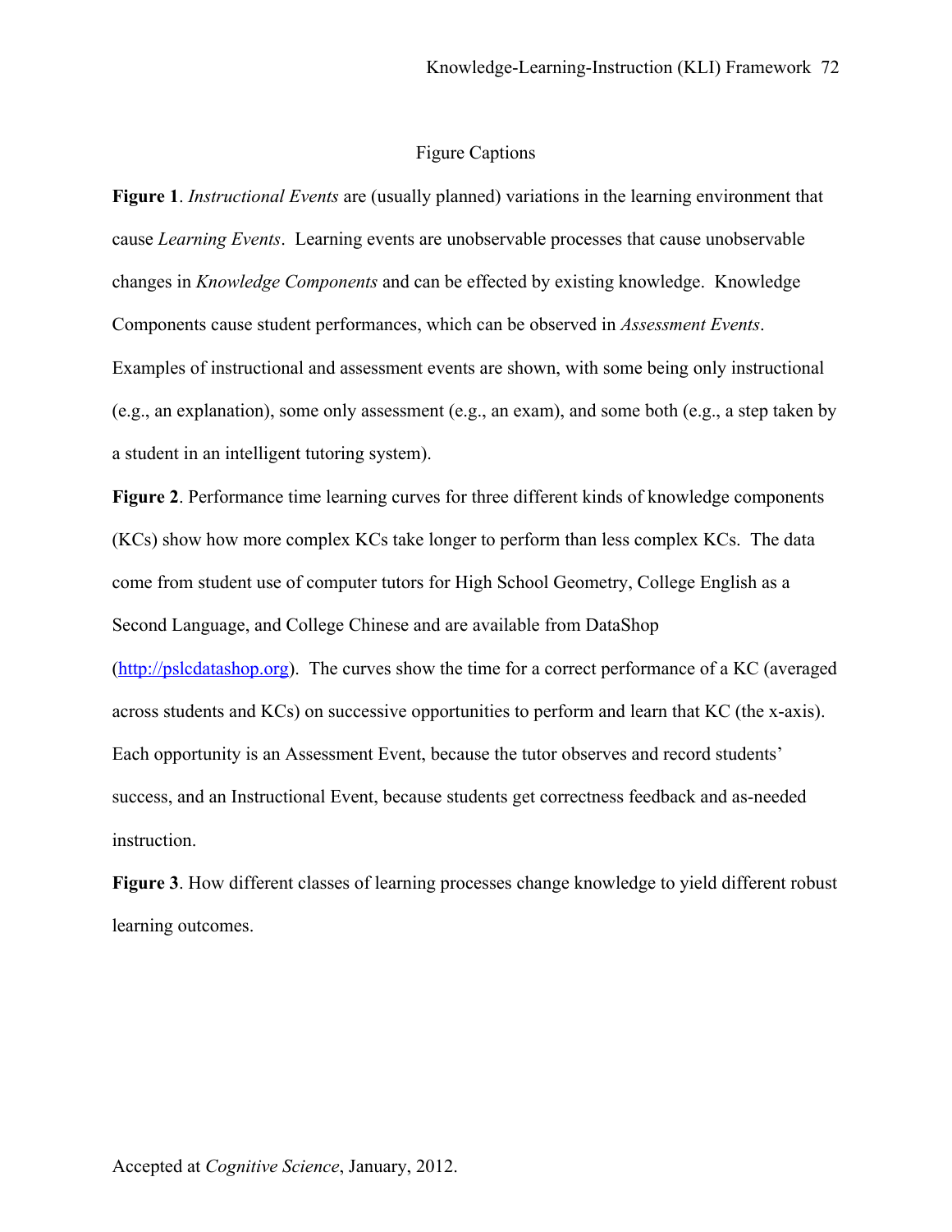# Figure Captions

**Figure 1**. *Instructional Events* are (usually planned) variations in the learning environment that cause *Learning Events*. Learning events are unobservable processes that cause unobservable changes in *Knowledge Components* and can be effected by existing knowledge. Knowledge Components cause student performances, which can be observed in *Assessment Events*. Examples of instructional and assessment events are shown, with some being only instructional (e.g., an explanation), some only assessment (e.g., an exam), and some both (e.g., a step taken by a student in an intelligent tutoring system).

**Figure 2**. Performance time learning curves for three different kinds of knowledge components (KCs) show how more complex KCs take longer to perform than less complex KCs. The data come from student use of computer tutors for High School Geometry, College English as a Second Language, and College Chinese and are available from DataShop (http://pslcdatashop.org). The curves show the time for a correct performance of a KC (averaged across students and KCs) on successive opportunities to perform and learn that KC (the x-axis). Each opportunity is an Assessment Event, because the tutor observes and record students' success, and an Instructional Event, because students get correctness feedback and as-needed instruction.

**Figure 3**. How different classes of learning processes change knowledge to yield different robust learning outcomes.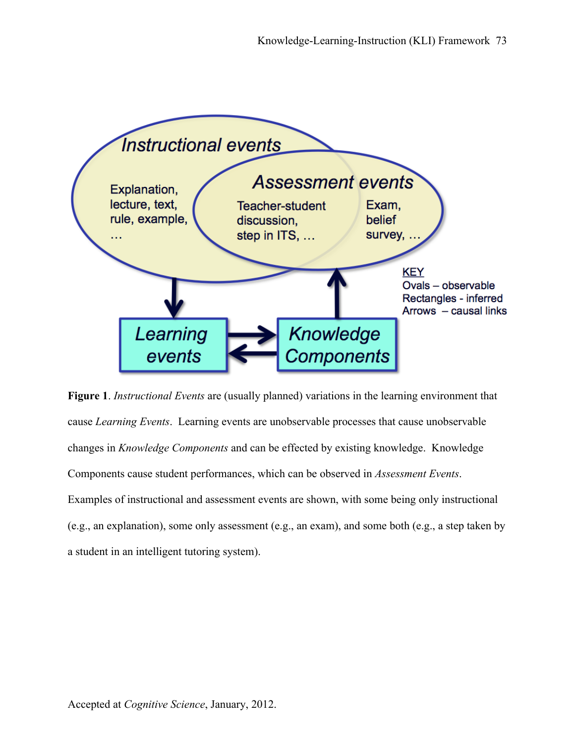**Figure 1**. *Instructional Events* are (usually planned) variations in the learning environment that cause *Learning Events*. Learning events are unobservable processes that cause unobservable changes in *Knowledge Components* and can be effected by existing knowledge. Knowledge Components cause student performances, which can be observed in *Assessment Events*. Examples of instructional and assessment events are shown, with some being only instructional (e.g., an explanation), some only assessment (e.g., an exam), and some both (e.g., a step taken by a student in an intelligent tutoring system).

Accepted at *Cognitive Science*, January, 2012.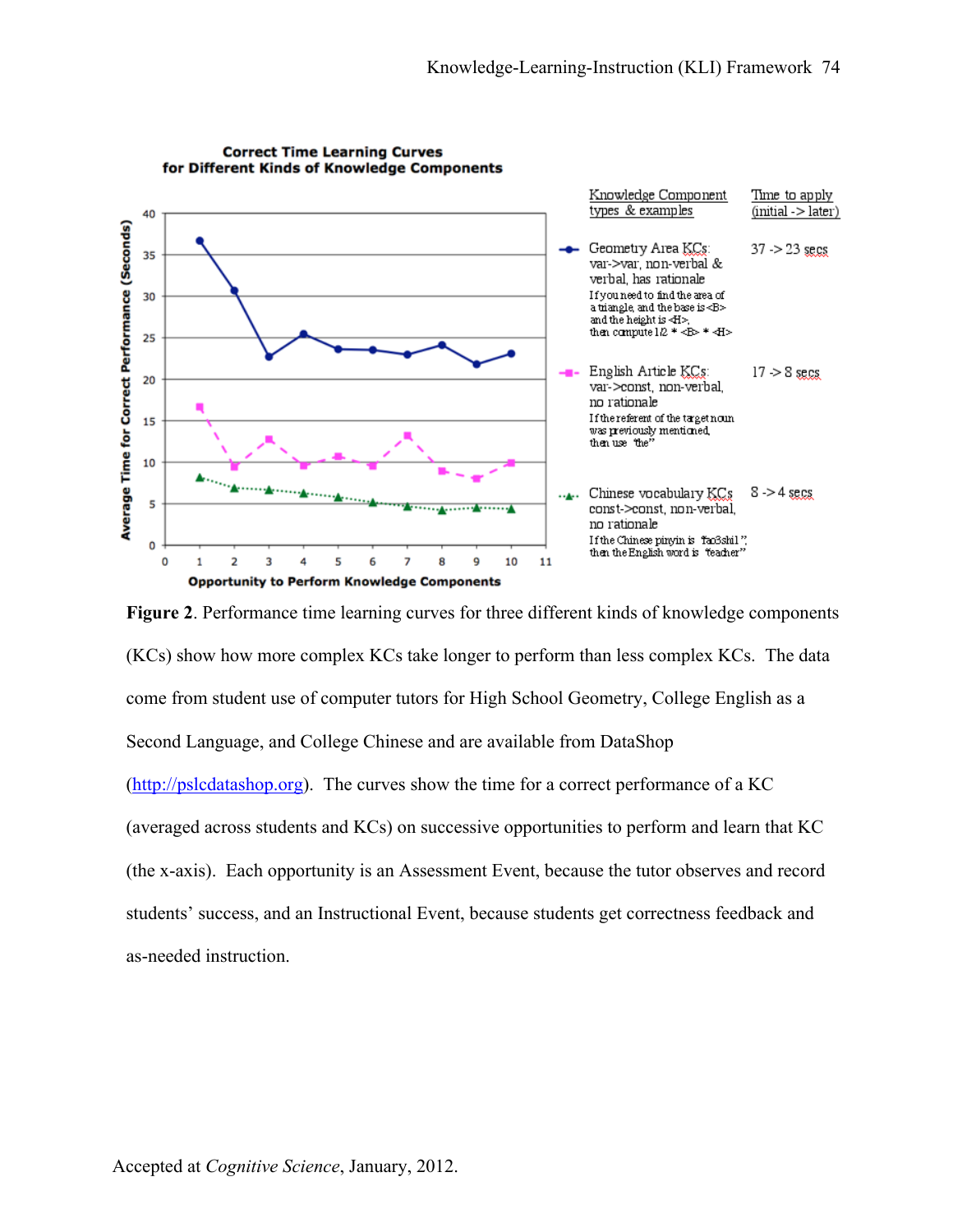**Correct Time Learning Curves for Different Kinds of Knowledge Components**

| Knowledge Component types & examples | Time to apply (initial -> later) |
|---|---|
| Geometry Area KCs: var->var, non-verbal & verbal, has rationale. If you need to find the area of a triangle, and the base is <B> and the height is <H>, then compute 1/2 * <B> * <H> | 37 -> 23 secs |
| English Article KCs: var->const, non-verbal, no rationale. If the referent of the target noun was previously mentioned, then use "the" | 17 -> 8 secs |
| Chinese vocabulary KCs: const->const, non-verbal, no rationale. If the Chinese pinyin is "lao3shi1", then the English word is "teacher" | 8 -> 4 secs |

Y-axis: Average Time for Correct Performance (Seconds). X-axis: Opportunity to Perform Knowledge Components.

**Figure 2**. Performance time learning curves for three different kinds of knowledge components (KCs) show how more complex KCs take longer to perform than less complex KCs. The data come from student use of computer tutors for High School Geometry, College English as a Second Language, and College Chinese and are available from DataShop (http://pslcdatashop.org). The curves show the time for a correct performance of a KC (averaged across students and KCs) on successive opportunities to perform and learn that KC (the x-axis). Each opportunity is an Assessment Event, because the tutor observes and record students' success, and an Instructional Event, because students get correctness feedback and as-needed instruction.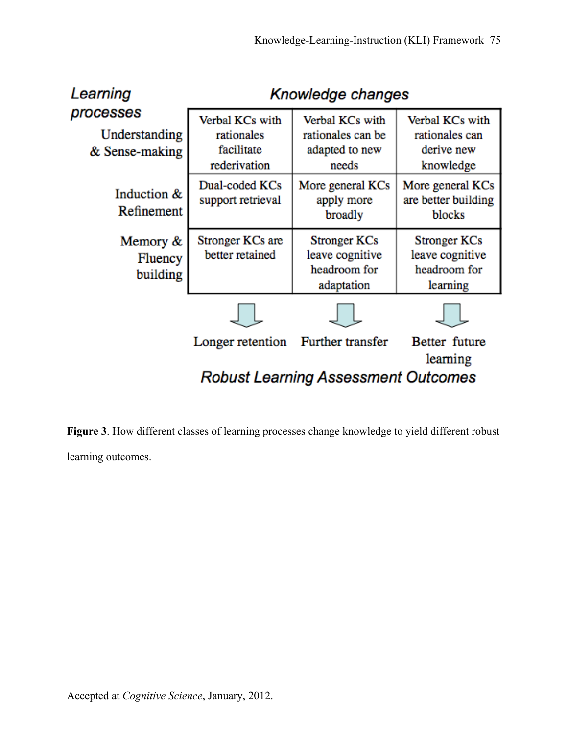| Learning processes | Knowledge changes | | |
|---|---|---|---|
| Understanding & Sense-making | Verbal KCs with rationales facilitate rederivation | Verbal KCs with rationales can be adapted to new needs | Verbal KCs with rationales can derive new knowledge |
| Induction & Refinement | Dual-coded KCs support retrieval | More general KCs apply more broadly | More general KCs are better building blocks |
| Memory & Fluency building | Stronger KCs are better retained | Stronger KCs leave cognitive headroom for adaptation | Stronger KCs leave cognitive headroom for learning |
| *Robust Learning Assessment Outcomes* | Longer retention | Further transfer | Better future learning |

**Figure 3**. How different classes of learning processes change knowledge to yield different robust learning outcomes.

Accepted at *Cognitive Science*, January, 2012.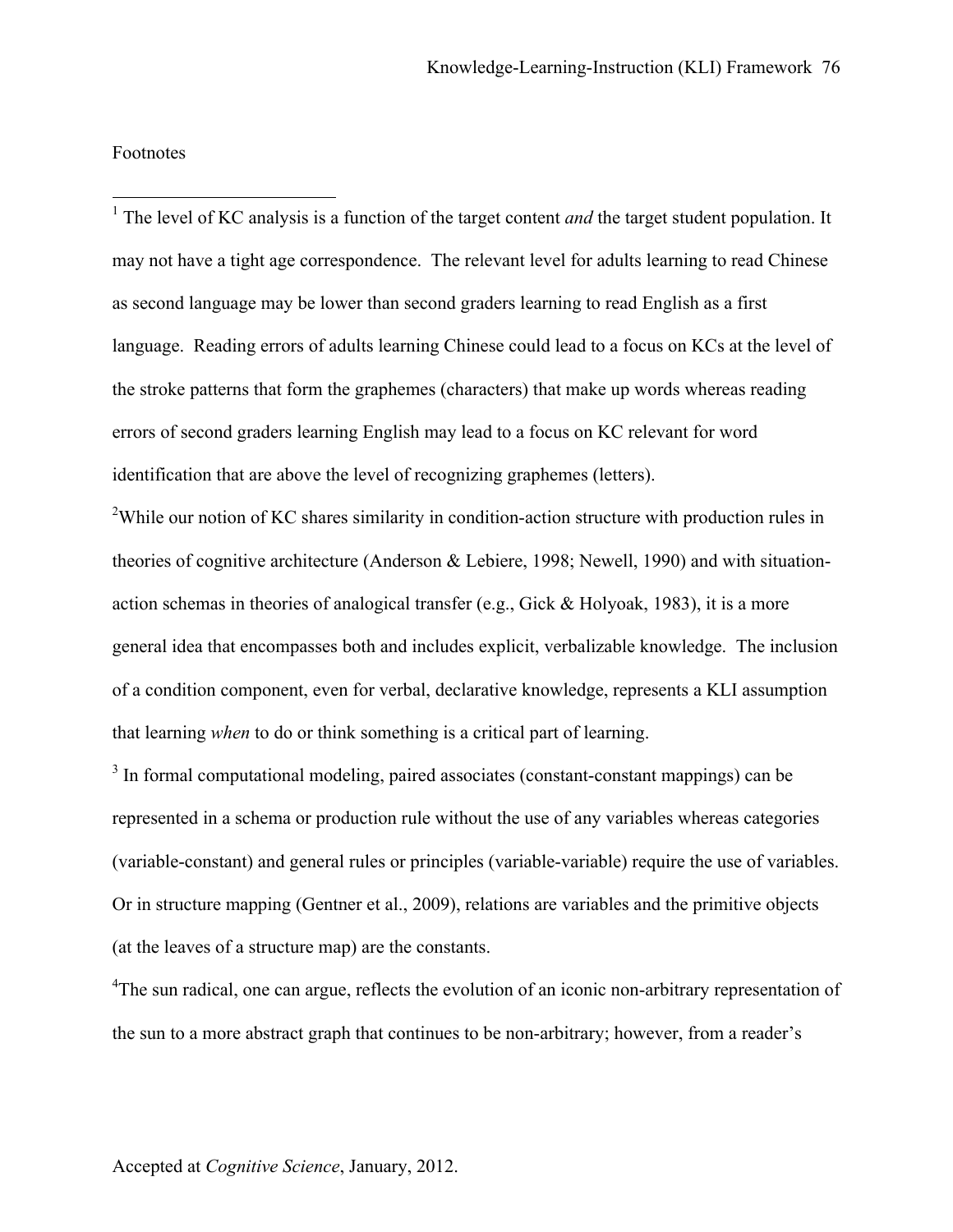Footnotes

[1] The level of KC analysis is a function of the target content *and* the target student population. It may not have a tight age correspondence. The relevant level for adults learning to read Chinese as second language may be lower than second graders learning to read English as a first language. Reading errors of adults learning Chinese could lead to a focus on KCs at the level of the stroke patterns that form the graphemes (characters) that make up words whereas reading errors of second graders learning English may lead to a focus on KC relevant for word identification that are above the level of recognizing graphemes (letters).

[2]While our notion of KC shares similarity in condition-action structure with production rules in theories of cognitive architecture (Anderson & Lebiere, 1998; Newell, 1990) and with situation-action schemas in theories of analogical transfer (e.g., Gick & Holyoak, 1983), it is a more general idea that encompasses both and includes explicit, verbalizable knowledge. The inclusion of a condition component, even for verbal, declarative knowledge, represents a KLI assumption that learning *when* to do or think something is a critical part of learning.

[3] In formal computational modeling, paired associates (constant-constant mappings) can be represented in a schema or production rule without the use of any variables whereas categories (variable-constant) and general rules or principles (variable-variable) require the use of variables. Or in structure mapping (Gentner et al., 2009), relations are variables and the primitive objects (at the leaves of a structure map) are the constants.

[4]The sun radical, one can argue, reflects the evolution of an iconic non-arbitrary representation of the sun to a more abstract graph that continues to be non-arbitrary; however, from a reader's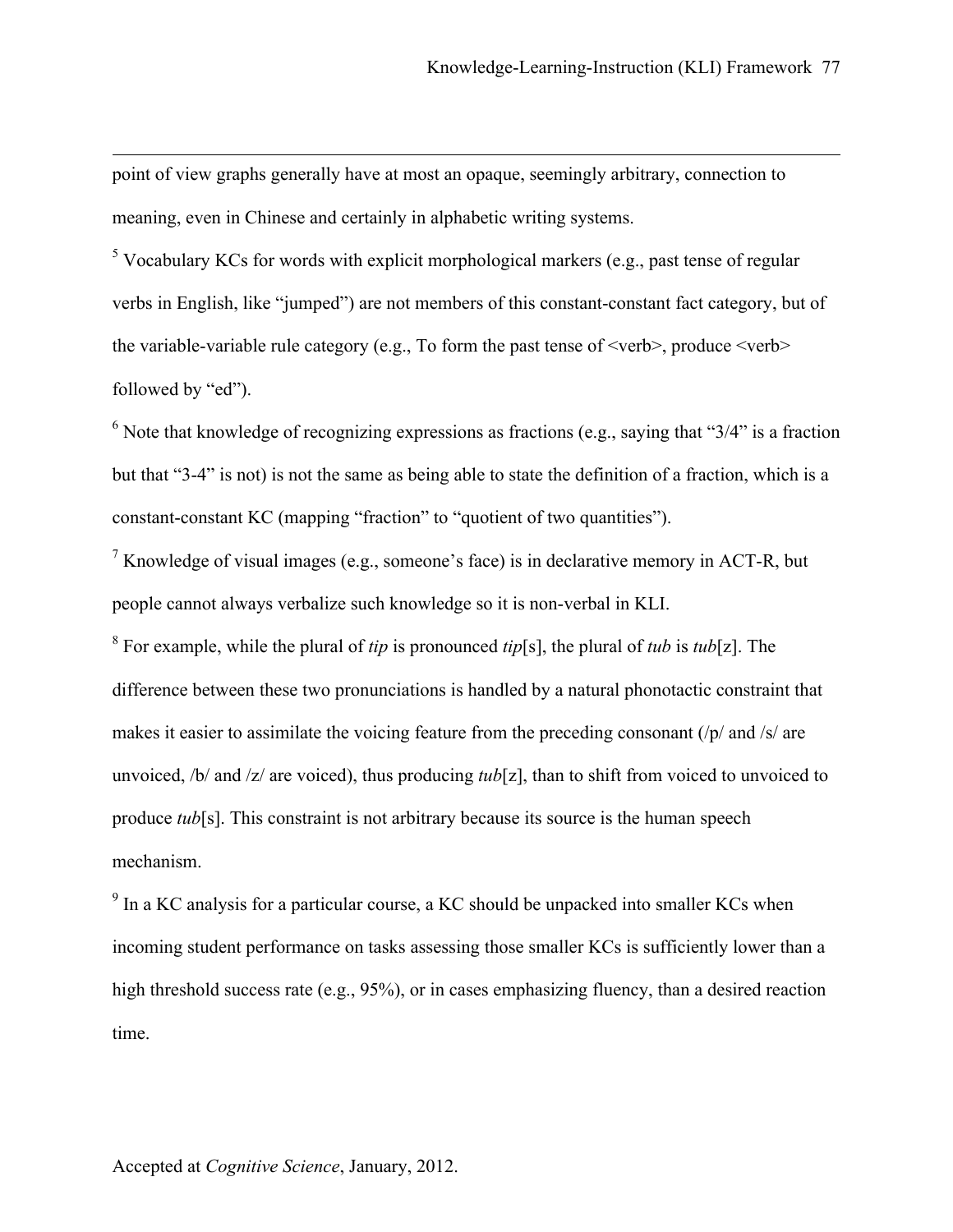point of view graphs generally have at most an opaque, seemingly arbitrary, connection to meaning, even in Chinese and certainly in alphabetic writing systems.

[5] Vocabulary KCs for words with explicit morphological markers (e.g., past tense of regular verbs in English, like "jumped") are not members of this constant-constant fact category, but of the variable-variable rule category (e.g., To form the past tense of <verb>, produce <verb> followed by "ed").

[6] Note that knowledge of recognizing expressions as fractions (e.g., saying that "3/4" is a fraction but that "3-4" is not) is not the same as being able to state the definition of a fraction, which is a constant-constant KC (mapping "fraction" to "quotient of two quantities").

[7] Knowledge of visual images (e.g., someone's face) is in declarative memory in ACT-R, but people cannot always verbalize such knowledge so it is non-verbal in KLI.

[8] For example, while the plural of *tip* is pronounced *tip*[s], the plural of *tub* is *tub*[z]. The difference between these two pronunciations is handled by a natural phonotactic constraint that makes it easier to assimilate the voicing feature from the preceding consonant (/p/ and /s/ are unvoiced, /b/ and /z/ are voiced), thus producing *tub*[z], than to shift from voiced to unvoiced to produce *tub*[s]. This constraint is not arbitrary because its source is the human speech mechanism.

[9] In a KC analysis for a particular course, a KC should be unpacked into smaller KCs when incoming student performance on tasks assessing those smaller KCs is sufficiently lower than a high threshold success rate (e.g., 95%), or in cases emphasizing fluency, than a desired reaction time.